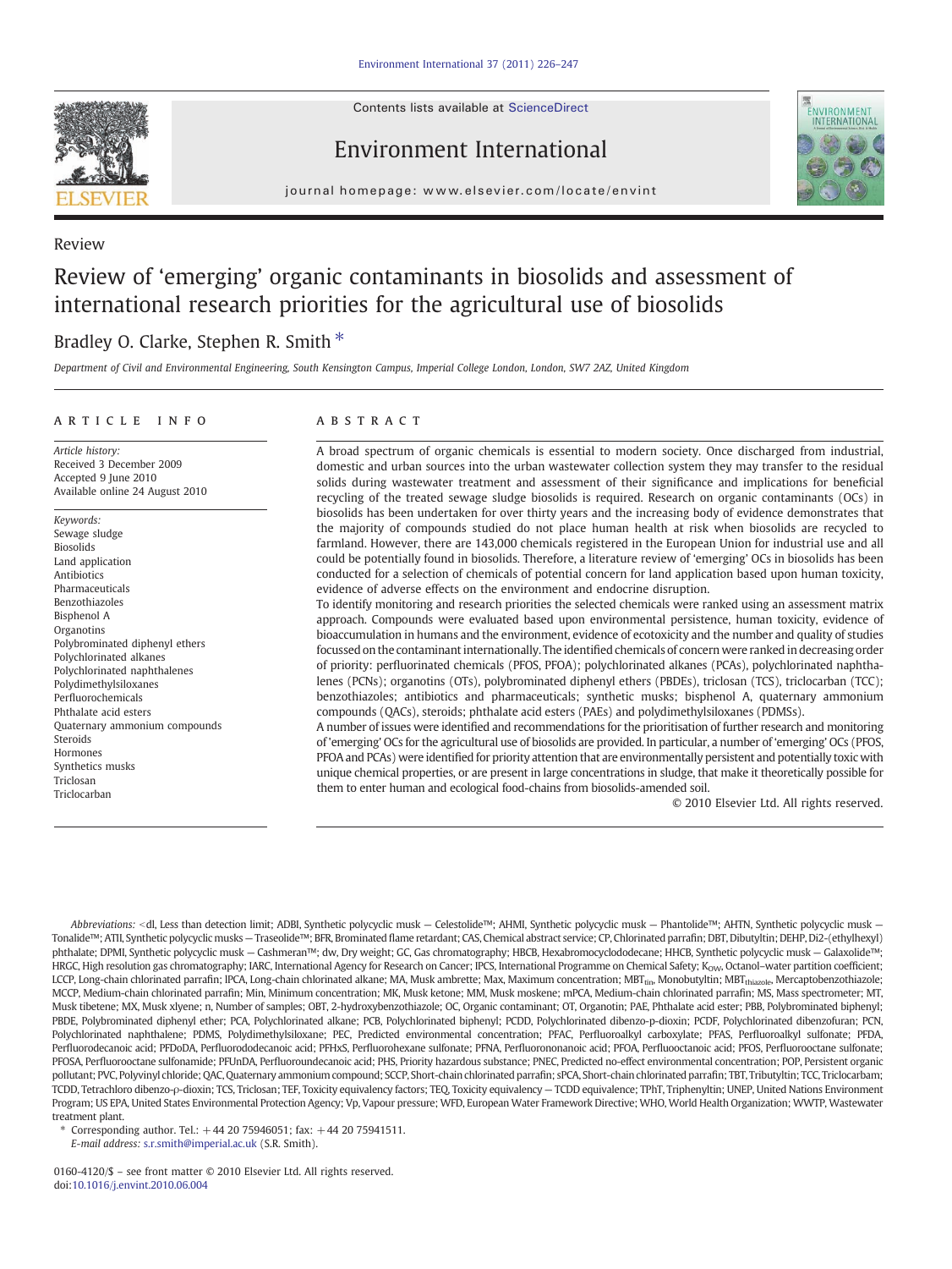Review

# Review of 'emerging' organic contaminants in biosolids and assessment of international research priorities for the agricultural use of biosolids

Bradley O. Clarke, Stephen R. Smith *

*Department of Civil and Environmental Engineering, South Kensington Campus, Imperial College London, London, SW7 2AZ, United Kingdom*

## ARTICLE INFO

*Article history:*
Received 3 December 2009
Accepted 9 June 2010
Available online 24 August 2010

*Keywords:*
Sewage sludge
Biosolids
Land application
Antibiotics
Pharmaceuticals
Benzothiazoles
Bisphenol A
Organotins
Polybrominated diphenyl ethers
Polychlorinated alkanes
Polychlorinated naphthalenes
Polydimethylsiloxanes
Perfluorochemicals
Phthalate acid esters
Quaternary ammonium compounds
Steroids
Hormones
Synthetics musks
Triclosan
Triclocarban

## ABSTRACT

A broad spectrum of organic chemicals is essential to modern society. Once discharged from industrial, domestic and urban sources into the urban wastewater collection system they may transfer to the residual solids during wastewater treatment and assessment of their significance and implications for beneficial recycling of the treated sewage sludge biosolids is required. Research on organic contaminants (OCs) in biosolids has been undertaken for over thirty years and the increasing body of evidence demonstrates that the majority of compounds studied do not place human health at risk when biosolids are recycled to farmland. However, there are 143,000 chemicals registered in the European Union for industrial use and all could be potentially found in biosolids. Therefore, a literature review of 'emerging' OCs in biosolids has been conducted for a selection of chemicals of potential concern for land application based upon human toxicity, evidence of adverse effects on the environment and endocrine disruption.

To identify monitoring and research priorities the selected chemicals were ranked using an assessment matrix approach. Compounds were evaluated based upon environmental persistence, human toxicity, evidence of bioaccumulation in humans and the environment, evidence of ecotoxicity and the number and quality of studies focussed on the contaminant internationally. The identified chemicals of concern were ranked in decreasing order of priority: perfluorinated chemicals (PFOS, PFOA); polychlorinated alkanes (PCAs), polychlorinated naphthalenes (PCNs); organotins (OTs), polybrominated diphenyl ethers (PBDEs), triclosan (TCS), triclocarban (TCC); benzothiazoles; antibiotics and pharmaceuticals; synthetic musks; bisphenol A, quaternary ammonium compounds (QACs), steroids; phthalate acid esters (PAEs) and polydimethylsiloxanes (PDMSs).

A number of issues were identified and recommendations for the prioritisation of further research and monitoring of 'emerging' OCs for the agricultural use of biosolids are provided. In particular, a number of 'emerging' OCs (PFOS, PFOA and PCAs) were identified for priority attention that are environmentally persistent and potentially toxic with unique chemical properties, or are present in large concentrations in sludge, that make it theoretically possible for them to enter human and ecological food-chains from biosolids-amended soil.

© 2010 Elsevier Ltd. All rights reserved.

*Abbreviations:* <dl, Less than detection limit; ADBI, Synthetic polycyclic musk — Celestolide™; AHMI, Synthetic polycyclic musk — Phantolide™; AHTN, Synthetic polycyclic musk — Tonalide™; ATII, Synthetic polycyclic musks — Traseolide™; BFR, Brominated flame retardant; CAS, Chemical abstract service; CP, Chlorinated parrafin; DBT, Dibutyltin; DEHP, Di2-(ethylhexyl) phthalate; DPMI, Synthetic polycyclic musk — Cashmeran™; dw, Dry weight; GC, Gas chromatography; HBCB, Hexabromocyclododecane; HHCB, Synthetic polycyclic musk — Galaxolide™; HRGC, High resolution gas chromatography; IARC, International Agency for Research on Cancer; IPCS, International Programme on Chemical Safety; $K_{OW}$, Octanol–water partition coefficient; LCCP, Long-chain chlorinated parrafin; lPCA, Long-chain chlorinated alkane; MA, Musk ambrette; Max, Maximum concentration; $MBT_{tin}$, Monobutyltin; $MBT_{thiazole}$, Mercaptobenzothiazole; MCCP, Medium-chain chlorinated parrafin; Min, Minimum concentration; MK, Musk ketone; MM, Musk moskene; mPCA, Medium-chain chlorinated parrafin; MS, Mass spectrometer; MT, Musk tibetene; MX, Musk xlyene; n, Number of samples; OBT, 2-hydroxybenzothiazole; OC, Organic contaminant; OT, Organotin; PAE, Phthalate acid ester; PBB, Polybrominated biphenyl; PBDE, Polybrominated diphenyl ether; PCA, Polychlorinated alkane; PCB, Polychlorinated biphenyl; PCDD, Polychlorinated dibenzo-p-dioxin; PCDF, Polychlorinated dibenzofuran; PCN, Polychlorinated naphthalene; PDMS, Polydimethylsiloxane; PEC, Predicted environmental concentration; PFAC, Perfluoroalkyl carboxylate; PFAS, Perfluoroalkyl sulfonate; PFDA, Perfluorodecanoic acid; PFDoDA, Perfluorododecanoic acid; PFHxS, Perfluorohexane sulfonate; PFNA, Perfluorononanoic acid; PFOA, Perfluooctanoic acid; PFOS, Perfluorooctane sulfonate; PFOSA, Perfluorooctane sulfonamide; PFUnDA, Perfluoroundecanoic acid; PHS, Priority hazardous substance; PNEC, Predicted no-effect environmental concentration; POP, Persistent organic pollutant; PVC, Polyvinyl chloride; QAC, Quaternary ammonium compound; SCCP, Short-chain chlorinated parrafin; sPCA, Short-chain chlorinated parrafin; TBT, Tributyltin; TCC, Triclocarbam; TCDD, Tetrachloro dibenzo-ρ-dioxin; TCS, Triclosan; TEF, Toxicity equivalency factors; TEQ, Toxicity equivalency — TCDD equivalence; TPhT, Triphenyltin; UNEP, United Nations Environment Program; US EPA, United States Environmental Protection Agency; Vp, Vapour pressure; WFD, European Water Framework Directive; WHO, World Health Organization; WWTP, Wastewater treatment plant.

\* Corresponding author. Tel.: +44 20 75946051; fax: +44 20 75941511.
*E-mail address:* s.r.smith@imperial.ac.uk (S.R. Smith).

0160-4120/$ – see front matter © 2010 Elsevier Ltd. All rights reserved.
doi:10.1016/j.envint.2010.06.004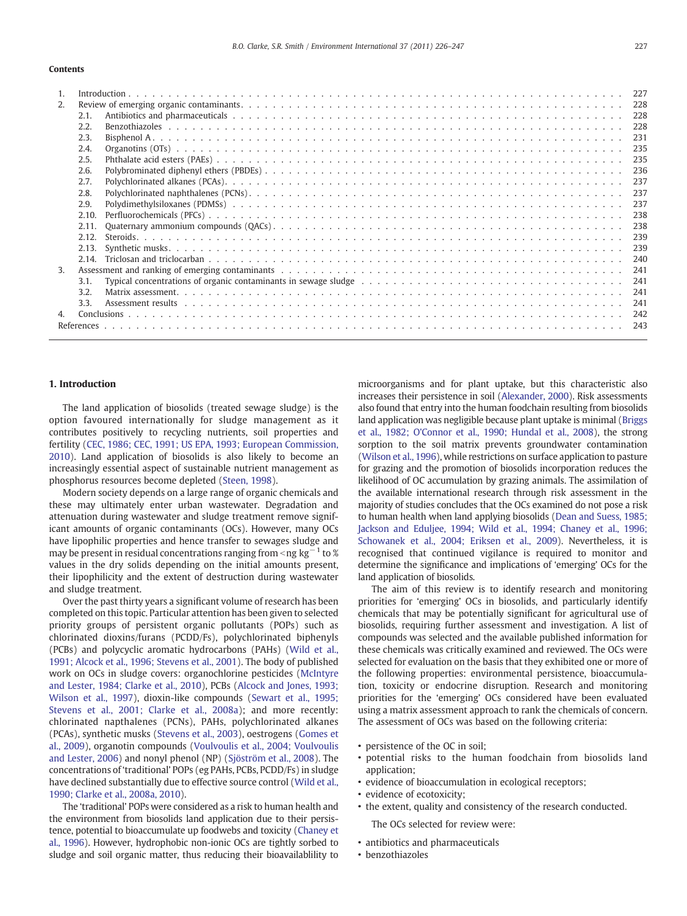**Contents**

| | | |
|---|---|---|
| 1. | Introduction | 227 |
| 2. | Review of emerging organic contaminants | 228 |
| 2.1. | Antibiotics and pharmaceuticals | 228 |
| 2.2. | Benzothiazoles | 228 |
| 2.3. | Bisphenol A | 231 |
| 2.4. | Organotins (OTs) | 235 |
| 2.5. | Phthalate acid esters (PAEs) | 235 |
| 2.6. | Polybrominated diphenyl ethers (PBDEs) | 236 |
| 2.7. | Polychlorinated alkanes (PCAs) | 237 |
| 2.8. | Polychlorinated naphthalenes (PCNs) | 237 |
| 2.9. | Polydimethylsiloxanes (PDMSs) | 237 |
| 2.10. | Perfluorochemicals (PFCs) | 238 |
| 2.11. | Quaternary ammonium compounds (QACs) | 238 |
| 2.12. | Steroids | 239 |
| 2.13. | Synthetic musks | 239 |
| 2.14. | Triclosan and triclocarban | 240 |
| 3. | Assessment and ranking of emerging contaminants | 241 |
| 3.1. | Typical concentrations of organic contaminants in sewage sludge | 241 |
| 3.2. | Matrix assessment | 241 |
| 3.3. | Assessment results | 241 |
| 4. | Conclusions | 242 |
| | References | 243 |

## 1. Introduction

The land application of biosolids (treated sewage sludge) is the option favoured internationally for sludge management as it contributes positively to recycling nutrients, soil properties and fertility (CEC, 1986; CEC, 1991; US EPA, 1993; European Commission, 2010). Land application of biosolids is also likely to become an increasingly essential aspect of sustainable nutrient management as phosphorus resources become depleted (Steen, 1998).

Modern society depends on a large range of organic chemicals and these may ultimately enter urban wastewater. Degradation and attenuation during wastewater and sludge treatment remove significant amounts of organic contaminants (OCs). However, many OCs have lipophilic properties and hence transfer to sewages sludge and may be present in residual concentrations ranging from <ng $kg^{-1}$ to % values in the dry solids depending on the initial amounts present, their lipophilicity and the extent of destruction during wastewater and sludge treatment.

Over the past thirty years a significant volume of research has been completed on this topic. Particular attention has been given to selected priority groups of persistent organic pollutants (POPs) such as chlorinated dioxins/furans (PCDD/Fs), polychlorinated biphenyls (PCBs) and polycyclic aromatic hydrocarbons (PAHs) (Wild et al., 1991; Alcock et al., 1996; Stevens et al., 2001). The body of published work on OCs in sludge covers: organochlorine pesticides (McIntyre and Lester, 1984; Clarke et al., 2010), PCBs (Alcock and Jones, 1993; Wilson et al., 1997), dioxin-like compounds (Sewart et al., 1995; Stevens et al., 2001; Clarke et al., 2008a); and more recently: chlorinated napthalenes (PCNs), PAHs, polychlorinated alkanes (PCAs), synthetic musks (Stevens et al., 2003), oestrogens (Gomes et al., 2009), organotin compounds (Voulvoulis et al., 2004; Voulvoulis and Lester, 2006) and nonyl phenol (NP) (Sjöström et al., 2008). The concentrations of 'traditional' POPs (eg PAHs, PCBs, PCDD/Fs) in sludge have declined substantially due to effective source control (Wild et al., 1990; Clarke et al., 2008a, 2010).

The 'traditional' POPs were considered as a risk to human health and the environment from biosolids land application due to their persistence, potential to bioaccumulate up foodwebs and toxicity (Chaney et al., 1996). However, hydrophobic non-ionic OCs are tightly sorbed to sludge and soil organic matter, thus reducing their bioavailablility to microorganisms and for plant uptake, but this characteristic also increases their persistence in soil (Alexander, 2000). Risk assessments also found that entry into the human foodchain resulting from biosolids land application was negligible because plant uptake is minimal (Briggs et al., 1982; O'Connor et al., 1990; Hundal et al., 2008), the strong sorption to the soil matrix prevents groundwater contamination (Wilson et al., 1996), while restrictions on surface application to pasture for grazing and the promotion of biosolids incorporation reduces the likelihood of OC accumulation by grazing animals. The assimilation of the available international research through risk assessment in the majority of studies concludes that the OCs examined do not pose a risk to human health when land applying biosolids (Dean and Suess, 1985; Jackson and Eduljee, 1994; Wild et al., 1994; Chaney et al., 1996; Schowanek et al., 2004; Eriksen et al., 2009). Nevertheless, it is recognised that continued vigilance is required to monitor and determine the significance and implications of 'emerging' OCs for the land application of biosolids.

The aim of this review is to identify research and monitoring priorities for 'emerging' OCs in biosolids, and particularly identify chemicals that may be potentially significant for agricultural use of biosolids, requiring further assessment and investigation. A list of compounds was selected and the available published information for these chemicals was critically examined and reviewed. The OCs were selected for evaluation on the basis that they exhibited one or more of the following properties: environmental persistence, bioaccumulation, toxicity or endocrine disruption. Research and monitoring priorities for the 'emerging' OCs considered have been evaluated using a matrix assessment approach to rank the chemicals of concern. The assessment of OCs was based on the following criteria:

- persistence of the OC in soil;
- potential risks to the human foodchain from biosolids land application;
- evidence of bioaccumulation in ecological receptors;
- evidence of ecotoxicity;
- the extent, quality and consistency of the research conducted.

The OCs selected for review were:

- antibiotics and pharmaceuticals
- benzothiazoles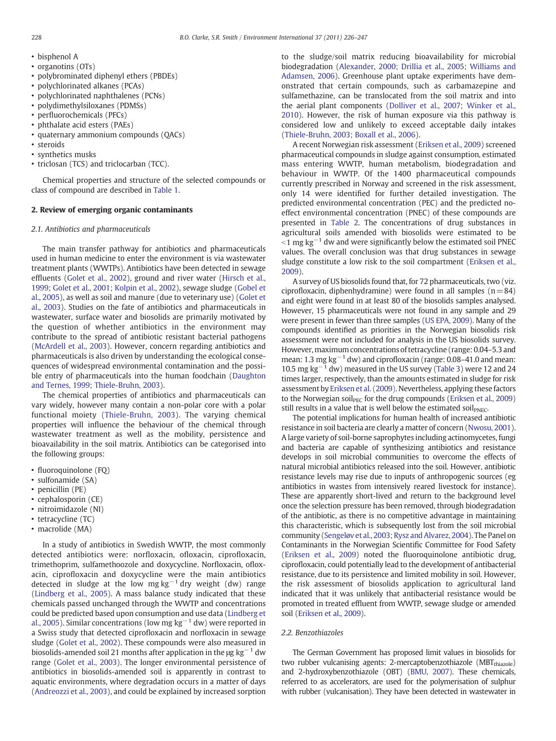- bisphenol A
- organotins (OTs)
- polybrominated diphenyl ethers (PBDEs)
- polychlorinated alkanes (PCAs)
- polychlorinated naphthalenes (PCNs)
- polydimethylsiloxanes (PDMSs)
- perfluorochemicals (PFCs)
- phthalate acid esters (PAEs)
- quaternary ammonium compounds (QACs)
- steroids
- synthetics musks
- triclosan (TCS) and triclocarban (TCC).

Chemical properties and structure of the selected compounds or class of compound are described in Table 1.

## 2. Review of emerging organic contaminants

### 2.1. Antibiotics and pharmaceuticals

The main transfer pathway for antibiotics and pharmaceuticals used in human medicine to enter the environment is via wastewater treatment plants (WWTPs). Antibiotics have been detected in sewage effluents (Golet et al., 2002), ground and river water (Hirsch et al., 1999; Golet et al., 2001; Kolpin et al., 2002), sewage sludge (Gobel et al., 2005), as well as soil and manure (due to veterinary use) (Golet et al., 2003). Studies on the fate of antibiotics and pharmaceuticals in wastewater, surface water and biosolids are primarily motivated by the question of whether antibiotics in the environment may contribute to the spread of antibiotic resistant bacterial pathogens (McArdell et al., 2003). However, concern regarding antibiotics and pharmaceuticals is also driven by understanding the ecological consequences of widespread environmental contamination and the possible entry of pharmaceuticals into the human foodchain (Daughton and Ternes, 1999; Thiele-Bruhn, 2003).

The chemical properties of antibiotics and pharmaceuticals can vary widely, however many contain a non-polar core with a polar functional moiety (Thiele-Bruhn, 2003). The varying chemical properties will influence the behaviour of the chemical through wastewater treatment as well as the mobility, persistence and bioavailability in the soil matrix. Antibiotics can be categorised into the following groups:

- fluoroquinolone (FQ)
- sulfonamide (SA)
- penicillin (PE)
- cephalosporin (CE)
- nitroimidazole (NI)
- tetracycline (TC)
- macrolide (MA)

In a study of antibiotics in Swedish WWTP, the most commonly detected antibiotics were: norfloxacin, ofloxacin, ciprofloxacin, trimethoprim, sulfamethoozole and doxycycline. Norfloxacin, ofloxacin, ciprofloxacin and doxycycline were the main antibiotics detected in sludge at the low mg kg$^{-1}$ dry weight (dw) range (Lindberg et al., 2005). A mass balance study indicated that these chemicals passed unchanged through the WWTP and concentrations could be predicted based upon consumption and use data (Lindberg et al., 2005). Similar concentrations (low mg kg$^{-1}$ dw) were reported in a Swiss study that detected ciprofloxacin and norfloxacin in sewage sludge (Golet et al., 2002). These compounds were also measured in biosolids-amended soil 21 months after application in the μg kg$^{-1}$ dw range (Golet et al., 2003). The longer environmental persistence of antibiotics in biosolids-amended soil is apparently in contrast to aquatic environments, where degradation occurs in a matter of days (Andreozzi et al., 2003), and could be explained by increased sorption to the sludge/soil matrix reducing bioavailability for microbial biodegradation (Alexander, 2000; Drillia et al., 2005; Williams and Adamsen, 2006). Greenhouse plant uptake experiments have demonstrated that certain compounds, such as carbamazepine and sulfamethazine, can be translocated from the soil matrix and into the aerial plant components (Dolliver et al., 2007; Winker et al., 2010). However, the risk of human exposure via this pathway is considered low and unlikely to exceed acceptable daily intakes (Thiele-Bruhn, 2003; Boxall et al., 2006).

A recent Norwegian risk assessment (Eriksen et al., 2009) screened pharmaceutical compounds in sludge against consumption, estimated mass entering WWTP, human metabolism, biodegradation and behaviour in WWTP. Of the 1400 pharmaceutical compounds currently prescribed in Norway and screened in the risk assessment, only 14 were identified for further detailed investigation. The predicted environmental concentration (PEC) and the predicted no-effect environmental concentration (PNEC) of these compounds are presented in Table 2. The concentrations of drug substances in agricultural soils amended with biosolids were estimated to be <1 mg kg$^{-1}$ dw and were significantly below the estimated soil PNEC values. The overall conclusion was that drug substances in sewage sludge constitute a low risk to the soil compartment (Eriksen et al., 2009).

A survey of US biosolids found that, for 72 pharmaceuticals, two (viz. ciprofloxacin, diphenhydramine) were found in all samples (n = 84) and eight were found in at least 80 of the biosolids samples analysed. However, 15 pharmaceuticals were not found in any sample and 29 were present in fewer than three samples (US EPA, 2009). Many of the compounds identified as priorities in the Norwegian biosolids risk assessment were not included for analysis in the US biosolids survey. However, maximum concentrations of tetracycline (range: 0.04–5.3 and mean: 1.3 mg kg$^{-1}$ dw) and ciprofloxacin (range: 0.08–41.0 and mean: 10.5 mg kg$^{-1}$ dw) measured in the US survey (Table 3) were 12 and 24 times larger, respectively, than the amounts estimated in sludge for risk assessment by Eriksen et al. (2009). Nevertheless, applying these factors to the Norwegian soil$_{PEC}$ for the drug compounds (Eriksen et al., 2009) still results in a value that is well below the estimated soil$_{PNEC}$.

The potential implications for human health of increased antibiotic resistance in soil bacteria are clearly a matter of concern (Nwosu, 2001). A large variety of soil-borne saprophytes including actinomycetes, fungi and bacteria are capable of synthesizing antibiotics and resistance develops in soil microbial communities to overcome the effects of natural microbial antibiotics released into the soil. However, antibiotic resistance levels may rise due to inputs of anthropogenic sources (eg antibiotics in wastes from intensively reared livestock for instance). These are apparently short-lived and return to the background level once the selection pressure has been removed, through biodegradation of the antibiotic, as there is no competitive advantage in maintaining this characteristic, which is subsequently lost from the soil microbial community (Sengeløv et al., 2003; Rysz and Alvarez, 2004). The Panel on Contaminants in the Norwegian Scientific Committee for Food Safety (Eriksen et al., 2009) noted the fluoroquinolone antibiotic drug, ciprofloxacin, could potentially lead to the development of antibacterial resistance, due to its persistence and limited mobility in soil. However, the risk assessment of biosolids application to agricultural land indicated that it was unlikely that antibacterial resistance would be promoted in treated effluent from WWTP, sewage sludge or amended soil (Eriksen et al., 2009).

### 2.2. Benzothiazoles

The German Government has proposed limit values in biosolids for two rubber vulcanising agents: 2-mercaptobenzothiazole (MBT$_{thiazole}$) and 2-hydroxybenzothiazole (OBT) (BMU, 2007). These chemicals, referred to as accelerators, are used for the polymerisation of sulphur with rubber (vulcanisation). They have been detected in wastewater in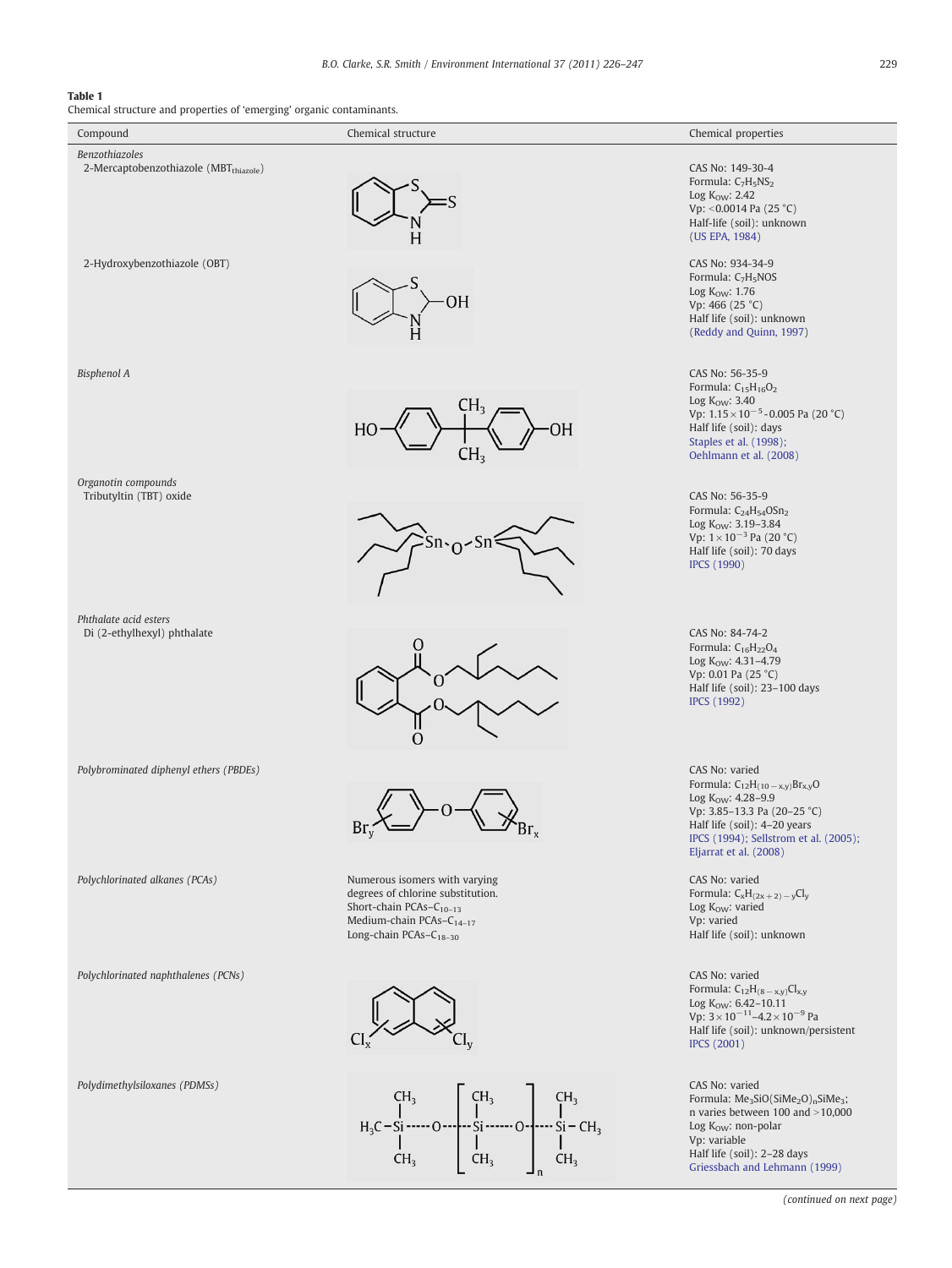**Table 1**
Chemical structure and properties of 'emerging' organic contaminants.

| Compound | Chemical structure | Chemical properties |
|---|---|---|
| *Benzothiazoles* | | |
| 2-Mercaptobenzothiazole ($MBT_{thiazole}$) | | CAS No: 149-30-4<br>Formula: $C_7H_5NS_2$<br>Log $K_{OW}$: 2.42<br>Vp: <0.0014 Pa (25 °C)<br>Half-life (soil): unknown<br>(US EPA, 1984) |
| 2-Hydroxybenzothiazole (OBT) | | CAS No: 934-34-9<br>Formula: $C_7H_5NOS$<br>Log $K_{OW}$: 1.76<br>Vp: 466 (25 °C)<br>Half life (soil): unknown<br>(Reddy and Quinn, 1997) |
| *Bisphenol A* | | CAS No: 56-35-9<br>Formula: $C_{15}H_{16}O_2$<br>Log $K_{OW}$: 3.40<br>Vp: $1.15\times10^{-5}$–0.005 Pa (20 °C)<br>Half life (soil): days<br>Staples et al. (1998);<br>Oehlmann et al. (2008) |
| *Organotin compounds* | | |
| Tributyltin (TBT) oxide | | CAS No: 56-35-9<br>Formula: $C_{24}H_{54}OSn_2$<br>Log $K_{OW}$: 3.19–3.84<br>Vp: $1\times10^{-3}$ Pa (20 °C)<br>Half life (soil): 70 days<br>IPCS (1990) |
| *Phthalate acid esters* | | |
| Di (2-ethylhexyl) phthalate | | CAS No: 84-74-2<br>Formula: $C_{16}H_{22}O_4$<br>Log $K_{OW}$: 4.31–4.79<br>Vp: 0.01 Pa (25 °C)<br>Half life (soil): 23–100 days<br>IPCS (1992) |
| *Polybrominated diphenyl ethers (PBDEs)* | | CAS No: varied<br>Formula: $C_{12}H_{(10-x,y)}Br_{x,y}O$<br>Log $K_{OW}$: 4.28–9.9<br>Vp: 3.85–13.3 Pa (20–25 °C)<br>Half life (soil): 4–20 years<br>IPCS (1994); Sellstrom et al. (2005);<br>Eljarrat et al. (2008) |
| *Polychlorinated alkanes (PCAs)* | Numerous isomers with varying degrees of chlorine substitution.<br>Short-chain PCAs–$C_{10-13}$<br>Medium-chain PCAs–$C_{14-17}$<br>Long-chain PCAs–$C_{18-30}$ | CAS No: varied<br>Formula: $C_xH_{(2x+2)-y}Cl_y$<br>Log $K_{OW}$: varied<br>Vp: varied<br>Half life (soil): unknown |
| *Polychlorinated naphthalenes (PCNs)* | | CAS No: varied<br>Formula: $C_{12}H_{(8-x,y)}Cl_{x,y}$<br>Log $K_{OW}$: 6.42–10.11<br>Vp: $3\times10^{-11}$–$4.2\times10^{-9}$ Pa<br>Half life (soil): unknown/persistent<br>IPCS (2001) |
| *Polydimethylsiloxanes (PDMSs)* | | CAS No: varied<br>Formula: $Me_3SiO(SiMe_2O)_nSiMe_3$;<br>n varies between 100 and >10,000<br>Log $K_{OW}$: non-polar<br>Vp: variable<br>Half life (soil): 2–28 days<br>Griessbach and Lehmann (1999) |

(continued on next page)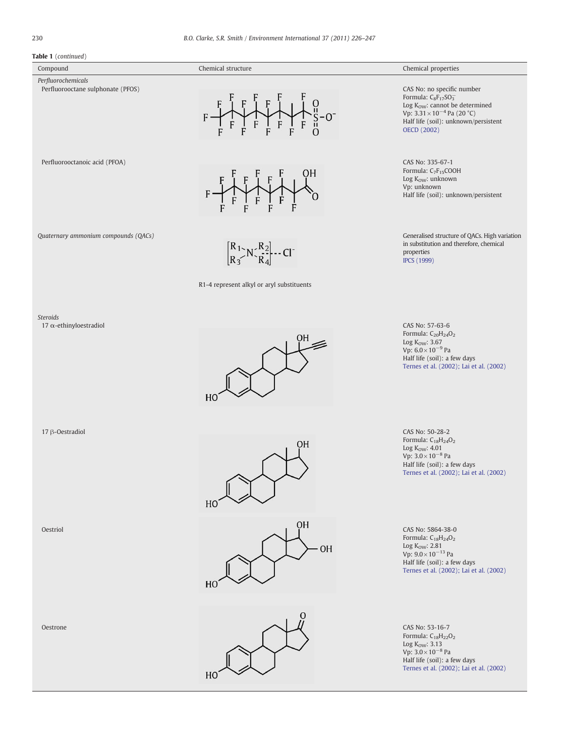**Table 1** (*continued*)

| Compound | Chemical structure | Chemical properties |
|---|---|---|
| *Perfluorochemicals* | | |
| Perfluorooctane sulphonate (PFOS) | | CAS No: no specific number<br>Formula: $C_8F_{17}SO_3^-$<br>Log $K_{OW}$: cannot be determined<br>Vp: $3.31\times10^{-4}$ Pa (20 °C)<br>Half life (soil): unknown/persistent<br>OECD (2002) |
| Perfluorooctanoic acid (PFOA) | | CAS No: 335-67-1<br>Formula: $C_7F_{15}COOH$<br>Log $K_{OW}$: unknown<br>Vp: unknown<br>Half life (soil): unknown/persistent |
| *Quaternary ammonium compounds (QACs)* | R1-4 represent alkyl or aryl substituents | Generalised structure of QACs. High variation in substitution and therefore, chemical properties<br>IPCS (1999) |
| *Steroids* | | |
| 17 α-ethinyloestradiol | | CAS No: 57-63-6<br>Formula: $C_{20}H_{24}O_2$<br>Log $K_{OW}$: 3.67<br>Vp: $6.0\times10^{-9}$ Pa<br>Half life (soil): a few days<br>Ternes et al. (2002); Lai et al. (2002) |
| 17 β-Oestradiol | | CAS No: 50-28-2<br>Formula: $C_{18}H_{24}O_2$<br>Log $K_{OW}$: 4.01<br>Vp: $3.0\times10^{-8}$ Pa<br>Half life (soil): a few days<br>Ternes et al. (2002); Lai et al. (2002) |
| Oestriol | | CAS No: 5864-38-0<br>Formula: $C_{18}H_{24}O_2$<br>Log $K_{OW}$: 2.81<br>Vp: $9.0\times10^{-13}$ Pa<br>Half life (soil): a few days<br>Ternes et al. (2002); Lai et al. (2002) |
| Oestrone | | CAS No: 53-16-7<br>Formula: $C_{18}H_{22}O_2$<br>Log $K_{OW}$: 3.13<br>Vp: $3.0\times10^{-8}$ Pa<br>Half life (soil): a few days<br>Ternes et al. (2002); Lai et al. (2002) |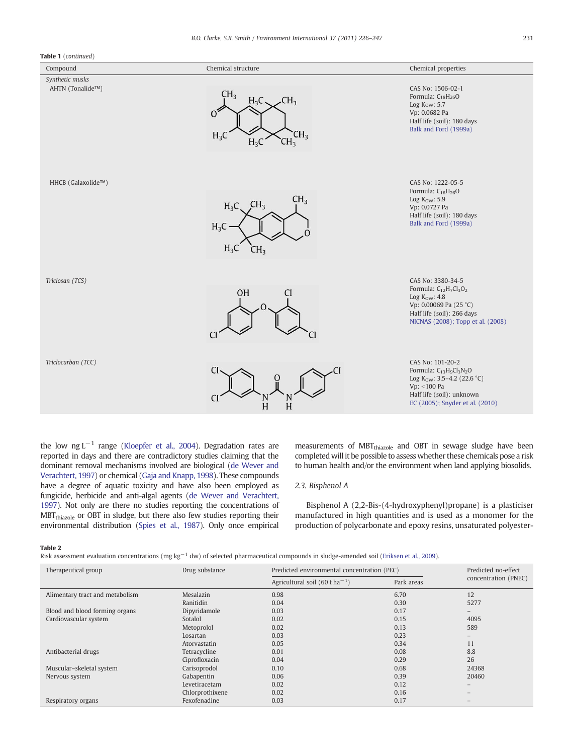**Table 1** (*continued*)

| Compound | Chemical structure | Chemical properties |
|---|---|---|
| *Synthetic musks* | | |
| AHTN (Tonalide™) | | CAS No: 1506-02-1<br>Formula: $C_{18}H_{26}O$<br>Log Kow: 5.7<br>Vp: 0.0682 Pa<br>Half life (soil): 180 days<br>Balk and Ford (1999a) |
| HHCB (Galaxolide™) | | CAS No: 1222-05-5<br>Formula: $C_{18}H_{26}O$<br>Log $K_{OW}$: 5.9<br>Vp: 0.0727 Pa<br>Half life (soil): 180 days<br>Balk and Ford (1999a) |
| *Triclosan (TCS)* | | CAS No: 3380-34-5<br>Formula: $C_{12}H_7Cl_3O_2$<br>Log $K_{OW}$: 4.8<br>Vp: 0.00069 Pa (25 °C)<br>Half life (soil): 266 days<br>NICNAS (2008); Topp et al. (2008) |
| *Triclocarban (TCC)* | | CAS No: 101-20-2<br>Formula: $C_{13}H_9Cl_3N_2O$<br>Log $K_{OW}$: 3.5–4.2 (22.6 °C)<br>Vp: <100 Pa<br>Half life (soil): unknown<br>EC (2005); Snyder et al. (2010) |

the low ng $L^{-1}$ range (Kloepfer et al., 2004). Degradation rates are reported in days and there are contradictory studies claiming that the dominant removal mechanisms involved are biological (de Wever and Verachtert, 1997) or chemical (Gaja and Knapp, 1998). These compounds have a degree of aquatic toxicity and have also been employed as fungicide, herbicide and anti-algal agents (de Wever and Verachtert, 1997). Not only are there no studies reporting the concentrations of $MBT_{thiazole}$ or OBT in sludge, but there also few studies reporting their environmental distribution (Spies et al., 1987). Only once empirical measurements of $MBT_{thiazole}$ and OBT in sewage sludge have been completed will it be possible to assess whether these chemicals pose a risk to human health and/or the environment when land applying biosolids.

### 2.3. Bisphenol A

Bisphenol A (2,2-Bis-(4-hydroxyphenyl)propane) is a plasticiser manufactured in high quantities and is used as a monomer for the production of polycarbonate and epoxy resins, unsaturated polyester-

**Table 2**
Risk assessment evaluation concentrations (mg $kg^{-1}$ dw) of selected pharmaceutical compounds in sludge-amended soil (Eriksen et al., 2009).

| Therapeutical group | Drug substance | Predicted environmental concentration (PEC) | | Predicted no-effect concentration (PNEC) |
|---|---|---|---|---|
| | | Agricultural soil (60 t $ha^{-1}$) | Park areas | |
| Alimentary tract and metabolism | Mesalazin | 0.98 | 6.70 | 12 |
| | Ranitidin | 0.04 | 0.30 | 5277 |
| Blood and blood forming organs | Dipyridamole | 0.03 | 0.17 | – |
| Cardiovascular system | Sotalol | 0.02 | 0.15 | 4095 |
| | Metoprolol | 0.02 | 0.13 | 589 |
| | Losartan | 0.03 | 0.23 | – |
| | Atorvastatin | 0.05 | 0.34 | 11 |
| Antibacterial drugs | Tetracycline | 0.01 | 0.08 | 8.8 |
| | Ciprofloxacin | 0.04 | 0.29 | 26 |
| Muscular–skeletal system | Carisoprodol | 0.10 | 0.68 | 24368 |
| Nervous system | Gabapentin | 0.06 | 0.39 | 20460 |
| | Levetiracetam | 0.02 | 0.12 | – |
| | Chlorprothixene | 0.02 | 0.16 | – |
| Respiratory organs | Fexofenadine | 0.03 | 0.17 | – |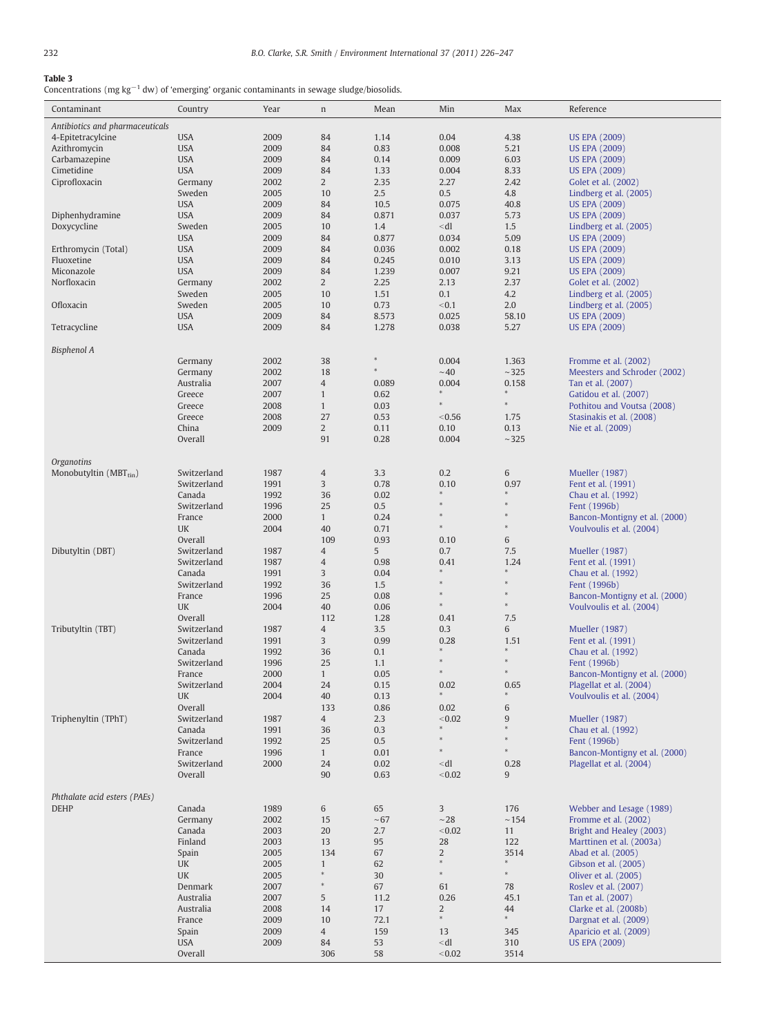**Table 3**
Concentrations (mg $kg^{-1}$ dw) of 'emerging' organic contaminants in sewage sludge/biosolids.

| Contaminant | Country | Year | n | Mean | Min | Max | Reference |
|---|---|---|---|---|---|---|---|
| *Antibiotics and pharmaceuticals* | | | | | | | |
| 4-Epitetracylcine | USA | 2009 | 84 | 1.14 | 0.04 | 4.38 | US EPA (2009) |
| Azithromycin | USA | 2009 | 84 | 0.83 | 0.008 | 5.21 | US EPA (2009) |
| Carbamazepine | USA | 2009 | 84 | 0.14 | 0.009 | 6.03 | US EPA (2009) |
| Cimetidine | USA | 2009 | 84 | 1.33 | 0.004 | 8.33 | US EPA (2009) |
| Ciprofloxacin | Germany | 2002 | 2 | 2.35 | 2.27 | 2.42 | Golet et al. (2002) |
| | Sweden | 2005 | 10 | 2.5 | 0.5 | 4.8 | Lindberg et al. (2005) |
| | USA | 2009 | 84 | 10.5 | 0.075 | 40.8 | US EPA (2009) |
| Diphenhydramine | USA | 2009 | 84 | 0.871 | 0.037 | 5.73 | US EPA (2009) |
| Doxycycline | Sweden | 2005 | 10 | 1.4 | <dl | 1.5 | Lindberg et al. (2005) |
| | USA | 2009 | 84 | 0.877 | 0.034 | 5.09 | US EPA (2009) |
| Erthromycin (Total) | USA | 2009 | 84 | 0.036 | 0.002 | 0.18 | US EPA (2009) |
| Fluoxetine | USA | 2009 | 84 | 0.245 | 0.010 | 3.13 | US EPA (2009) |
| Miconazole | USA | 2009 | 84 | 1.239 | 0.007 | 9.21 | US EPA (2009) |
| Norfloxacin | Germany | 2002 | 2 | 2.25 | 2.13 | 2.37 | Golet et al. (2002) |
| | Sweden | 2005 | 10 | 1.51 | 0.1 | 4.2 | Lindberg et al. (2005) |
| Ofloxacin | Sweden | 2005 | 10 | 0.73 | <0.1 | 2.0 | Lindberg et al. (2005) |
| | USA | 2009 | 84 | 8.573 | 0.025 | 58.10 | US EPA (2009) |
| Tetracycline | USA | 2009 | 84 | 1.278 | 0.038 | 5.27 | US EPA (2009) |
| *Bisphenol A* | | | | | | | |
| | Germany | 2002 | 38 | * | 0.004 | 1.363 | Fromme et al. (2002) |
| | Germany | 2002 | 18 | * | ~40 | ~325 | Meesters and Schroder (2002) |
| | Australia | 2007 | 4 | 0.089 | 0.004 | 0.158 | Tan et al. (2007) |
| | Greece | 2007 | 1 | 0.62 | * | * | Gatidou et al. (2007) |
| | Greece | 2008 | 1 | 0.03 | * | * | Pothitou and Voutsa (2008) |
| | Greece | 2008 | 27 | 0.53 | <0.56 | 1.75 | Stasinakis et al. (2008) |
| | China | 2009 | 2 | 0.11 | 0.10 | 0.13 | Nie et al. (2009) |
| | Overall | | 91 | 0.28 | 0.004 | ~325 | |
| *Organotins* | | | | | | | |
| Monobutyltin ($MBT_{tin}$) | Switzerland | 1987 | 4 | 3.3 | 0.2 | 6 | Mueller (1987) |
| | Switzerland | 1991 | 3 | 0.78 | 0.10 | 0.97 | Fent et al. (1991) |
| | Canada | 1992 | 36 | 0.02 | * | * | Chau et al. (1992) |
| | Switzerland | 1996 | 25 | 0.5 | * | * | Fent (1996b) |
| | France | 2000 | 1 | 0.24 | * | * | Bancon-Montigny et al. (2000) |
| | UK | 2004 | 40 | 0.71 | * | * | Voulvoulis et al. (2004) |
| | Overall | | 109 | 0.93 | 0.10 | 6 | |
| Dibutyltin (DBT) | Switzerland | 1987 | 4 | 5 | 0.7 | 7.5 | Mueller (1987) |
| | Switzerland | 1987 | 4 | 0.98 | 0.41 | 1.24 | Fent et al. (1991) |
| | Canada | 1991 | 3 | 0.04 | * | * | Chau et al. (1992) |
| | Switzerland | 1992 | 36 | 1.5 | * | * | Fent (1996b) |
| | France | 1996 | 25 | 0.08 | * | * | Bancon-Montigny et al. (2000) |
| | UK | 2004 | 40 | 0.06 | * | * | Voulvoulis et al. (2004) |
| | Overall | | 112 | 1.28 | 0.41 | 7.5 | |
| Tributyltin (TBT) | Switzerland | 1987 | 4 | 3.5 | 0.3 | 6 | Mueller (1987) |
| | Switzerland | 1991 | 3 | 0.99 | 0.28 | 1.51 | Fent et al. (1991) |
| | Canada | 1992 | 36 | 0.1 | * | * | Chau et al. (1992) |
| | Switzerland | 1996 | 25 | 1.1 | * | * | Fent (1996b) |
| | France | 2000 | 1 | 0.05 | * | * | Bancon-Montigny et al. (2000) |
| | Switzerland | 2004 | 24 | 0.15 | 0.02 | 0.65 | Plagellat et al. (2004) |
| | UK | 2004 | 40 | 0.13 | * | * | Voulvoulis et al. (2004) |
| | Overall | | 133 | 0.86 | 0.02 | 6 | |
| Triphenyltin (TPhT) | Switzerland | 1987 | 4 | 2.3 | <0.02 | 9 | Mueller (1987) |
| | Canada | 1991 | 36 | 0.3 | * | * | Chau et al. (1992) |
| | Switzerland | 1992 | 25 | 0.5 | * | * | Fent (1996b) |
| | France | 1996 | 1 | 0.01 | * | * | Bancon-Montigny et al. (2000) |
| | Switzerland | 2000 | 24 | 0.02 | <dl | 0.28 | Plagellat et al. (2004) |
| | Overall | | 90 | 0.63 | <0.02 | 9 | |
| *Phthalate acid esters (PAEs)* | | | | | | | |
| DEHP | Canada | 1989 | 6 | 65 | 3 | 176 | Webber and Lesage (1989) |
| | Germany | 2002 | 15 | ~67 | ~28 | ~154 | Fromme et al. (2002) |
| | Canada | 2003 | 20 | 2.7 | <0.02 | 11 | Bright and Healey (2003) |
| | Finland | 2003 | 13 | 95 | 28 | 122 | Marttinen et al. (2003a) |
| | Spain | 2005 | 134 | 67 | 2 | 3514 | Abad et al. (2005) |
| | UK | 2005 | 1 | 62 | * | * | Gibson et al. (2005) |
| | UK | 2005 | * | 30 | * | * | Oliver et al. (2005) |
| | Denmark | 2007 | * | 67 | 61 | 78 | Roslev et al. (2007) |
| | Australia | 2007 | 5 | 11.2 | 0.26 | 45.1 | Tan et al. (2007) |
| | Australia | 2008 | 14 | 17 | 2 | 44 | Clarke et al. (2008b) |
| | France | 2009 | 10 | 72.1 | * | * | Dargnat et al. (2009) |
| | Spain | 2009 | 4 | 159 | 13 | 345 | Aparicio et al. (2009) |
| | USA | 2009 | 84 | 53 | <dl | 310 | US EPA (2009) |
| | Overall | | 306 | 58 | <0.02 | 3514 | |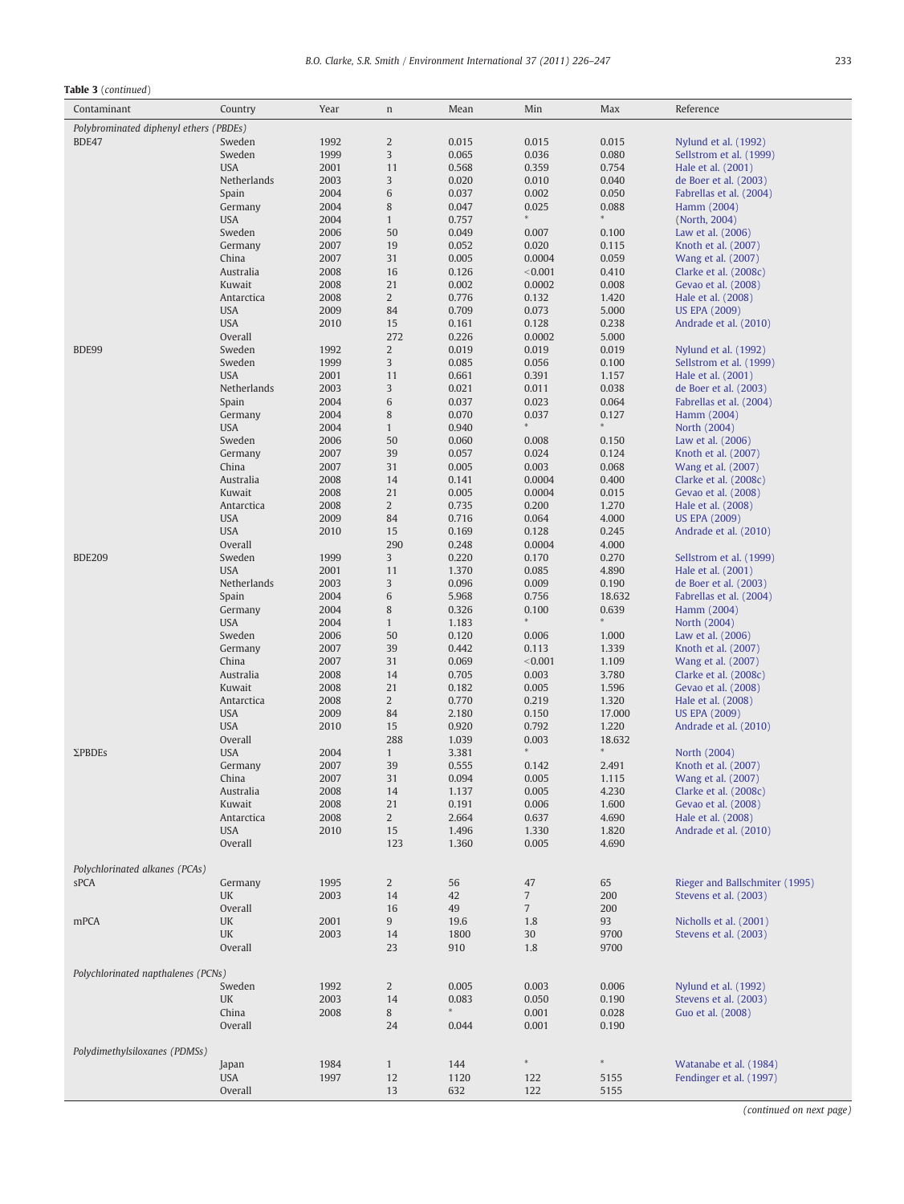**Table 3** (*continued*)

| Contaminant | Country | Year | n | Mean | Min | Max | Reference |
|---|---|---|---|---|---|---|---|
| *Polybrominated diphenyl ethers (PBDEs)* | | | | | | | |
| BDE47 | Sweden | 1992 | 2 | 0.015 | 0.015 | 0.015 | Nylund et al. (1992) |
| | Sweden | 1999 | 3 | 0.065 | 0.036 | 0.080 | Sellstrom et al. (1999) |
| | USA | 2001 | 11 | 0.568 | 0.359 | 0.754 | Hale et al. (2001) |
| | Netherlands | 2003 | 3 | 0.020 | 0.010 | 0.040 | de Boer et al. (2003) |
| | Spain | 2004 | 6 | 0.037 | 0.002 | 0.050 | Fabrellas et al. (2004) |
| | Germany | 2004 | 8 | 0.047 | 0.025 | 0.088 | Hamm (2004) |
| | USA | 2004 | 1 | 0.757 | * | * | (North, 2004) |
| | Sweden | 2006 | 50 | 0.049 | 0.007 | 0.100 | Law et al. (2006) |
| | Germany | 2007 | 19 | 0.052 | 0.020 | 0.115 | Knoth et al. (2007) |
| | China | 2007 | 31 | 0.005 | 0.0004 | 0.059 | Wang et al. (2007) |
| | Australia | 2008 | 16 | 0.126 | <0.001 | 0.410 | Clarke et al. (2008c) |
| | Kuwait | 2008 | 21 | 0.002 | 0.0002 | 0.008 | Gevao et al. (2008) |
| | Antarctica | 2008 | 2 | 0.776 | 0.132 | 1.420 | Hale et al. (2008) |
| | USA | 2009 | 84 | 0.709 | 0.073 | 5.000 | US EPA (2009) |
| | USA | 2010 | 15 | 0.161 | 0.128 | 0.238 | Andrade et al. (2010) |
| | Overall | | 272 | 0.226 | 0.0002 | 5.000 | |
| BDE99 | Sweden | 1992 | 2 | 0.019 | 0.019 | 0.019 | Nylund et al. (1992) |
| | Sweden | 1999 | 3 | 0.085 | 0.056 | 0.100 | Sellstrom et al. (1999) |
| | USA | 2001 | 11 | 0.661 | 0.391 | 1.157 | Hale et al. (2001) |
| | Netherlands | 2003 | 3 | 0.021 | 0.011 | 0.038 | de Boer et al. (2003) |
| | Spain | 2004 | 6 | 0.037 | 0.023 | 0.064 | Fabrellas et al. (2004) |
| | Germany | 2004 | 8 | 0.070 | 0.037 | 0.127 | Hamm (2004) |
| | USA | 2004 | 1 | 0.940 | * | * | North (2004) |
| | Sweden | 2006 | 50 | 0.060 | 0.008 | 0.150 | Law et al. (2006) |
| | Germany | 2007 | 39 | 0.057 | 0.024 | 0.124 | Knoth et al. (2007) |
| | China | 2007 | 31 | 0.005 | 0.003 | 0.068 | Wang et al. (2007) |
| | Australia | 2008 | 14 | 0.141 | 0.0004 | 0.400 | Clarke et al. (2008c) |
| | Kuwait | 2008 | 21 | 0.005 | 0.0004 | 0.015 | Gevao et al. (2008) |
| | Antarctica | 2008 | 2 | 0.735 | 0.200 | 1.270 | Hale et al. (2008) |
| | USA | 2009 | 84 | 0.716 | 0.064 | 4.000 | US EPA (2009) |
| | USA | 2010 | 15 | 0.169 | 0.128 | 0.245 | Andrade et al. (2010) |
| | Overall | | 290 | 0.248 | 0.0004 | 4.000 | |
| BDE209 | Sweden | 1999 | 3 | 0.220 | 0.170 | 0.270 | Sellstrom et al. (1999) |
| | USA | 2001 | 11 | 1.370 | 0.085 | 4.890 | Hale et al. (2001) |
| | Netherlands | 2003 | 3 | 0.096 | 0.009 | 0.190 | de Boer et al. (2003) |
| | Spain | 2004 | 6 | 5.968 | 0.756 | 18.632 | Fabrellas et al. (2004) |
| | Germany | 2004 | 8 | 0.326 | 0.100 | 0.639 | Hamm (2004) |
| | USA | 2004 | 1 | 1.183 | * | * | North (2004) |
| | Sweden | 2006 | 50 | 0.120 | 0.006 | 1.000 | Law et al. (2006) |
| | Germany | 2007 | 39 | 0.442 | 0.113 | 1.339 | Knoth et al. (2007) |
| | China | 2007 | 31 | 0.069 | <0.001 | 1.109 | Wang et al. (2007) |
| | Australia | 2008 | 14 | 0.705 | 0.003 | 3.780 | Clarke et al. (2008c) |
| | Kuwait | 2008 | 21 | 0.182 | 0.005 | 1.596 | Gevao et al. (2008) |
| | Antarctica | 2008 | 2 | 0.770 | 0.219 | 1.320 | Hale et al. (2008) |
| | USA | 2009 | 84 | 2.180 | 0.150 | 17.000 | US EPA (2009) |
| | USA | 2010 | 15 | 0.920 | 0.792 | 1.220 | Andrade et al. (2010) |
| | Overall | | 288 | 1.039 | 0.003 | 18.632 | |
| ΣPBDEs | USA | 2004 | 1 | 3.381 | * | * | North (2004) |
| | Germany | 2007 | 39 | 0.555 | 0.142 | 2.491 | Knoth et al. (2007) |
| | China | 2007 | 31 | 0.094 | 0.005 | 1.115 | Wang et al. (2007) |
| | Australia | 2008 | 14 | 1.137 | 0.005 | 4.230 | Clarke et al. (2008c) |
| | Kuwait | 2008 | 21 | 0.191 | 0.006 | 1.600 | Gevao et al. (2008) |
| | Antarctica | 2008 | 2 | 2.664 | 0.637 | 4.690 | Hale et al. (2008) |
| | USA | 2010 | 15 | 1.496 | 1.330 | 1.820 | Andrade et al. (2010) |
| | Overall | | 123 | 1.360 | 0.005 | 4.690 | |
| *Polychlorinated alkanes (PCAs)* | | | | | | | |
| sPCA | Germany | 1995 | 2 | 56 | 47 | 65 | Rieger and Ballschmiter (1995) |
| | UK | 2003 | 14 | 42 | 7 | 200 | Stevens et al. (2003) |
| | Overall | | 16 | 49 | 7 | 200 | |
| mPCA | UK | 2001 | 9 | 19.6 | 1.8 | 93 | Nicholls et al. (2001) |
| | UK | 2003 | 14 | 1800 | 30 | 9700 | Stevens et al. (2003) |
| | Overall | | 23 | 910 | 1.8 | 9700 | |
| *Polychlorinated napthalenes (PCNs)* | | | | | | | |
| | Sweden | 1992 | 2 | 0.005 | 0.003 | 0.006 | Nylund et al. (1992) |
| | UK | 2003 | 14 | 0.083 | 0.050 | 0.190 | Stevens et al. (2003) |
| | China | 2008 | 8 | * | 0.001 | 0.028 | Guo et al. (2008) |
| | Overall | | 24 | 0.044 | 0.001 | 0.190 | |
| *Polydimethylsiloxanes (PDMSs)* | | | | | | | |
| | Japan | 1984 | 1 | 144 | * | * | Watanabe et al. (1984) |
| | USA | 1997 | 12 | 1120 | 122 | 5155 | Fendinger et al. (1997) |
| | Overall | | 13 | 632 | 122 | 5155 | |

*(continued on next page)*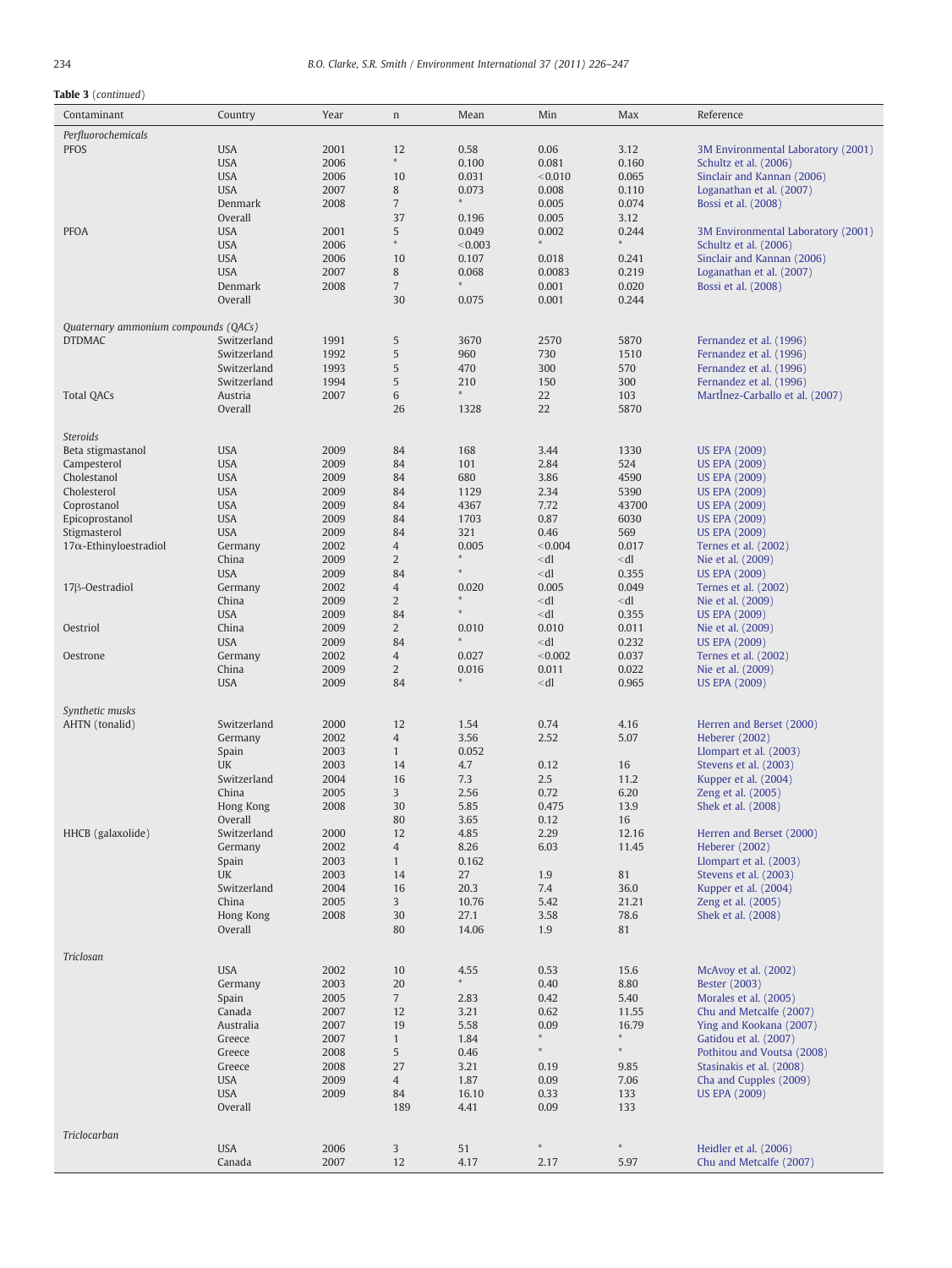**Table 3** (*continued*)

| Contaminant | Country | Year | n | Mean | Min | Max | Reference |
|---|---|---|---|---|---|---|---|
| *Perfluorochemicals* | | | | | | | |
| PFOS | USA | 2001 | 12 | 0.58 | 0.06 | 3.12 | 3M Environmental Laboratory (2001) |
| | USA | 2006 | * | 0.100 | 0.081 | 0.160 | Schultz et al. (2006) |
| | USA | 2006 | 10 | 0.031 | <0.010 | 0.065 | Sinclair and Kannan (2006) |
| | USA | 2007 | 8 | 0.073 | 0.008 | 0.110 | Loganathan et al. (2007) |
| | Denmark | 2008 | 7 | * | 0.005 | 0.074 | Bossi et al. (2008) |
| | Overall | | 37 | 0.196 | 0.005 | 3.12 | |
| PFOA | USA | 2001 | 5 | 0.049 | 0.002 | 0.244 | 3M Environmental Laboratory (2001) |
| | USA | 2006 | * | <0.003 | * | * | Schultz et al. (2006) |
| | USA | 2006 | 10 | 0.107 | 0.018 | 0.241 | Sinclair and Kannan (2006) |
| | USA | 2007 | 8 | 0.068 | 0.0083 | 0.219 | Loganathan et al. (2007) |
| | Denmark | 2008 | 7 | * | 0.001 | 0.020 | Bossi et al. (2008) |
| | Overall | | 30 | 0.075 | 0.001 | 0.244 | |
| *Quaternary ammonium compounds (QACs)* | | | | | | | |
| DTDMAC | Switzerland | 1991 | 5 | 3670 | 2570 | 5870 | Fernandez et al. (1996) |
| | Switzerland | 1992 | 5 | 960 | 730 | 1510 | Fernandez et al. (1996) |
| | Switzerland | 1993 | 5 | 470 | 300 | 570 | Fernandez et al. (1996) |
| | Switzerland | 1994 | 5 | 210 | 150 | 300 | Fernandez et al. (1996) |
| Total QACs | Austria | 2007 | 6 | * | 22 | 103 | Martínez-Carballo et al. (2007) |
| | Overall | | 26 | 1328 | 22 | 5870 | |
| *Steroids* | | | | | | | |
| Beta stigmastanol | USA | 2009 | 84 | 168 | 3.44 | 1330 | US EPA (2009) |
| Campesterol | USA | 2009 | 84 | 101 | 2.84 | 524 | US EPA (2009) |
| Cholestanol | USA | 2009 | 84 | 680 | 3.86 | 4590 | US EPA (2009) |
| Cholesterol | USA | 2009 | 84 | 1129 | 2.34 | 5390 | US EPA (2009) |
| Coprostanol | USA | 2009 | 84 | 4367 | 7.72 | 43700 | US EPA (2009) |
| Epicoprostanol | USA | 2009 | 84 | 1703 | 0.87 | 6030 | US EPA (2009) |
| Stigmasterol | USA | 2009 | 84 | 321 | 0.46 | 569 | US EPA (2009) |
| 17α-Ethinyloestradiol | Germany | 2002 | 4 | 0.005 | <0.004 | 0.017 | Ternes et al. (2002) |
| | China | 2009 | 2 | * | <dl | <dl | Nie et al. (2009) |
| | USA | 2009 | 84 | * | <dl | 0.355 | US EPA (2009) |
| 17β-Oestradiol | Germany | 2002 | 4 | 0.020 | 0.005 | 0.049 | Ternes et al. (2002) |
| | China | 2009 | 2 | * | <dl | <dl | Nie et al. (2009) |
| | USA | 2009 | 84 | * | <dl | 0.355 | US EPA (2009) |
| Oestriol | China | 2009 | 2 | 0.010 | 0.010 | 0.011 | Nie et al. (2009) |
| | USA | 2009 | 84 | * | <dl | 0.232 | US EPA (2009) |
| Oestrone | Germany | 2002 | 4 | 0.027 | <0.002 | 0.037 | Ternes et al. (2002) |
| | China | 2009 | 2 | 0.016 | 0.011 | 0.022 | Nie et al. (2009) |
| | USA | 2009 | 84 | * | <dl | 0.965 | US EPA (2009) |
| *Synthetic musks* | | | | | | | |
| AHTN (tonalid) | Switzerland | 2000 | 12 | 1.54 | 0.74 | 4.16 | Herren and Berset (2000) |
| | Germany | 2002 | 4 | 3.56 | 2.52 | 5.07 | Heberer (2002) |
| | Spain | 2003 | 1 | 0.052 | | | Llompart et al. (2003) |
| | UK | 2003 | 14 | 4.7 | 0.12 | 16 | Stevens et al. (2003) |
| | Switzerland | 2004 | 16 | 7.3 | 2.5 | 11.2 | Kupper et al. (2004) |
| | China | 2005 | 3 | 2.56 | 0.72 | 6.20 | Zeng et al. (2005) |
| | Hong Kong | 2008 | 30 | 5.85 | 0.475 | 13.9 | Shek et al. (2008) |
| | Overall | | 80 | 3.65 | 0.12 | 16 | |
| HHCB (galaxolide) | Switzerland | 2000 | 12 | 4.85 | 2.29 | 12.16 | Herren and Berset (2000) |
| | Germany | 2002 | 4 | 8.26 | 6.03 | 11.45 | Heberer (2002) |
| | Spain | 2003 | 1 | 0.162 | | | Llompart et al. (2003) |
| | UK | 2003 | 14 | 27 | 1.9 | 81 | Stevens et al. (2003) |
| | Switzerland | 2004 | 16 | 20.3 | 7.4 | 36.0 | Kupper et al. (2004) |
| | China | 2005 | 3 | 10.76 | 5.42 | 21.21 | Zeng et al. (2005) |
| | Hong Kong | 2008 | 30 | 27.1 | 3.58 | 78.6 | Shek et al. (2008) |
| | Overall | | 80 | 14.06 | 1.9 | 81 | |
| *Triclosan* | | | | | | | |
| | USA | 2002 | 10 | 4.55 | 0.53 | 15.6 | McAvoy et al. (2002) |
| | Germany | 2003 | 20 | * | 0.40 | 8.80 | Bester (2003) |
| | Spain | 2005 | 7 | 2.83 | 0.42 | 5.40 | Morales et al. (2005) |
| | Canada | 2007 | 12 | 3.21 | 0.62 | 11.55 | Chu and Metcalfe (2007) |
| | Australia | 2007 | 19 | 5.58 | 0.09 | 16.79 | Ying and Kookana (2007) |
| | Greece | 2007 | 1 | 1.84 | * | * | Gatidou et al. (2007) |
| | Greece | 2008 | 5 | 0.46 | * | * | Pothitou and Voutsa (2008) |
| | Greece | 2008 | 27 | 3.21 | 0.19 | 9.85 | Stasinakis et al. (2008) |
| | USA | 2009 | 4 | 1.87 | 0.09 | 7.06 | Cha and Cupples (2009) |
| | USA | 2009 | 84 | 16.10 | 0.33 | 133 | US EPA (2009) |
| | Overall | | 189 | 4.41 | 0.09 | 133 | |
| *Triclocarban* | | | | | | | |
| | USA | 2006 | 3 | 51 | * | * | Heidler et al. (2006) |
| | Canada | 2007 | 12 | 4.17 | 2.17 | 5.97 | Chu and Metcalfe (2007) |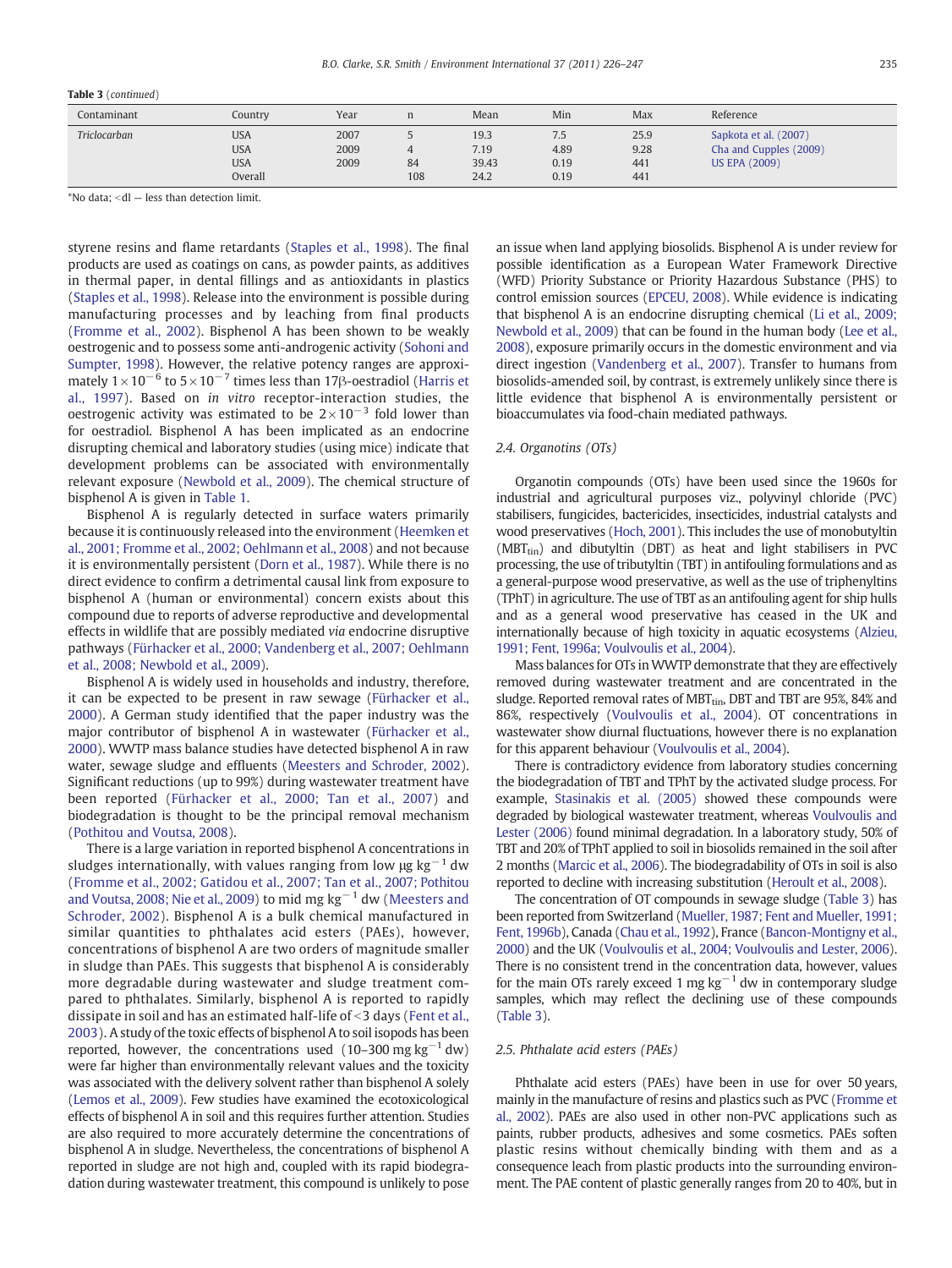**Table 3** (*continued*)

| Contaminant | Country | Year | n | Mean | Min | Max | Reference |
|---|---|---|---|---|---|---|---|
| *Triclocarban* | USA | 2007 | 5 | 19.3 | 7.5 | 25.9 | Sapkota et al. (2007) |
| | USA | 2009 | 4 | 7.19 | 4.89 | 9.28 | Cha and Cupples (2009) |
| | USA | 2009 | 84 | 39.43 | 0.19 | 441 | US EPA (2009) |
| | Overall | | 108 | 24.2 | 0.19 | 441 | |

*No data; <dl — less than detection limit.

styrene resins and flame retardants (Staples et al., 1998). The final products are used as coatings on cans, as powder paints, as additives in thermal paper, in dental fillings and as antioxidants in plastics (Staples et al., 1998). Release into the environment is possible during manufacturing processes and by leaching from final products (Fromme et al., 2002). Bisphenol A has been shown to be weakly oestrogenic and to possess some anti-androgenic activity (Sohoni and Sumpter, 1998). However, the relative potency ranges are approximately $1\times10^{-6}$ to $5\times10^{-7}$ times less than 17β-oestradiol (Harris et al., 1997). Based on *in vitro* receptor-interaction studies, the oestrogenic activity was estimated to be $2\times10^{-3}$ fold lower than for oestradiol. Bisphenol A has been implicated as an endocrine disrupting chemical and laboratory studies (using mice) indicate that development problems can be associated with environmentally relevant exposure (Newbold et al., 2009). The chemical structure of bisphenol A is given in Table 1.

Bisphenol A is regularly detected in surface waters primarily because it is continuously released into the environment (Heemken et al., 2001; Fromme et al., 2002; Oehlmann et al., 2008) and not because it is environmentally persistent (Dorn et al., 1987). While there is no direct evidence to confirm a detrimental causal link from exposure to bisphenol A (human or environmental) concern exists about this compound due to reports of adverse reproductive and developmental effects in wildlife that are possibly mediated *via* endocrine disruptive pathways (Fürhacker et al., 2000; Vandenberg et al., 2007; Oehlmann et al., 2008; Newbold et al., 2009).

Bisphenol A is widely used in households and industry, therefore, it can be expected to be present in raw sewage (Fürhacker et al., 2000). A German study identified that the paper industry was the major contributor of bisphenol A in wastewater (Fürhacker et al., 2000). WWTP mass balance studies have detected bisphenol A in raw water, sewage sludge and effluents (Meesters and Schroder, 2002). Significant reductions (up to 99%) during wastewater treatment have been reported (Fürhacker et al., 2000; Tan et al., 2007) and biodegradation is thought to be the principal removal mechanism (Pothitou and Voutsa, 2008).

There is a large variation in reported bisphenol A concentrations in sludges internationally, with values ranging from low μg $kg^{-1}$ dw (Fromme et al., 2002; Gatidou et al., 2007; Tan et al., 2007; Pothitou and Voutsa, 2008; Nie et al., 2009) to mid mg $kg^{-1}$ dw (Meesters and Schroder, 2002). Bisphenol A is a bulk chemical manufactured in similar quantities to phthalates acid esters (PAEs), however, concentrations of bisphenol A are two orders of magnitude smaller in sludge than PAEs. This suggests that bisphenol A is considerably more degradable during wastewater and sludge treatment compared to phthalates. Similarly, bisphenol A is reported to rapidly dissipate in soil and has an estimated half-life of <3 days (Fent et al., 2003). A study of the toxic effects of bisphenol A to soil isopods has been reported, however, the concentrations used (10–300 mg $kg^{-1}$ dw) were far higher than environmentally relevant values and the toxicity was associated with the delivery solvent rather than bisphenol A solely (Lemos et al., 2009). Few studies have examined the ecotoxicological effects of bisphenol A in soil and this requires further attention. Studies are also required to more accurately determine the concentrations of bisphenol A in sludge. Nevertheless, the concentrations of bisphenol A reported in sludge are not high and, coupled with its rapid biodegradation during wastewater treatment, this compound is unlikely to pose an issue when land applying biosolids. Bisphenol A is under review for possible identification as a European Water Framework Directive (WFD) Priority Substance or Priority Hazardous Substance (PHS) to control emission sources (EPCEU, 2008). While evidence is indicating that bisphenol A is an endocrine disrupting chemical (Li et al., 2009; Newbold et al., 2009) that can be found in the human body (Lee et al., 2008), exposure primarily occurs in the domestic environment and via direct ingestion (Vandenberg et al., 2007). Transfer to humans from biosolids-amended soil, by contrast, is extremely unlikely since there is little evidence that bisphenol A is environmentally persistent or bioaccumulates via food-chain mediated pathways.

### 2.4. Organotins (OTs)

Organotin compounds (OTs) have been used since the 1960s for industrial and agricultural purposes viz., polyvinyl chloride (PVC) stabilisers, fungicides, bactericides, insecticides, industrial catalysts and wood preservatives (Hoch, 2001). This includes the use of monobutyltin ($MBT_{tin}$) and dibutyltin (DBT) as heat and light stabilisers in PVC processing, the use of tributyltin (TBT) in antifouling formulations and as a general-purpose wood preservative, as well as the use of triphenyltins (TPhT) in agriculture. The use of TBT as an antifouling agent for ship hulls and as a general wood preservative has ceased in the UK and internationally because of high toxicity in aquatic ecosystems (Alzieu, 1991; Fent, 1996a; Voulvoulis et al., 2004).

Mass balances for OTs in WWTP demonstrate that they are effectively removed during wastewater treatment and are concentrated in the sludge. Reported removal rates of $MBT_{tin}$, DBT and TBT are 95%, 84% and 86%, respectively (Voulvoulis et al., 2004). OT concentrations in wastewater show diurnal fluctuations, however there is no explanation for this apparent behaviour (Voulvoulis et al., 2004).

There is contradictory evidence from laboratory studies concerning the biodegradation of TBT and TPhT by the activated sludge process. For example, Stasinakis et al. (2005) showed these compounds were degraded by biological wastewater treatment, whereas Voulvoulis and Lester (2006) found minimal degradation. In a laboratory study, 50% of TBT and 20% of TPhT applied to soil in biosolids remained in the soil after 2 months (Marcic et al., 2006). The biodegradability of OTs in soil is also reported to decline with increasing substitution (Heroult et al., 2008).

The concentration of OT compounds in sewage sludge (Table 3) has been reported from Switzerland (Mueller, 1987; Fent and Mueller, 1991; Fent, 1996b), Canada (Chau et al., 1992), France (Bancon-Montigny et al., 2000) and the UK (Voulvoulis et al., 2004; Voulvoulis and Lester, 2006). There is no consistent trend in the concentration data, however, values for the main OTs rarely exceed 1 mg $kg^{-1}$ dw in contemporary sludge samples, which may reflect the declining use of these compounds (Table 3).

### 2.5. Phthalate acid esters (PAEs)

Phthalate acid esters (PAEs) have been in use for over 50 years, mainly in the manufacture of resins and plastics such as PVC (Fromme et al., 2002). PAEs are also used in other non-PVC applications such as paints, rubber products, adhesives and some cosmetics. PAEs soften plastic resins without chemically binding with them and as a consequence leach from plastic products into the surrounding environment. The PAE content of plastic generally ranges from 20 to 40%, but in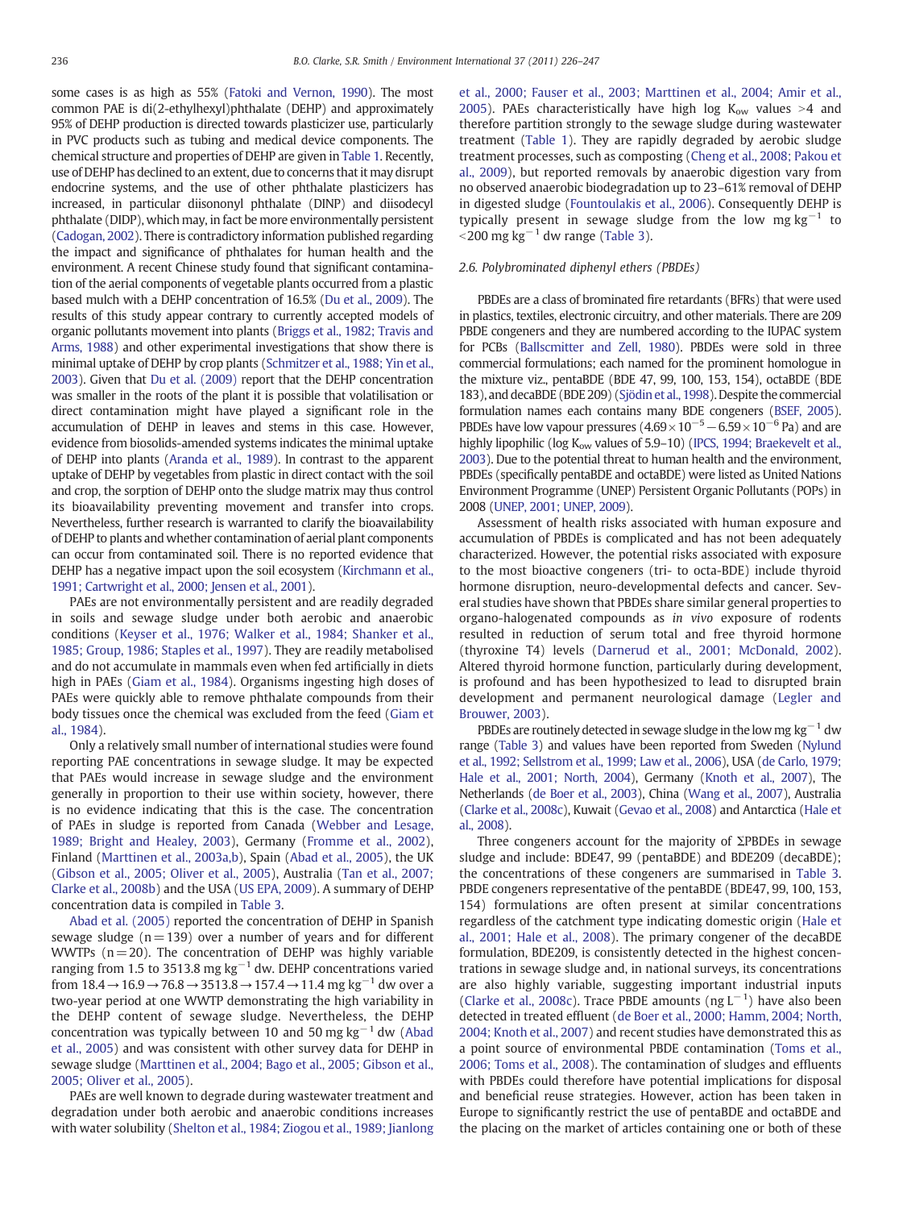some cases is as high as 55% (Fatoki and Vernon, 1990). The most common PAE is di(2-ethylhexyl)phthalate (DEHP) and approximately 95% of DEHP production is directed towards plasticizer use, particularly in PVC products such as tubing and medical device components. The chemical structure and properties of DEHP are given in Table 1. Recently, use of DEHP has declined to an extent, due to concerns that it may disrupt endocrine systems, and the use of other phthalate plasticizers has increased, in particular diisononyl phthalate (DINP) and diisodecyl phthalate (DIDP), which may, in fact be more environmentally persistent (Cadogan, 2002). There is contradictory information published regarding the impact and significance of phthalates for human health and the environment. A recent Chinese study found that significant contamination of the aerial components of vegetable plants occurred from a plastic based mulch with a DEHP concentration of 16.5% (Du et al., 2009). The results of this study appear contrary to currently accepted models of organic pollutants movement into plants (Briggs et al., 1982; Travis and Arms, 1988) and other experimental investigations that show there is minimal uptake of DEHP by crop plants (Schmitzer et al., 1988; Yin et al., 2003). Given that Du et al. (2009) report that the DEHP concentration was smaller in the roots of the plant it is possible that volatilisation or direct contamination might have played a significant role in the accumulation of DEHP in leaves and stems in this case. However, evidence from biosolids-amended systems indicates the minimal uptake of DEHP into plants (Aranda et al., 1989). In contrast to the apparent uptake of DEHP by vegetables from plastic in direct contact with the soil and crop, the sorption of DEHP onto the sludge matrix may thus control its bioavailability preventing movement and transfer into crops. Nevertheless, further research is warranted to clarify the bioavailability of DEHP to plants and whether contamination of aerial plant components can occur from contaminated soil. There is no reported evidence that DEHP has a negative impact upon the soil ecosystem (Kirchmann et al., 1991; Cartwright et al., 2000; Jensen et al., 2001).

PAEs are not environmentally persistent and are readily degraded in soils and sewage sludge under both aerobic and anaerobic conditions (Keyser et al., 1976; Walker et al., 1984; Shanker et al., 1985; Group, 1986; Staples et al., 1997). They are readily metabolised and do not accumulate in mammals even when fed artificially in diets high in PAEs (Giam et al., 1984). Organisms ingesting high doses of PAEs were quickly able to remove phthalate compounds from their body tissues once the chemical was excluded from the feed (Giam et al., 1984).

Only a relatively small number of international studies were found reporting PAE concentrations in sewage sludge. It may be expected that PAEs would increase in sewage sludge and the environment generally in proportion to their use within society, however, there is no evidence indicating that this is the case. The concentration of PAEs in sludge is reported from Canada (Webber and Lesage, 1989; Bright and Healey, 2003), Germany (Fromme et al., 2002), Finland (Marttinen et al., 2003a,b), Spain (Abad et al., 2005), the UK (Gibson et al., 2005; Oliver et al., 2005), Australia (Tan et al., 2007; Clarke et al., 2008b) and the USA (US EPA, 2009). A summary of DEHP concentration data is compiled in Table 3.

Abad et al. (2005) reported the concentration of DEHP in Spanish sewage sludge ($n = 139$) over a number of years and for different WWTPs ($n = 20$). The concentration of DEHP was highly variable ranging from 1.5 to 3513.8 mg kg$^{-1}$ dw. DEHP concentrations varied from $18.4 \rightarrow 16.9 \rightarrow 76.8 \rightarrow 3513.8 \rightarrow 157.4 \rightarrow 11.4$ mg kg$^{-1}$ dw over a two-year period at one WWTP demonstrating the high variability in the DEHP content of sewage sludge. Nevertheless, the DEHP concentration was typically between 10 and 50 mg kg$^{-1}$ dw (Abad et al., 2005) and was consistent with other survey data for DEHP in sewage sludge (Marttinen et al., 2004; Bago et al., 2005; Gibson et al., 2005; Oliver et al., 2005).

PAEs are well known to degrade during wastewater treatment and degradation under both aerobic and anaerobic conditions increases with water solubility (Shelton et al., 1984; Ziogou et al., 1989; Jianlong et al., 2000; Fauser et al., 2003; Marttinen et al., 2004; Amir et al., 2005). PAEs characteristically have high log $K_{ow}$ values >4 and therefore partition strongly to the sewage sludge during wastewater treatment (Table 1). They are rapidly degraded by aerobic sludge treatment processes, such as composting (Cheng et al., 2008; Pakou et al., 2009), but reported removals by anaerobic digestion vary from no observed anaerobic biodegradation up to 23–61% removal of DEHP in digested sludge (Fountoulakis et al., 2006). Consequently DEHP is typically present in sewage sludge from the low mg kg$^{-1}$ to <200 mg kg$^{-1}$ dw range (Table 3).

### 2.6. Polybrominated diphenyl ethers (PBDEs)

PBDEs are a class of brominated fire retardants (BFRs) that were used in plastics, textiles, electronic circuitry, and other materials. There are 209 PBDE congeners and they are numbered according to the IUPAC system for PCBs (Ballscmitter and Zell, 1980). PBDEs were sold in three commercial formulations; each named for the prominent homologue in the mixture viz., pentaBDE (BDE 47, 99, 100, 153, 154), octaBDE (BDE 183), and decaBDE (BDE 209) (Sjödin et al., 1998). Despite the commercial formulation names each contains many BDE congeners (BSEF, 2005). PBDEs have low vapour pressures ($4.69 \times 10^{-5} - 6.59 \times 10^{-6}$ Pa) and are highly lipophilic (log $K_{ow}$ values of 5.9–10) (IPCS, 1994; Braekevelt et al., 2003). Due to the potential threat to human health and the environment, PBDEs (specifically pentaBDE and octaBDE) were listed as United Nations Environment Programme (UNEP) Persistent Organic Pollutants (POPs) in 2008 (UNEP, 2001; UNEP, 2009).

Assessment of health risks associated with human exposure and accumulation of PBDEs is complicated and has not been adequately characterized. However, the potential risks associated with exposure to the most bioactive congeners (tri- to octa-BDE) include thyroid hormone disruption, neuro-developmental defects and cancer. Several studies have shown that PBDEs share similar general properties to organo-halogenated compounds as *in vivo* exposure of rodents resulted in reduction of serum total and free thyroid hormone (thyroxine T4) levels (Darnerud et al., 2001; McDonald, 2002). Altered thyroid hormone function, particularly during development, is profound and has been hypothesized to lead to disrupted brain development and permanent neurological damage (Legler and Brouwer, 2003).

PBDEs are routinely detected in sewage sludge in the low mg kg$^{-1}$ dw range (Table 3) and values have been reported from Sweden (Nylund et al., 1992; Sellstrom et al., 1999; Law et al., 2006), USA (de Carlo, 1979; Hale et al., 2001; North, 2004), Germany (Knoth et al., 2007), The Netherlands (de Boer et al., 2003), China (Wang et al., 2007), Australia (Clarke et al., 2008c), Kuwait (Gevao et al., 2008) and Antarctica (Hale et al., 2008).

Three congeners account for the majority of ΣPBDEs in sewage sludge and include: BDE47, 99 (pentaBDE) and BDE209 (decaBDE); the concentrations of these congeners are summarised in Table 3. PBDE congeners representative of the pentaBDE (BDE47, 99, 100, 153, 154) formulations are often present at similar concentrations regardless of the catchment type indicating domestic origin (Hale et al., 2001; Hale et al., 2008). The primary congener of the decaBDE formulation, BDE209, is consistently detected in the highest concentrations in sewage sludge and, in national surveys, its concentrations are also highly variable, suggesting important industrial inputs (Clarke et al., 2008c). Trace PBDE amounts (ng L$^{-1}$) have also been detected in treated effluent (de Boer et al., 2000; Hamm, 2004; North, 2004; Knoth et al., 2007) and recent studies have demonstrated this as a point source of environmental PBDE contamination (Toms et al., 2006; Toms et al., 2008). The contamination of sludges and effluents with PBDEs could therefore have potential implications for disposal and beneficial reuse strategies. However, action has been taken in Europe to significantly restrict the use of pentaBDE and octaBDE and the placing on the market of articles containing one or both of these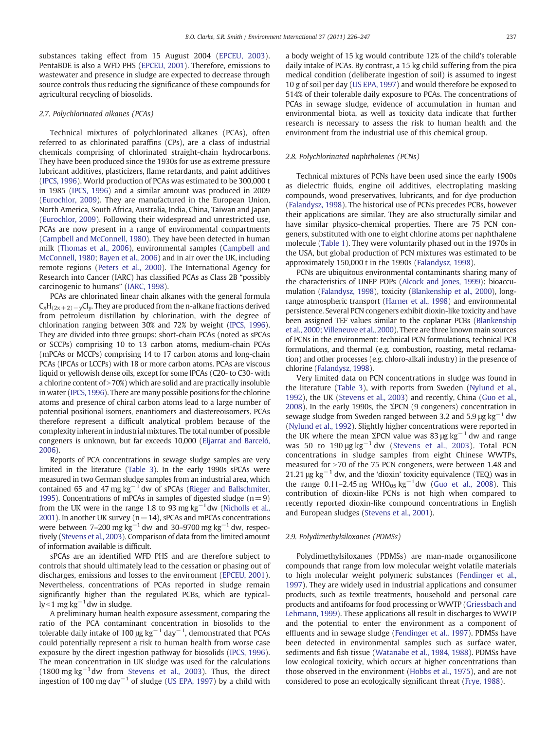substances taking effect from 15 August 2004 (EPCEU, 2003). PentaBDE is also a WFD PHS (EPCEU, 2001). Therefore, emissions to wastewater and presence in sludge are expected to decrease through source controls thus reducing the significance of these compounds for agricultural recycling of biosolids.

### 2.7. Polychlorinated alkanes (PCAs)

Technical mixtures of polychlorinated alkanes (PCAs), often referred to as chlorinated paraffins (CPs), are a class of industrial chemicals comprising of chlorinated straight-chain hydrocarbons. They have been produced since the 1930s for use as extreme pressure lubricant additives, plasticizers, flame retardants, and paint additives (IPCS, 1996). World production of PCAs was estimated to be 300,000 t in 1985 (IPCS, 1996) and a similar amount was produced in 2009 (Eurochlor, 2009). They are manufactured in the European Union, North America, South Africa, Australia, India, China, Taiwan and Japan (Eurochlor, 2009). Following their widespread and unrestricted use, PCAs are now present in a range of environmental compartments (Campbell and McConnell, 1980). They have been detected in human milk (Thomas et al., 2006), environmental samples (Campbell and McConnell, 1980; Bayen et al., 2006) and in air over the UK, including remote regions (Peters et al., 2000). The International Agency for Research into Cancer (IARC) has classified PCAs as Class 2B "possibly carcinogenic to humans" (IARC, 1998).

PCAs are chlorinated linear chain alkanes with the general formula $C_xH_{(2x+2)-y}Cl_y$. They are produced from the n-alkane fractions derived from petroleum distillation by chlorination, with the degree of chlorination ranging between 30% and 72% by weight (IPCS, 1996). They are divided into three groups: short-chain PCAs (noted as sPCAs or SCCPs) comprising 10 to 13 carbon atoms, medium-chain PCAs (mPCAs or MCCPs) comprising 14 to 17 carbon atoms and long-chain PCAs (lPCAs or LCCPs) with 18 or more carbon atoms. PCAs are viscous liquid or yellowish dense oils, except for some lPCAs (C20- to C30- with a chlorine content of >70%) which are solid and are practically insoluble in water (IPCS, 1996). There are many possible positions for the chlorine atoms and presence of chiral carbon atoms lead to a large number of potential positional isomers, enantiomers and diastereoisomers. PCAs therefore represent a difficult analytical problem because of the complexity inherent in industrial mixtures. The total number of possible congeners is unknown, but far exceeds 10,000 (Eljarrat and Barceló, 2006).

Reports of PCA concentrations in sewage sludge samples are very limited in the literature (Table 3). In the early 1990s sPCAs were measured in two German sludge samples from an industrial area, which contained 65 and 47 mg $kg^{-1}$ dw of sPCAs (Rieger and Ballschmiter, 1995). Concentrations of mPCAs in samples of digested sludge (n = 9) from the UK were in the range 1.8 to 93 mg $kg^{-1}$ dw (Nicholls et al., 2001). In another UK survey (n = 14), sPCAs and mPCAs concentrations were between 7–200 mg $kg^{-1}$ dw and 30–9700 mg $kg^{-1}$ dw, respectively (Stevens et al., 2003). Comparison of data from the limited amount of information available is difficult.

sPCAs are an identified WFD PHS and are therefore subject to controls that should ultimately lead to the cessation or phasing out of discharges, emissions and losses to the environment (EPCEU, 2001). Nevertheless, concentrations of PCAs reported in sludge remain significantly higher than the regulated PCBs, which are typically <1 mg $kg^{-1}$ dw in sludge.

A preliminary human health exposure assessment, comparing the ratio of the PCA contaminant concentration in biosolids to the tolerable daily intake of 100 μg $kg^{-1}$ $day^{-1}$, demonstrated that PCAs could potentially represent a risk to human health from worse case exposure by the direct ingestion pathway for biosolids (IPCS, 1996). The mean concentration in UK sludge was used for the calculations (1800 mg $kg^{-1}$ dw from Stevens et al., 2003). Thus, the direct ingestion of 100 mg $day^{-1}$ of sludge (US EPA, 1997) by a child with a body weight of 15 kg would contribute 12% of the child's tolerable daily intake of PCAs. By contrast, a 15 kg child suffering from the pica medical condition (deliberate ingestion of soil) is assumed to ingest 10 g of soil per day (US EPA, 1997) and would therefore be exposed to 514% of their tolerable daily exposure to PCAs. The concentrations of PCAs in sewage sludge, evidence of accumulation in human and environmental biota, as well as toxicity data indicate that further research is necessary to assess the risk to human health and the environment from the industrial use of this chemical group.

### 2.8. Polychlorinated naphthalenes (PCNs)

Technical mixtures of PCNs have been used since the early 1900s as dielectric fluids, engine oil additives, electroplating masking compounds, wood preservatives, lubricants, and for dye production (Falandysz, 1998). The historical use of PCNs precedes PCBs, however their applications are similar. They are also structurally similar and have similar physico-chemical properties. There are 75 PCN congeners, substituted with one to eight chlorine atoms per naphthalene molecule (Table 1). They were voluntarily phased out in the 1970s in the USA, but global production of PCN mixtures was estimated to be approximately 150,000 t in the 1990s (Falandysz, 1998).

PCNs are ubiquitous environmental contaminants sharing many of the characteristics of UNEP POPs (Alcock and Jones, 1999): bioaccumulation (Falandysz, 1998), toxicity (Blankenship et al., 2000), long-range atmospheric transport (Harner et al., 1998) and environmental persistence. Several PCN congeners exhibit dioxin-like toxicity and have been assigned TEF values similar to the coplanar PCBs (Blankenship et al., 2000; Villeneuve et al., 2000). There are three known main sources of PCNs in the environment: technical PCN formulations, technical PCB formulations, and thermal (e.g. combustion, roasting, metal reclamation) and other processes (e.g. chloro-alkali industry) in the presence of chlorine (Falandysz, 1998).

Very limited data on PCN concentrations in sludge was found in the literature (Table 3), with reports from Sweden (Nylund et al., 1992), the UK (Stevens et al., 2003) and recently, China (Guo et al., 2008). In the early 1990s, the ΣPCN (9 congeners) concentration in sewage sludge from Sweden ranged between 3.2 and 5.9 μg $kg^{-1}$ dw (Nylund et al., 1992). Slightly higher concentrations were reported in the UK where the mean ΣPCN value was 83 μg $kg^{-1}$ dw and range was 50 to 190 μg $kg^{-1}$ dw (Stevens et al., 2003). Total PCN concentrations in sludge samples from eight Chinese WWTPs, measured for >70 of the 75 PCN congeners, were between 1.48 and 21.21 μg $kg^{-1}$ dw, and the 'dioxin' toxicity equivalence (TEQ) was in the range 0.11–2.45 ng $WHO_{05}$ $kg^{-1}$ dw (Guo et al., 2008). This contribution of dioxin-like PCNs is not high when compared to recently reported dioxin-like compound concentrations in English and European sludges (Stevens et al., 2001).

### 2.9. Polydimethylsiloxanes (PDMSs)

Polydimethylsiloxanes (PDMSs) are man-made organosilicone compounds that range from low molecular weight volatile materials to high molecular weight polymeric substances (Fendinger et al., 1997). They are widely used in industrial applications and consumer products, such as textile treatments, household and personal care products and antifoams for food processing or WWTP (Griessbach and Lehmann, 1999). These applications all result in discharges to WWTP and the potential to enter the environment as a component of effluents and in sewage sludge (Fendinger et al., 1997). PDMSs have been detected in environmental samples such as surface water, sediments and fish tissue (Watanabe et al., 1984, 1988). PDMSs have low ecological toxicity, which occurs at higher concentrations than those observed in the environment (Hobbs et al., 1975), and are not considered to pose an ecologically significant threat (Frye, 1988).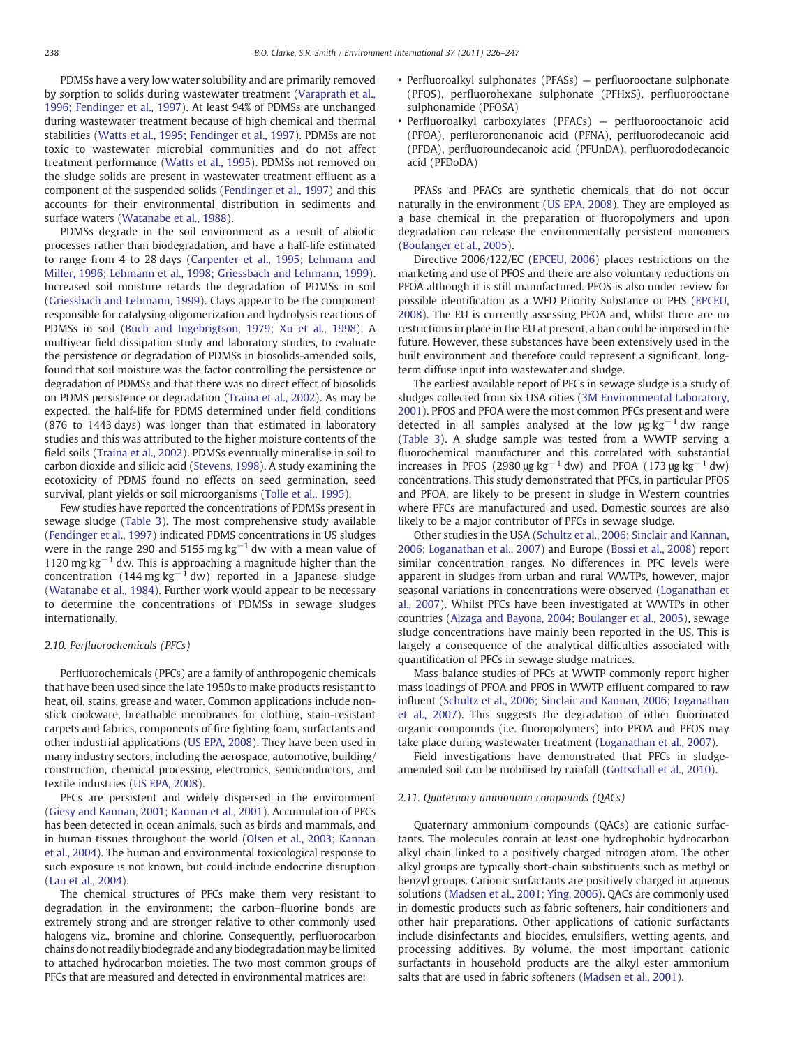PDMSs have a very low water solubility and are primarily removed by sorption to solids during wastewater treatment (Varaprath et al., 1996; Fendinger et al., 1997). At least 94% of PDMSs are unchanged during wastewater treatment because of high chemical and thermal stabilities (Watts et al., 1995; Fendinger et al., 1997). PDMSs are not toxic to wastewater microbial communities and do not affect treatment performance (Watts et al., 1995). PDMSs not removed on the sludge solids are present in wastewater treatment effluent as a component of the suspended solids (Fendinger et al., 1997) and this accounts for their environmental distribution in sediments and surface waters (Watanabe et al., 1988).

PDMSs degrade in the soil environment as a result of abiotic processes rather than biodegradation, and have a half-life estimated to range from 4 to 28 days (Carpenter et al., 1995; Lehmann and Miller, 1996; Lehmann et al., 1998; Griessbach and Lehmann, 1999). Increased soil moisture retards the degradation of PDMSs in soil (Griessbach and Lehmann, 1999). Clays appear to be the component responsible for catalysing oligomerization and hydrolysis reactions of PDMSs in soil (Buch and Ingebrigtson, 1979; Xu et al., 1998). A multiyear field dissipation study and laboratory studies, to evaluate the persistence or degradation of PDMSs in biosolids-amended soils, found that soil moisture was the factor controlling the persistence or degradation of PDMSs and that there was no direct effect of biosolids on PDMS persistence or degradation (Traina et al., 2002). As may be expected, the half-life for PDMS determined under field conditions (876 to 1443 days) was longer than that estimated in laboratory studies and this was attributed to the higher moisture contents of the field soils (Traina et al., 2002). PDMSs eventually mineralise in soil to carbon dioxide and silicic acid (Stevens, 1998). A study examining the ecotoxicity of PDMS found no effects on seed germination, seed survival, plant yields or soil microorganisms (Tolle et al., 1995).

Few studies have reported the concentrations of PDMSs present in sewage sludge (Table 3). The most comprehensive study available (Fendinger et al., 1997) indicated PDMS concentrations in US sludges were in the range 290 and 5155 mg kg$^{-1}$ dw with a mean value of 1120 mg kg$^{-1}$ dw. This is approaching a magnitude higher than the concentration (144 mg kg$^{-1}$ dw) reported in a Japanese sludge (Watanabe et al., 1984). Further work would appear to be necessary to determine the concentrations of PDMSs in sewage sludges internationally.

### 2.10. Perfluorochemicals (PFCs)

Perfluorochemicals (PFCs) are a family of anthropogenic chemicals that have been used since the late 1950s to make products resistant to heat, oil, stains, grease and water. Common applications include non-stick cookware, breathable membranes for clothing, stain-resistant carpets and fabrics, components of fire fighting foam, surfactants and other industrial applications (US EPA, 2008). They have been used in many industry sectors, including the aerospace, automotive, building/construction, chemical processing, electronics, semiconductors, and textile industries (US EPA, 2008).

PFCs are persistent and widely dispersed in the environment (Giesy and Kannan, 2001; Kannan et al., 2001). Accumulation of PFCs has been detected in ocean animals, such as birds and mammals, and in human tissues throughout the world (Olsen et al., 2003; Kannan et al., 2004). The human and environmental toxicological response to such exposure is not known, but could include endocrine disruption (Lau et al., 2004).

The chemical structures of PFCs make them very resistant to degradation in the environment; the carbon–fluorine bonds are extremely strong and are stronger relative to other commonly used halogens viz., bromine and chlorine. Consequently, perfluorocarbon chains do not readily biodegrade and any biodegradation may be limited to attached hydrocarbon moieties. The two most common groups of PFCs that are measured and detected in environmental matrices are:

- Perfluoroalkyl sulphonates (PFASs) — perfluorooctane sulphonate (PFOS), perfluorohexane sulphonate (PFHxS), perfluorooctane sulphonamide (PFOSA)
- Perfluoroalkyl carboxylates (PFACs) — perfluorooctanoic acid (PFOA), perflurorononanoic acid (PFNA), perfluorodecanoic acid (PFDA), perfluoroundecanoic acid (PFUnDA), perflurododecanoic acid (PFDoDA)

PFASs and PFACs are synthetic chemicals that do not occur naturally in the environment (US EPA, 2008). They are employed as a base chemical in the preparation of fluoropolymers and upon degradation can release the environmentally persistent monomers (Boulanger et al., 2005).

Directive 2006/122/EC (EPCEU, 2006) places restrictions on the marketing and use of PFOS and there are also voluntary reductions on PFOA although it is still manufactured. PFOS is also under review for possible identification as a WFD Priority Substance or PHS (EPCEU, 2008). The EU is currently assessing PFOA and, whilst there are no restrictions in place in the EU at present, a ban could be imposed in the future. However, these substances have been extensively used in the built environment and therefore could represent a significant, long-term diffuse input into wastewater and sludge.

The earliest available report of PFCs in sewage sludge is a study of sludges collected from six USA cities (3M Environmental Laboratory, 2001). PFOS and PFOA were the most common PFCs present and were detected in all samples analysed at the low μg kg$^{-1}$ dw range (Table 3). A sludge sample was tested from a WWTP serving a fluorochemical manufacturer and this correlated with substantial increases in PFOS (2980 μg kg$^{-1}$ dw) and PFOA (173 μg kg$^{-1}$ dw) concentrations. This study demonstrated that PFCs, in particular PFOS and PFOA, are likely to be present in sludge in Western countries where PFCs are manufactured and used. Domestic sources are also likely to be a major contributor of PFCs in sewage sludge.

Other studies in the USA (Schultz et al., 2006; Sinclair and Kannan, 2006; Loganathan et al., 2007) and Europe (Bossi et al., 2008) report similar concentration ranges. No differences in PFC levels were apparent in sludges from urban and rural WWTPs, however, major seasonal variations in concentrations were observed (Loganathan et al., 2007). Whilst PFCs have been investigated at WWTPs in other countries (Alzaga and Bayona, 2004; Boulanger et al., 2005), sewage sludge concentrations have mainly been reported in the US. This is largely a consequence of the analytical difficulties associated with quantification of PFCs in sewage sludge matrices.

Mass balance studies of PFCs at WWTP commonly report higher mass loadings of PFOA and PFOS in WWTP effluent compared to raw influent (Schultz et al., 2006; Sinclair and Kannan, 2006; Loganathan et al., 2007). This suggests the degradation of other fluorinated organic compounds (i.e. fluoropolymers) into PFOA and PFOS may take place during wastewater treatment (Loganathan et al., 2007).

Field investigations have demonstrated that PFCs in sludge-amended soil can be mobilised by rainfall (Gottschall et al., 2010).

### 2.11. Quaternary ammonium compounds (QACs)

Quaternary ammonium compounds (QACs) are cationic surfactants. The molecules contain at least one hydrophobic hydrocarbon alkyl chain linked to a positively charged nitrogen atom. The other alkyl groups are typically short-chain substituents such as methyl or benzyl groups. Cationic surfactants are positively charged in aqueous solutions (Madsen et al., 2001; Ying, 2006). QACs are commonly used in domestic products such as fabric softeners, hair conditioners and other hair preparations. Other applications of cationic surfactants include disinfectants and biocides, emulsifiers, wetting agents, and processing additives. By volume, the most important cationic surfactants in household products are the alkyl ester ammonium salts that are used in fabric softeners (Madsen et al., 2001).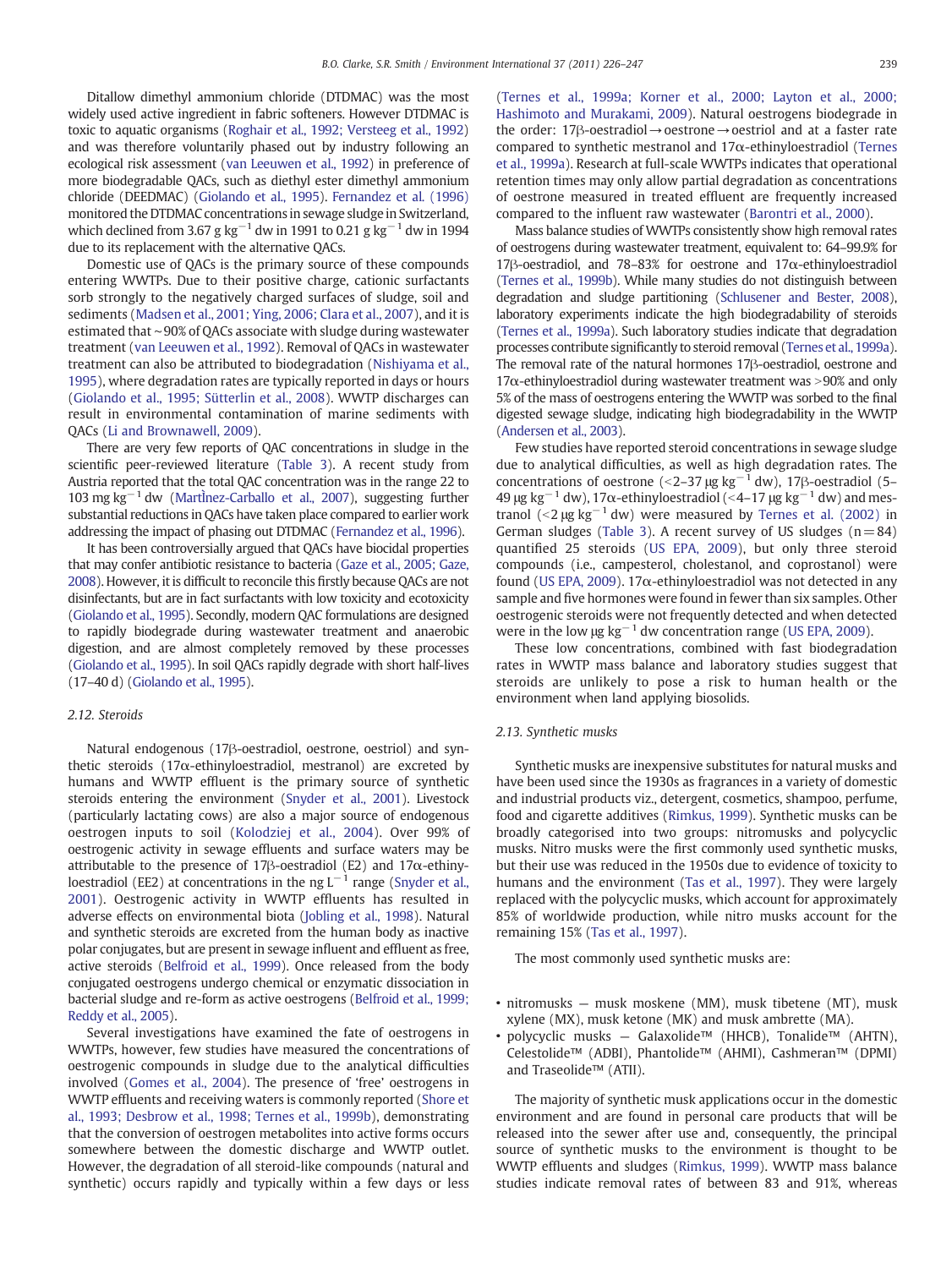Ditallow dimethyl ammonium chloride (DTDMAC) was the most widely used active ingredient in fabric softeners. However DTDMAC is toxic to aquatic organisms (Roghair et al., 1992; Versteeg et al., 1992) and was therefore voluntarily phased out by industry following an ecological risk assessment (van Leeuwen et al., 1992) in preference of more biodegradable QACs, such as diethyl ester dimethyl ammonium chloride (DEEDMAC) (Giolando et al., 1995). Fernandez et al. (1996) monitored the DTDMAC concentrations in sewage sludge in Switzerland, which declined from 3.67 g $kg^{-1}$ dw in 1991 to 0.21 g $kg^{-1}$ dw in 1994 due to its replacement with the alternative QACs.

Domestic use of QACs is the primary source of these compounds entering WWTPs. Due to their positive charge, cationic surfactants sorb strongly to the negatively charged surfaces of sludge, soil and sediments (Madsen et al., 2001; Ying, 2006; Clara et al., 2007), and it is estimated that ~90% of QACs associate with sludge during wastewater treatment (van Leeuwen et al., 1992). Removal of QACs in wastewater treatment can also be attributed to biodegradation (Nishiyama et al., 1995), where degradation rates are typically reported in days or hours (Giolando et al., 1995; Sütterlin et al., 2008). WWTP discharges can result in environmental contamination of marine sediments with QACs (Li and Brownawell, 2009).

There are very few reports of QAC concentrations in sludge in the scientific peer-reviewed literature (Table 3). A recent study from Austria reported that the total QAC concentration was in the range 22 to 103 mg $kg^{-1}$ dw (Martìnez-Carballo et al., 2007), suggesting further substantial reductions in QACs have taken place compared to earlier work addressing the impact of phasing out DTDMAC (Fernandez et al., 1996).

It has been controversially argued that QACs have biocidal properties that may confer antibiotic resistance to bacteria (Gaze et al., 2005; Gaze, 2008). However, it is difficult to reconcile this firstly because QACs are not disinfectants, but are in fact surfactants with low toxicity and ecotoxicity (Giolando et al., 1995). Secondly, modern QAC formulations are designed to rapidly biodegrade during wastewater treatment and anaerobic digestion, and are almost completely removed by these processes (Giolando et al., 1995). In soil QACs rapidly degrade with short half-lives (17–40 d) (Giolando et al., 1995).

### 2.12. Steroids

Natural endogenous (17β-oestradiol, oestrone, oestriol) and synthetic steroids (17α-ethinyloestradiol, mestranol) are excreted by humans and WWTP effluent is the primary source of synthetic steroids entering the environment (Snyder et al., 2001). Livestock (particularly lactating cows) are also a major source of endogenous oestrogen inputs to soil (Kolodziej et al., 2004). Over 99% of oestrogenic activity in sewage effluents and surface waters may be attributable to the presence of 17β-oestradiol (E2) and 17α-ethinyloestradiol (EE2) at concentrations in the ng $L^{-1}$ range (Snyder et al., 2001). Oestrogenic activity in WWTP effluents has resulted in adverse effects on environmental biota (Jobling et al., 1998). Natural and synthetic steroids are excreted from the human body as inactive polar conjugates, but are present in sewage influent and effluent as free, active steroids (Belfroid et al., 1999). Once released from the body conjugated oestrogens undergo chemical or enzymatic dissociation in bacterial sludge and re-form as active oestrogens (Belfroid et al., 1999; Reddy et al., 2005).

Several investigations have examined the fate of oestrogens in WWTPs, however, few studies have measured the concentrations of oestrogenic compounds in sludge due to the analytical difficulties involved (Gomes et al., 2004). The presence of 'free' oestrogens in WWTP effluents and receiving waters is commonly reported (Shore et al., 1993; Desbrow et al., 1998; Ternes et al., 1999b), demonstrating that the conversion of oestrogen metabolites into active forms occurs somewhere between the domestic discharge and WWTP outlet. However, the degradation of all steroid-like compounds (natural and synthetic) occurs rapidly and typically within a few days or less (Ternes et al., 1999a; Korner et al., 2000; Layton et al., 2000; Hashimoto and Murakami, 2009). Natural oestrogens biodegrade in the order: 17β-oestradiol → oestrone → oestriol and at a faster rate compared to synthetic mestranol and 17α-ethinyloestradiol (Ternes et al., 1999a). Research at full-scale WWTPs indicates that operational retention times may only allow partial degradation as concentrations of oestrone measured in treated effluent are frequently increased compared to the influent raw wastewater (Barontri et al., 2000).

Mass balance studies of WWTPs consistently show high removal rates of oestrogens during wastewater treatment, equivalent to: 64–99.9% for 17β-oestradiol, and 78–83% for oestrone and 17α-ethinyloestradiol (Ternes et al., 1999b). While many studies do not distinguish between degradation and sludge partitioning (Schlusener and Bester, 2008), laboratory experiments indicate the high biodegradability of steroids (Ternes et al., 1999a). Such laboratory studies indicate that degradation processes contribute significantly to steroid removal (Ternes et al., 1999a). The removal rate of the natural hormones 17β-oestradiol, oestrone and 17α-ethinyloestradiol during wastewater treatment was >90% and only 5% of the mass of oestrogens entering the WWTP was sorbed to the final digested sewage sludge, indicating high biodegradability in the WWTP (Andersen et al., 2003).

Few studies have reported steroid concentrations in sewage sludge due to analytical difficulties, as well as high degradation rates. The concentrations of oestrone (<2–37 μg $kg^{-1}$ dw), 17β-oestradiol (5–49 μg $kg^{-1}$ dw), 17α-ethinyloestradiol (<4–17 μg $kg^{-1}$ dw) and mestranol (<2 μg $kg^{-1}$ dw) were measured by Ternes et al. (2002) in German sludges (Table 3). A recent survey of US sludges (n = 84) quantified 25 steroids (US EPA, 2009), but only three steroid compounds (i.e., campesterol, cholestanol, and coprostanol) were found (US EPA, 2009). 17α-ethinyloestradiol was not detected in any sample and five hormones were found in fewer than six samples. Other oestrogenic steroids were not frequently detected and when detected were in the low μg $kg^{-1}$ dw concentration range (US EPA, 2009).

These low concentrations, combined with fast biodegradation rates in WWTP mass balance and laboratory studies suggest that steroids are unlikely to pose a risk to human health or the environment when land applying biosolids.

### 2.13. Synthetic musks

Synthetic musks are inexpensive substitutes for natural musks and have been used since the 1930s as fragrances in a variety of domestic and industrial products viz., detergent, cosmetics, shampoo, perfume, food and cigarette additives (Rimkus, 1999). Synthetic musks can be broadly categorised into two groups: nitromusks and polycyclic musks. Nitro musks were the first commonly used synthetic musks, but their use was reduced in the 1950s due to evidence of toxicity to humans and the environment (Tas et al., 1997). They were largely replaced with the polycyclic musks, which account for approximately 85% of worldwide production, while nitro musks account for the remaining 15% (Tas et al., 1997).

The most commonly used synthetic musks are:

- nitromusks — musk moskene (MM), musk tibetene (MT), musk xylene (MX), musk ketone (MK) and musk ambrette (MA).
- polycyclic musks — Galaxolide™ (HHCB), Tonalide™ (AHTN), Celestolide™ (ADBI), Phantolide™ (AHMI), Cashmeran™ (DPMI) and Traseolide™ (ATII).

The majority of synthetic musk applications occur in the domestic environment and are found in personal care products that will be released into the sewer after use and, consequently, the principal source of synthetic musks to the environment is thought to be WWTP effluents and sludges (Rimkus, 1999). WWTP mass balance studies indicate removal rates of between 83 and 91%, whereas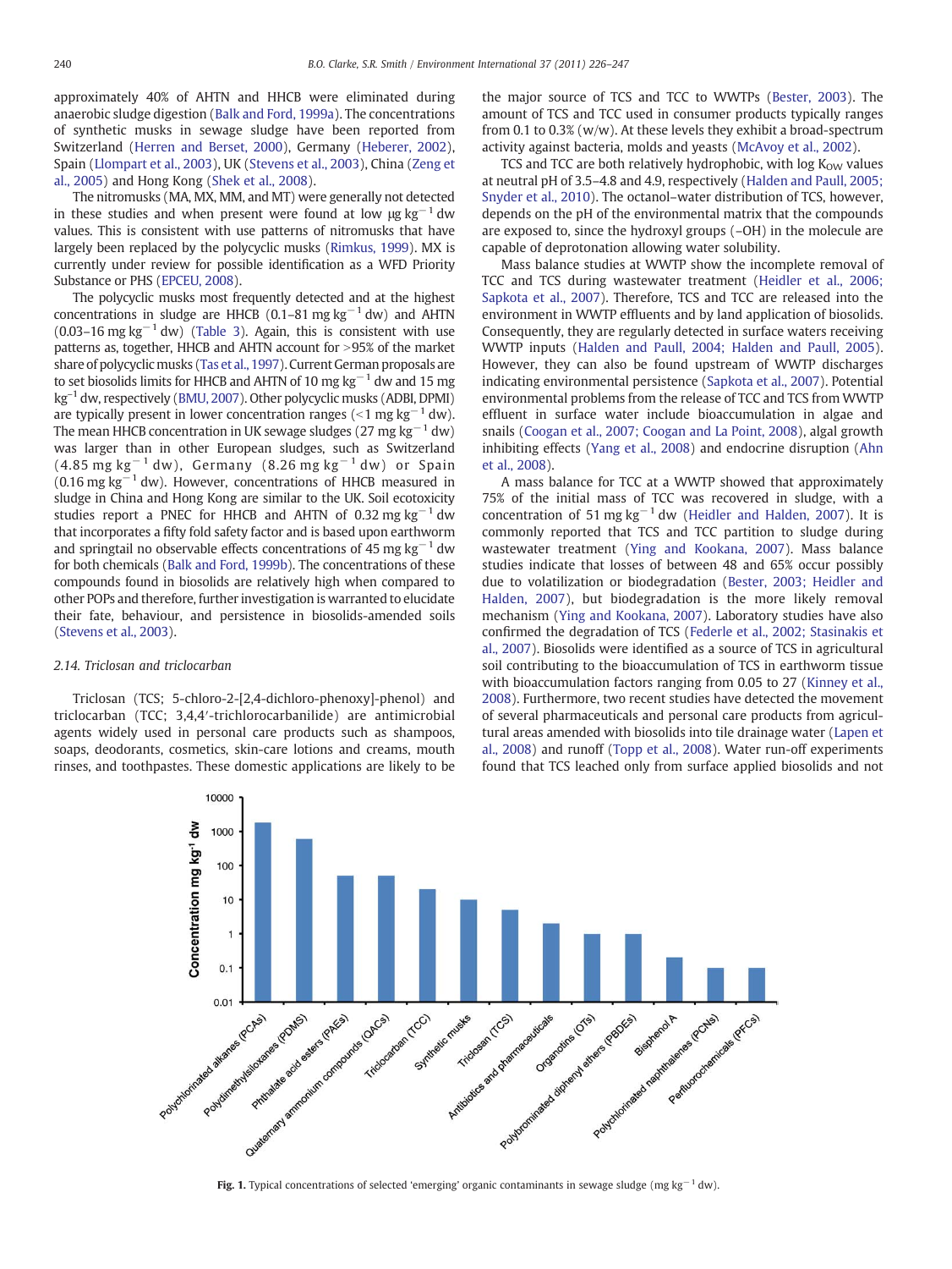approximately 40% of AHTN and HHCB were eliminated during anaerobic sludge digestion (Balk and Ford, 1999a). The concentrations of synthetic musks in sewage sludge have been reported from Switzerland (Herren and Berset, 2000), Germany (Heberer, 2002), Spain (Llompart et al., 2003), UK (Stevens et al., 2003), China (Zeng et al., 2005) and Hong Kong (Shek et al., 2008).

The nitromusks (MA, MX, MM, and MT) were generally not detected in these studies and when present were found at low μg kg$^{-1}$ dw values. This is consistent with use patterns of nitromusks that have largely been replaced by the polycyclic musks (Rimkus, 1999). MX is currently under review for possible identification as a WFD Priority Substance or PHS (EPCEU, 2008).

The polycyclic musks most frequently detected and at the highest concentrations in sludge are HHCB (0.1–81 mg kg$^{-1}$ dw) and AHTN (0.03–16 mg kg$^{-1}$ dw) (Table 3). Again, this is consistent with use patterns as, together, HHCB and AHTN account for >95% of the market share of polycyclic musks (Tas et al., 1997). Current German proposals are to set biosolids limits for HHCB and AHTN of 10 mg kg$^{-1}$ dw and 15 mg kg$^{-1}$ dw, respectively (BMU, 2007). Other polycyclic musks (ADBI, DPMI) are typically present in lower concentration ranges (<1 mg kg$^{-1}$ dw). The mean HHCB concentration in UK sewage sludges (27 mg kg$^{-1}$ dw) was larger than in other European sludges, such as Switzerland (4.85 mg kg$^{-1}$ dw), Germany (8.26 mg kg$^{-1}$ dw) or Spain (0.16 mg kg$^{-1}$ dw). However, concentrations of HHCB measured in sludge in China and Hong Kong are similar to the UK. Soil ecotoxicity studies report a PNEC for HHCB and AHTN of 0.32 mg kg$^{-1}$ dw that incorporates a fifty fold safety factor and is based upon earthworm and springtail no observable effects concentrations of 45 mg kg$^{-1}$ dw for both chemicals (Balk and Ford, 1999b). The concentrations of these compounds found in biosolids are relatively high when compared to other POPs and therefore, further investigation is warranted to elucidate their fate, behaviour, and persistence in biosolids-amended soils (Stevens et al., 2003).

### 2.14. Triclosan and triclocarban

Triclosan (TCS; 5-chloro-2-[2,4-dichloro-phenoxy]-phenol) and triclocarban (TCC; 3,4,4′-trichlorocarbanilide) are antimicrobial agents widely used in personal care products such as shampoos, soaps, deodorants, cosmetics, skin-care lotions and creams, mouth rinses, and toothpastes. These domestic applications are likely to be the major source of TCS and TCC to WWTPs (Bester, 2003). The amount of TCS and TCC used in consumer products typically ranges from 0.1 to 0.3% (w/w). At these levels they exhibit a broad-spectrum activity against bacteria, molds and yeasts (McAvoy et al., 2002).

TCS and TCC are both relatively hydrophobic, with log $K_{OW}$ values at neutral pH of 3.5–4.8 and 4.9, respectively (Halden and Paull, 2005; Snyder et al., 2010). The octanol–water distribution of TCS, however, depends on the pH of the environmental matrix that the compounds are exposed to, since the hydroxyl groups (–OH) in the molecule are capable of deprotonation allowing water solubility.

Mass balance studies at WWTP show the incomplete removal of TCC and TCS during wastewater treatment (Heidler et al., 2006; Sapkota et al., 2007). Therefore, TCS and TCC are released into the environment in WWTP effluents and by land application of biosolids. Consequently, they are regularly detected in surface waters receiving WWTP inputs (Halden and Paull, 2004; Halden and Paull, 2005). However, they can also be found upstream of WWTP discharges indicating environmental persistence (Sapkota et al., 2007). Potential environmental problems from the release of TCC and TCS from WWTP effluent in surface water include bioaccumulation in algae and snails (Coogan et al., 2007; Coogan and La Point, 2008), algal growth inhibiting effects (Yang et al., 2008) and endocrine disruption (Ahn et al., 2008).

A mass balance for TCC at a WWTP showed that approximately 75% of the initial mass of TCC was recovered in sludge, with a concentration of 51 mg kg$^{-1}$ dw (Heidler and Halden, 2007). It is commonly reported that TCS and TCC partition to sludge during wastewater treatment (Ying and Kookana, 2007). Mass balance studies indicate that losses of between 48 and 65% occur possibly due to volatilization or biodegradation (Bester, 2003; Heidler and Halden, 2007), but biodegradation is the more likely removal mechanism (Ying and Kookana, 2007). Laboratory studies have also confirmed the degradation of TCS (Federle et al., 2002; Stasinakis et al., 2007). Biosolids were identified as a source of TCS in agricultural soil contributing to the bioaccumulation of TCS in earthworm tissue with bioaccumulation factors ranging from 0.05 to 27 (Kinney et al., 2008). Furthermore, two recent studies have detected the movement of several pharmaceuticals and personal care products from agricultural areas amended with biosolids into tile drainage water (Lapen et al., 2008) and runoff (Topp et al., 2008). Water run-off experiments found that TCS leached only from surface applied biosolids and not

**Fig. 1.** Typical concentrations of selected 'emerging' organic contaminants in sewage sludge (mg kg$^{-1}$ dw).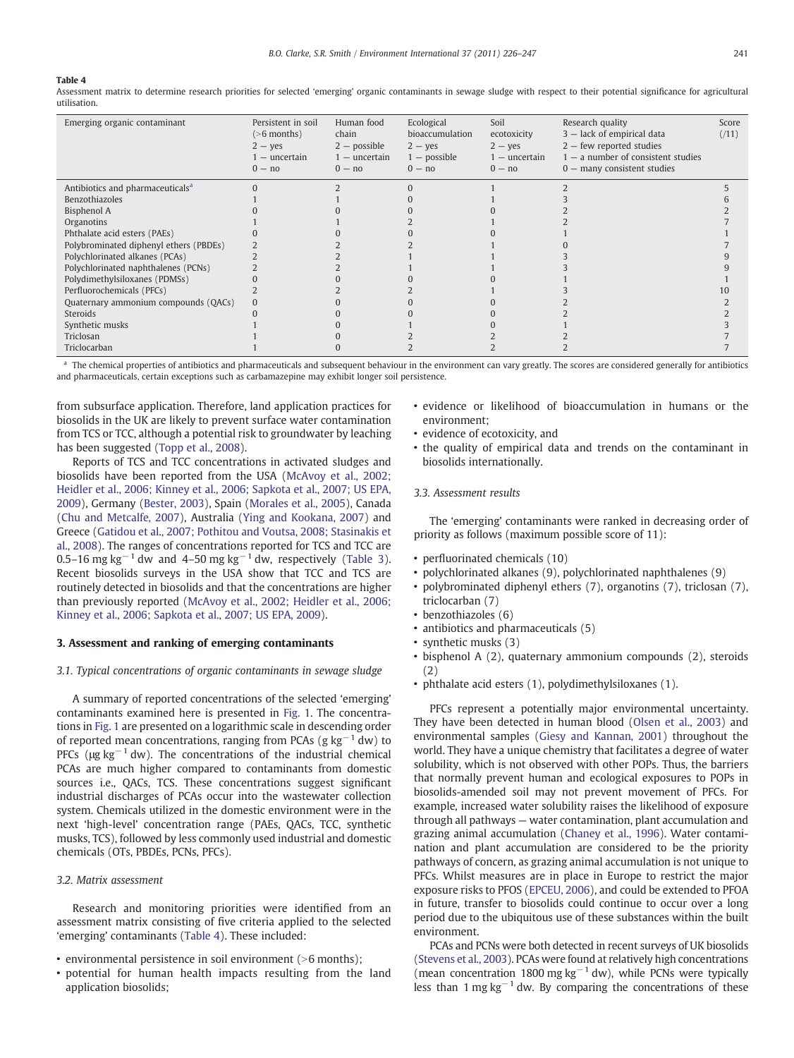**Table 4**
Assessment matrix to determine research priorities for selected 'emerging' organic contaminants in sewage sludge with respect to their potential significance for agricultural utilisation.

| Emerging organic contaminant | Persistent in soil (>6 months) 2 – yes 1 – uncertain 0 – no | Human food chain 2 – possible 1 – uncertain 0 – no | Ecological bioaccumulation 2 – yes 1 – possible 0 – no | Soil ecotoxicity 2 – yes 1 – uncertain 0 – no | Research quality 3 – lack of empirical data 2 – few reported studies 1 – a number of consistent studies 0 – many consistent studies | Score (/11) |
|---|---|---|---|---|---|---|
| Antibiotics and pharmaceuticals[a] | 0 | 2 | 0 | 1 | 2 | 5 |
| Benzothiazoles | 1 | 1 | 0 | 1 | 3 | 6 |
| Bisphenol A | 0 | 0 | 0 | 0 | 2 | 2 |
| Organotins | 1 | 1 | 2 | 1 | 2 | 7 |
| Phthalate acid esters (PAEs) | 0 | 0 | 0 | 0 | 1 | 1 |
| Polybrominated diphenyl ethers (PBDEs) | 2 | 2 | 2 | 1 | 0 | 7 |
| Polychlorinated alkanes (PCAs) | 2 | 2 | 1 | 1 | 3 | 9 |
| Polychlorinated naphthalenes (PCNs) | 2 | 2 | 1 | 1 | 3 | 9 |
| Polydimethylsiloxanes (PDMSs) | 0 | 0 | 0 | 0 | 1 | 1 |
| Perfluorochemicals (PFCs) | 2 | 2 | 2 | 1 | 3 | 10 |
| Quaternary ammonium compounds (QACs) | 0 | 0 | 0 | 0 | 2 | 2 |
| Steroids | 0 | 0 | 0 | 0 | 2 | 2 |
| Synthetic musks | 1 | 0 | 1 | 0 | 1 | 3 |
| Triclosan | 1 | 0 | 2 | 2 | 2 | 7 |
| Triclocarban | 1 | 0 | 2 | 2 | 2 | 7 |

[a] The chemical properties of antibiotics and pharmaceuticals and subsequent behaviour in the environment can vary greatly. The scores are considered generally for antibiotics and pharmaceuticals, certain exceptions such as carbamazepine may exhibit longer soil persistence.

from subsurface application. Therefore, land application practices for biosolids in the UK are likely to prevent surface water contamination from TCS or TCC, although a potential risk to groundwater by leaching has been suggested (Topp et al., 2008).

Reports of TCS and TCC concentrations in activated sludges and biosolids have been reported from the USA (McAvoy et al., 2002; Heidler et al., 2006; Kinney et al., 2006; Sapkota et al., 2007; US EPA, 2009), Germany (Bester, 2003), Spain (Morales et al., 2005), Canada (Chu and Metcalfe, 2007), Australia (Ying and Kookana, 2007) and Greece (Gatidou et al., 2007; Pothitou and Voutsa, 2008; Stasinakis et al., 2008). The ranges of concentrations reported for TCS and TCC are 0.5–16 mg $kg^{-1}$ dw and 4–50 mg $kg^{-1}$ dw, respectively (Table 3). Recent biosolids surveys in the USA show that TCC and TCS are routinely detected in biosolids and that the concentrations are higher than previously reported (McAvoy et al., 2002; Heidler et al., 2006; Kinney et al., 2006; Sapkota et al., 2007; US EPA, 2009).

## 3. Assessment and ranking of emerging contaminants

### 3.1. Typical concentrations of organic contaminants in sewage sludge

A summary of reported concentrations of the selected 'emerging' contaminants examined here is presented in Fig. 1. The concentrations in Fig. 1 are presented on a logarithmic scale in descending order of reported mean concentrations, ranging from PCAs (g $kg^{-1}$ dw) to PFCs (μg $kg^{-1}$ dw). The concentrations of the industrial chemical PCAs are much higher compared to contaminants from domestic sources i.e., QACs, TCS. These concentrations suggest significant industrial discharges of PCAs occur into the wastewater collection system. Chemicals utilized in the domestic environment were in the next 'high-level' concentration range (PAEs, QACs, TCC, synthetic musks, TCS), followed by less commonly used industrial and domestic chemicals (OTs, PBDEs, PCNs, PFCs).

### 3.2. Matrix assessment

Research and monitoring priorities were identified from an assessment matrix consisting of five criteria applied to the selected 'emerging' contaminants (Table 4). These included:

- environmental persistence in soil environment (>6 months);
- potential for human health impacts resulting from the land application biosolids;
- evidence or likelihood of bioaccumulation in humans or the environment;
- evidence of ecotoxicity, and
- the quality of empirical data and trends on the contaminant in biosolids internationally.

### 3.3. Assessment results

The 'emerging' contaminants were ranked in decreasing order of priority as follows (maximum possible score of 11):

- perfluorinated chemicals (10)
- polychlorinated alkanes (9), polychlorinated naphthalenes (9)
- polybrominated diphenyl ethers (7), organotins (7), triclosan (7), triclocarban (7)
- benzothiazoles (6)
- antibiotics and pharmaceuticals (5)
- synthetic musks (3)
- bisphenol A (2), quaternary ammonium compounds (2), steroids (2)
- phthalate acid esters (1), polydimethylsiloxanes (1).

PFCs represent a potentially major environmental uncertainty. They have been detected in human blood (Olsen et al., 2003) and environmental samples (Giesy and Kannan, 2001) throughout the world. They have a unique chemistry that facilitates a degree of water solubility, which is not observed with other POPs. Thus, the barriers that normally prevent human and ecological exposures to POPs in biosolids-amended soil may not prevent movement of PFCs. For example, increased water solubility raises the likelihood of exposure through all pathways — water contamination, plant accumulation and grazing animal accumulation (Chaney et al., 1996). Water contamination and plant accumulation are considered to be the priority pathways of concern, as grazing animal accumulation is not unique to PFCs. Whilst measures are in place in Europe to restrict the major exposure risks to PFOS (EPCEU, 2006), and could be extended to PFOA in future, transfer to biosolids could continue to occur over a long period due to the ubiquitous use of these substances within the built environment.

PCAs and PCNs were both detected in recent surveys of UK biosolids (Stevens et al., 2003). PCAs were found at relatively high concentrations (mean concentration 1800 mg $kg^{-1}$ dw), while PCNs were typically less than 1 mg $kg^{-1}$ dw. By comparing the concentrations of these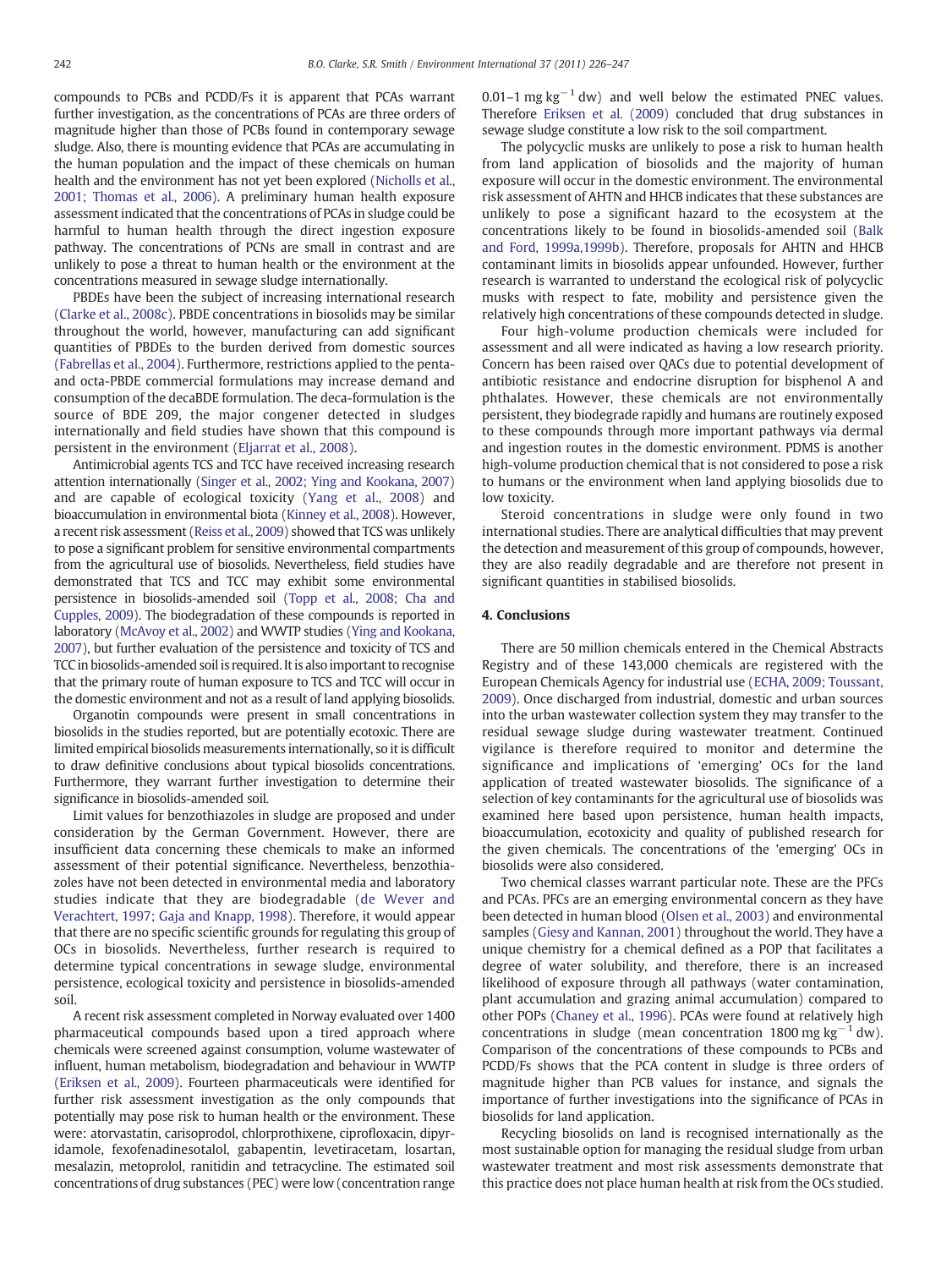compounds to PCBs and PCDD/Fs it is apparent that PCAs warrant further investigation, as the concentrations of PCAs are three orders of magnitude higher than those of PCBs found in contemporary sewage sludge. Also, there is mounting evidence that PCAs are accumulating in the human population and the impact of these chemicals on human health and the environment has not yet been explored (Nicholls et al., 2001; Thomas et al., 2006). A preliminary human health exposure assessment indicated that the concentrations of PCAs in sludge could be harmful to human health through the direct ingestion exposure pathway. The concentrations of PCNs are small in contrast and are unlikely to pose a threat to human health or the environment at the concentrations measured in sewage sludge internationally.

PBDEs have been the subject of increasing international research (Clarke et al., 2008c). PBDE concentrations in biosolids may be similar throughout the world, however, manufacturing can add significant quantities of PBDEs to the burden derived from domestic sources (Fabrellas et al., 2004). Furthermore, restrictions applied to the penta- and octa-PBDE commercial formulations may increase demand and consumption of the decaBDE formulation. The deca-formulation is the source of BDE 209, the major congener detected in sludges internationally and field studies have shown that this compound is persistent in the environment (Eljarrat et al., 2008).

Antimicrobial agents TCS and TCC have received increasing research attention internationally (Singer et al., 2002; Ying and Kookana, 2007) and are capable of ecological toxicity (Yang et al., 2008) and bioaccumulation in environmental biota (Kinney et al., 2008). However, a recent risk assessment (Reiss et al., 2009) showed that TCS was unlikely to pose a significant problem for sensitive environmental compartments from the agricultural use of biosolids. Nevertheless, field studies have demonstrated that TCS and TCC may exhibit some environmental persistence in biosolids-amended soil (Topp et al., 2008; Cha and Cupples, 2009). The biodegradation of these compounds is reported in laboratory (McAvoy et al., 2002) and WWTP studies (Ying and Kookana, 2007), but further evaluation of the persistence and toxicity of TCS and TCC in biosolids-amended soil is required. It is also important to recognise that the primary route of human exposure to TCS and TCC will occur in the domestic environment and not as a result of land applying biosolids.

Organotin compounds were present in small concentrations in biosolids in the studies reported, but are potentially ecotoxic. There are limited empirical biosolids measurements internationally, so it is difficult to draw definitive conclusions about typical biosolids concentrations. Furthermore, they warrant further investigation to determine their significance in biosolids-amended soil.

Limit values for benzothiazoles in sludge are proposed and under consideration by the German Government. However, there are insufficient data concerning these chemicals to make an informed assessment of their potential significance. Nevertheless, benzothiazoles have not been detected in environmental media and laboratory studies indicate that they are biodegradable (de Wever and Verachtert, 1997; Gaja and Knapp, 1998). Therefore, it would appear that there are no specific scientific grounds for regulating this group of OCs in biosolids. Nevertheless, further research is required to determine typical concentrations in sewage sludge, environmental persistence, ecological toxicity and persistence in biosolids-amended soil.

A recent risk assessment completed in Norway evaluated over 1400 pharmaceutical compounds based upon a tired approach where chemicals were screened against consumption, volume wastewater of influent, human metabolism, biodegradation and behaviour in WWTP (Eriksen et al., 2009). Fourteen pharmaceuticals were identified for further risk assessment investigation as the only compounds that potentially may pose risk to human health or the environment. These were: atorvastatin, carisoprodol, chlorprothixene, ciprofloxacin, dipyridamole, fexofenadinesotalol, gabapentin, levetiracetam, losartan, mesalazin, metoprolol, ranitidin and tetracycline. The estimated soil concentrations of drug substances (PEC) were low (concentration range 0.01–1 mg $kg^{-1}$ dw) and well below the estimated PNEC values. Therefore Eriksen et al. (2009) concluded that drug substances in sewage sludge constitute a low risk to the soil compartment.

The polycyclic musks are unlikely to pose a risk to human health from land application of biosolids and the majority of human exposure will occur in the domestic environment. The environmental risk assessment of AHTN and HHCB indicates that these substances are unlikely to pose a significant hazard to the ecosystem at the concentrations likely to be found in biosolids-amended soil (Balk and Ford, 1999a,1999b). Therefore, proposals for AHTN and HHCB contaminant limits in biosolids appear unfounded. However, further research is warranted to understand the ecological risk of polycyclic musks with respect to fate, mobility and persistence given the relatively high concentrations of these compounds detected in sludge.

Four high-volume production chemicals were included for assessment and all were indicated as having a low research priority. Concern has been raised over QACs due to potential development of antibiotic resistance and endocrine disruption for bisphenol A and phthalates. However, these chemicals are not environmentally persistent, they biodegrade rapidly and humans are routinely exposed to these compounds through more important pathways via dermal and ingestion routes in the domestic environment. PDMS is another high-volume production chemical that is not considered to pose a risk to humans or the environment when land applying biosolids due to low toxicity.

Steroid concentrations in sludge were only found in two international studies. There are analytical difficulties that may prevent the detection and measurement of this group of compounds, however, they are also readily degradable and are therefore not present in significant quantities in stabilised biosolids.

## 4. Conclusions

There are 50 million chemicals entered in the Chemical Abstracts Registry and of these 143,000 chemicals are registered with the European Chemicals Agency for industrial use (ECHA, 2009; Toussant, 2009). Once discharged from industrial, domestic and urban sources into the urban wastewater collection system they may transfer to the residual sewage sludge during wastewater treatment. Continued vigilance is therefore required to monitor and determine the significance and implications of 'emerging' OCs for the land application of treated wastewater biosolids. The significance of a selection of key contaminants for the agricultural use of biosolids was examined here based upon persistence, human health impacts, bioaccumulation, ecotoxicity and quality of published research for the given chemicals. The concentrations of the 'emerging' OCs in biosolids were also considered.

Two chemical classes warrant particular note. These are the PFCs and PCAs. PFCs are an emerging environmental concern as they have been detected in human blood (Olsen et al., 2003) and environmental samples (Giesy and Kannan, 2001) throughout the world. They have a unique chemistry for a chemical defined as a POP that facilitates a degree of water solubility, and therefore, there is an increased likelihood of exposure through all pathways (water contamination, plant accumulation and grazing animal accumulation) compared to other POPs (Chaney et al., 1996). PCAs were found at relatively high concentrations in sludge (mean concentration 1800 mg $kg^{-1}$ dw). Comparison of the concentrations of these compounds to PCBs and PCDD/Fs shows that the PCA content in sludge is three orders of magnitude higher than PCB values for instance, and signals the importance of further investigations into the significance of PCAs in biosolids for land application.

Recycling biosolids on land is recognised internationally as the most sustainable option for managing the residual sludge from urban wastewater treatment and most risk assessments demonstrate that this practice does not place human health at risk from the OCs studied.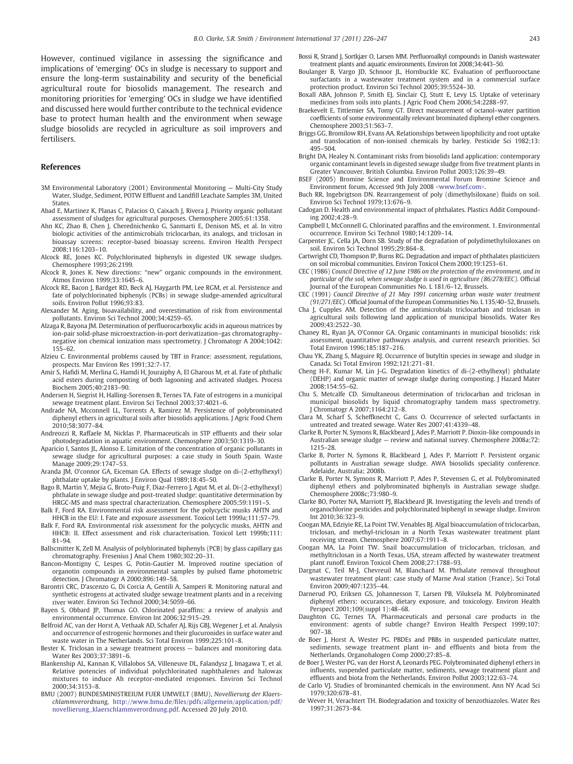However, continued vigilance in assessing the significance and implications of 'emerging' OCs in sludge is necessary to support and ensure the long-term sustainability and security of the beneficial agricultural route for biosolids management. The research and monitoring priorities for 'emerging' OCs in sludge we have identified and discussed here would further contribute to the technical evidence base to protect human health and the environment when sewage sludge biosolids are recycled in agriculture as soil improvers and fertilisers.

## References

3M Environmental Laboratory (2001) Environmental Monitoring — Multi-City Study Water, Sludge, Sediment, POTW Effluent and Landfill Leachate Samples 3M, United States.

Abad E, Martinez K, Planas C, Palacios O, Caixach J, Rivera J. Priority organic pollutant assessment of sludges for agricultural purposes. Chemosphere 2005;61:1358.

Ahn KC, Zhao B, Chen J, Cherednichenko G, Sanmarti E, Denison MS, et al. In vitro biologic activities of the antimicrobials triclocarban, its analogs, and triclosan in bioassay screens: receptor-based bioassay screens. Environ Health Perspect 2008;116:1203–10.

Alcock RE, Jones KC. Polychlorinated biphenyls in digested UK sewage sludges. Chemosphere 1993;26:2199.

Alcock R, Jones K. New directions: "new" organic compounds in the environment. Atmos Environ 1999;33:1645–6.

Alcock RE, Bacon J, Bardget RD, Beck AJ, Haygarth PM, Lee RGM, et al. Persistence and fate of polychlorinated biphenyls (PCBs) in sewage sludge-amended agricultural soils. Environ Pollut 1996;93:83.

Alexander M. Aging, bioavailability, and overestimation of risk from environmental pollutants. Environ Sci Technol 2000;34:4259–65.

Alzaga R, Bayona JM. Determination of perfluorocarboxylic acids in aqueous matrices by ion-pair solid-phase microextraction-in-port derivatization–gas chromatography–negative ion chemical ionization mass spectrometry. J Chromatogr A 2004;1042:155–62.

Alzieu C. Environmental problems caused by TBT in France: assessment, regulations, prospects. Mar Environ Res 1991;32:7-17.

Amir S, Hafidi M, Merlina G, Hamdi H, Jouraiphy A, El Gharous M, et al. Fate of phthalic acid esters during composting of both lagooning and activated sludges. Process Biochem 2005;40:2183–90.

Andersen H, Siegrist H, Halling-Sorensen B, Ternes TA. Fate of estrogens in a municipal sewage treatment plant. Environ Sci Technol 2003;37:4021–6.

Andrade NA, Mcconnell LL, Torrents A, Ramirez M. Persistence of polybrominated diphenyl ethers in agricultural soils after biosolids applications. J Agric Food Chem 2010;58:3077–84.

Andreozzi R, Raffaele M, Nicklas P. Pharmaceuticals in STP effluents and their solar photodegradation in aquatic environment. Chemosphere 2003;50:1319–30.

Aparicio I, Santos JL, Alonso E. Limitation of the concentration of organic pollutants in sewage sludge for agricultural purposes: a case study in South Spain. Waste Manage 2009;29:1747–53.

Aranda JM, O'connor GA, Eiceman GA. Effects of sewage sludge on di-(2-ethylhexyl) phthalate uptake by plants. J Environ Qual 1989;18:45–50.

Bago B, Martin Y, Mejia G, Broto-Puig F, Diaz-Ferrero J, Agut M, et al. Di-(2-ethylhexyl) phthalate in sewage sludge and post-treated sludge: quantitative determination by HRGC-MS and mass spectral characterization. Chemosphere 2005;59:1191–5.

Balk F, Ford RA. Environmental risk assessment for the polycyclic musks AHTN and HHCB in the EU: I. Fate and exposure assessment. Toxicol Lett 1999a;111:57–79.

Balk F, Ford RA. Environmental risk assessment for the polycyclic musks, AHTN and HHCB: II. Effect assessment and risk characterisation. Toxicol Lett 1999b;111:81–94.

Ballschmitter K, Zell M. Analysis of polyhlorinated biphenyls (PCB) by glass capillary gas chromatography. Fresenius J Anal Chem 1980;302:20–31.

Bancon-Montigny C, Lespes G, Potin-Gautier M. Improved routine speciation of organotin compounds in environmental samples by pulsed flame photometric detection. J Chromatogr A 2000;896:149–58.

Barontri CRC, D'ascenzo G, Di Corcia A, Gentili A, Samperi R. Monitoring natural and synthetic estrogens at activated sludge sewage treatment plants and in a receiving river water. Environ Sci Technol 2000;34:5059–66.

Bayen S, Obbard JP, Thomas GO. Chlorinated paraffins: a review of analysis and environmental occurrence. Environ Int 2006;32:915–29.

Belfroid AC, van der Horst A, Vethaak AD, Schafer AJ, Rijs GBJ, Wegener J, et al. Analysis and occurrence of estrogenic hormones and their glucuronides in surface water and waste water in The Netherlands. Sci Total Environ 1999;225:101–8.

Bester K. Triclosan in a sewage treatment process — balances and monitoring data. Water Res 2003;37:3891–6.

Blankenship AL, Kannan K, Villalobos SA, Villeneuve DL, Falandysz J, Imagawa T, et al. Relative potencies of individual polychlorinated naphthalenes and halowax mixtures to induce Ah receptor-mediated responses. Environ Sci Technol 2000;34:3153–8.

BMU (2007) BUNDESMINISTREIUM FUER UMWELT (BMU), *Novellierung der Klaerschlammverordnung,* http://www.bmu.de/files/pdfs/allgemein/application/pdf/novellierung_klaerschlammverordnung.pdf. Accessed 20 July 2010.

Bossi R, Strand J, Sortkjær O, Larsen MM. Perfluoroalkyl compounds in Danish wastewater treatment plants and aquatic environments. Environ Int 2008;34:443–50.

Boulanger B, Vargo JD, Schnoor JL, Hornbuckle KC. Evaluation of perfluorooctane surfactants in a wastewater treatment system and in a commercial surface protection product. Environ Sci Technol 2005;39:5524–30.

Boxall ABA, Johnson P, Smith EJ, Sinclair CJ, Stutt E, Levy LS. Uptake of veterinary medicines from soils into plants. J Agric Food Chem 2006;54:2288–97.

Braekevelt E, Tittlemier SA, Tomy GT. Direct measurement of octanol–water partition coefficients of some environmentally relevant brominated diphenyl ether congeners. Chemosphere 2003;51:563–7.

Briggs GG, Bromilow RH, Evans AA. Relationships between lipophilicity and root uptake and translocation of non-ionised chemicals by barley. Pesticide Sci 1982;13:495–504.

Bright DA, Healey N. Contaminant risks from biosolids land application: contemporary organic contaminant levels in digested sewage sludge from five treatment plants in Greater Vancouver, British Columbia. Environ Pollut 2003;126:39–49.

BSEF (2005) Bromine Science and Environmental Forum Bromine Science and Environment forum, Accessed 9th July 2008 <www.bsef.com>.

Buch RR, Ingebrigtson DN. Rearrangement of poly (dimethylsiloxane) fluids on soil. Environ Sci Technol 1979;13:676–9.

Cadogan D. Health and environmental impact of phthalates. Plastics Addit Compounding 2002;4:28–9.

Campbell I, McConnell G. Chlorinated paraffins and the environment. 1. Environmental occurrence. Environ Sci Technol 1980;14:1209–14.

Carpenter JC, Cella JA, Dorn SB. Study of the degradation of polydimethylsiloxanes on soil. Environ Sci Technol 1995;29:864–8.

Cartwright CD, Thompson IP, Burns RG. Degradation and impact of phthalates plasticizers on soil microbial communities. Environ Toxicol Chem 2000;19:1253–61.

CEC (1986) *Council Directive of 12 June 1986 on the protection of the environment, and in particular of the soil, when sewage sludge is used in agriculture (86/278/EEC).* Official Journal of the European Communities No. L 181/6–12, Brussels.

CEC (1991) *Council Directive of 21 May 1991 concerning urban waste water treatment (91/271/EEC).* Official Journal of the European Communities No. L 135/40–52, Brussels.

Cha J, Cupples AM. Detection of the antimicrobials triclocarban and triclosan in agricultural soils following land application of municipal biosolids. Water Res 2009;43:2522–30.

Chaney RL, Ryan JA, O'Connor GA. Organic contaminants in municipal biosolids: risk assessment, quantitative pathways analysis, and current research priorities. Sci Total Environ 1996;185:187–216.

Chau YK, Zhang S, Maguire RJ. Occurrence of butyltin species in sewage and sludge in Canada. Sci Total Environ 1992;121:271–81.

Cheng H-F, Kumar M, Lin J-G. Degradation kinetics of di-(2-ethylhexyl) phthalate (DEHP) and organic matter of sewage sludge during composting. J Hazard Mater 2008;154:55–62.

Chu S, Metcalfe CD. Simultaneous determination of triclocarban and triclosan in municipal biosolids by liquid chromatography tandem mass spectrometry. J Chromatogr A 2007;1164:212–8.

Clara M, Scharf S, Scheffknecht C, Gans O. Occurrence of selected surfactants in untreated and treated sewage. Water Res 2007;41:4339–48.

Clarke B, Porter N, Symons R, Blackbeard J, Ades P, Marriott P. Dioxin-like compounds in Australian sewage sludge — review and national survey. Chemosphere 2008a;72:1215–28.

Clarke B, Porter N, Symons R, Blackbeard J, Ades P, Marriott P. Persistent organic pollutants in Australian sewage sludge. AWA biosolids speciality conference. Adelaide, Australia; 2008b.

Clarke B, Porter N, Symons R, Marriott P, Ades P, Stevensen G, et al. Polybrominated diphenyl ethers and polybrominated biphenyls in Australian sewage sludge. Chemosphere 2008c;73:980–9.

Clarke BO, Porter NA, Marriott PJ, Blackbeard JR. Investigating the levels and trends of organochlorine pesticides and polychlorinated biphenyl in sewage sludge. Environ Int 2010;36:323–9.

Coogan MA, Edziyie RE, La Point TW, Venables BJ. Algal bioaccumulation of triclocarban, triclosan, and methyl-triclosan in a North Texas wastewater treatment plant receiving stream. Chemosphere 2007;67:1911–8.

Coogan MA, La Point TW. Snail bioaccumulation of triclocarban, triclosan, and methyltriclosan in a North Texas, USA, stream affected by wastewater treatment plant runoff. Environ Toxicol Chem 2008;27:1788–93.

Dargnat C, Teil M-J, Chevreuil M, Blanchard M. Phthalate removal throughout wastewater treatment plant: case study of Marne Aval station (France). Sci Total Environ 2009;407:1235–44.

Darnerud PO, Eriksen GS, Johannesson T, Larsen PB, Viluksela M. Polybrominated diphenyl ethers: occurances, dietary exposure, and toxicology. Environ Health Perspect 2001;109(suppl 1):48–68.

Daughton CG, Ternes TA. Pharmaceuticals and personal care products in the environment: agents of subtle change? Environ Health Perspect 1999;107:907–38.

de Boer J, Horst A, Wester PG. PBDEs and PBBs in suspended particulate matter, sediments, sewage treatment plant in- and effluents and biota from the Netherlands. Organohalogen Comp 2000;27:85–8.

de Boer J, Wester PG, van der Horst A, Leonards PEG. Polybrominated diphenyl ethers in influents, suspended particulate matter, sediments, sewage treatment plant and effluents and biota from the Netherlands. Environ Pollut 2003;122:63–74.

de Carlo VJ. Studies of brominanted chemicals in the environment. Ann NY Acad Sci 1979;320:678–81.

de Wever H, Verachtert TH. Biodegradation and toxicity of benzothiazoles. Water Res 1997;31:2673–84.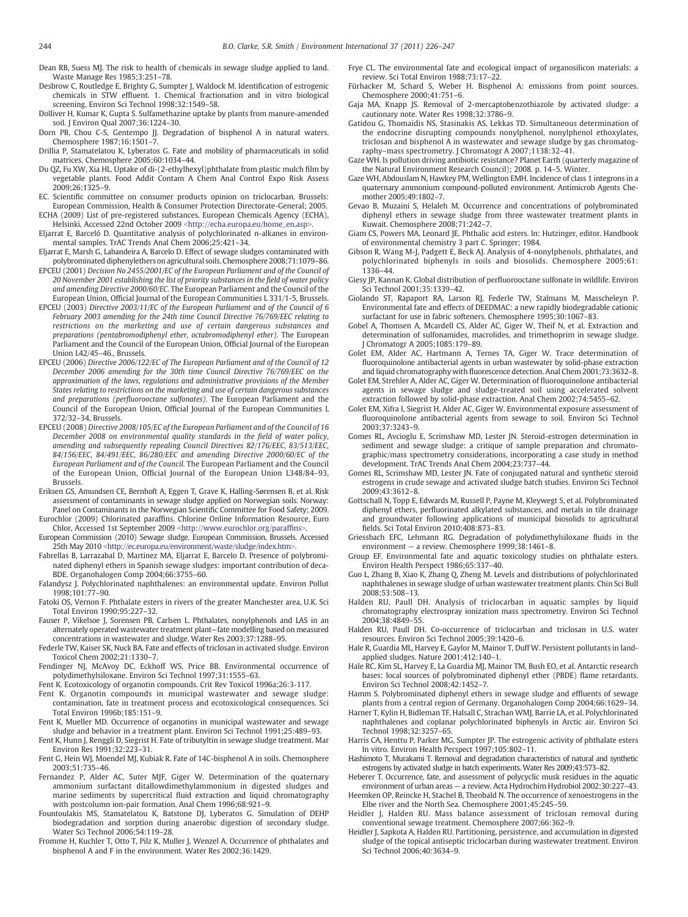Dean RB, Suess MJ. The risk to health of chemicals in sewage sludge applied to land. Waste Manage Res 1985;3:251–78.

Desbrow C, Routledge E, Brighty G, Sumpter J, Waldock M. Identification of estrogenic chemicals in STW effluent. 1. Chemical fractionation and in vitro biological screening. Environ Sci Technol 1998;32:1549–58.

Dolliver H, Kumar K, Gupta S. Sulfamethazine uptake by plants from manure-amended soil. J Environ Qual 2007;36:1224–30.

Dorn PB, Chou C-S, Gentempo JJ. Degradation of bisphenol A in natural waters. Chemosphere 1987;16:1501–7.

Drillia P, Stamatelatou K, Lyberatos G. Fate and mobility of pharmaceuticals in solid matrices. Chemosphere 2005;60:1034–44.

Du QZ, Fu XW, Xia HL. Uptake of di-(2-ethylhexyl)phthalate from plastic mulch film by vegetable plants. Food Addit Contam A Chem Anal Control Expo Risk Assess 2009;26:1325–9.

EC. Scientific committee on consumer products opinion on triclocarban. Brussels: European Commission, Health & Consumer Protection Directorate-General; 2005.

ECHA (2009) List of pre-registered substances. European Chemicals Agency (ECHA), Helsinki, Accessed 22nd October 2009 <http://echa.europa.eu/home_en.asp>.

Eljarrat E, Barceló D. Quantitative analysis of polychlorinated n-alkanes in environmental samples. TrAC Trends Anal Chem 2006;25:421–34.

Eljarrat E, Marsh G, Labandeira A, Barcelo D. Effect of sewage sludges contaminated with polybrominated diphenylethers on agricultural soils. Chemosphere 2008;71:1079–86.

EPCEU (2001) *Decision No 2455/2001/EC of the European Parliament and of the Council of 20 November 2001 establishing the list of priority substances in the field of water policy and amending Directive 2000/60/EC*. The European Parliament and the Council of the European Union, Official Journal of the European Communities L 331/1-5, Brussels.

EPCEU (2003) *Directive 2003/11/EC of the European Parliament and of the Council of 6 February 2003 amending for the 24th time Council Directive 76/769/EEC relating to restrictions on the marketing and use of certain dangerous substances and preparations (pentabromodiphenyl ether, octabromodiphenyl ether)*. The European Parliament and the Council of the European Union, Official Journal of the European Union L42/45–46., Brussels.

EPCEU (2006) *Directive 2006/122/EC of The European Parliament and of the Council of 12 December 2006 amending for the 30th time Council Directive 76/769/EEC on the approximation of the laws, regulations and administrative provisions of the Member States relating to restrictions on the marketing and use of certain dangerous substances and preparations (perfluorooctane sulfonates)*. The European Parliament and the Council of the European Union, Official Journal of the European Communities L 372/32–34, Brussels.

EPCEU (2008) *Directive 2008/105/EC of the European Parliament and of the Council of 16 December 2008 on environmental quality standards in the field of water policy, amending and subsequently repealing Council Directives 82/176/EEC, 83/513/EEC, 84/156/EEC, 84/491/EEC, 86/280/EEC and amending Directive 2000/60/EC of the European Parliament and of the Council*. The European Parliament and the Council of the European Union, Official Journal of the European Union L348/84–93, Brussels.

Eriksen GS, Amundsen CE, Bernhoft A, Eggen T, Grave K, Halling-Sørensen B, et al. Risk assessment of contaminants in sewage sludge applied on Norwegian soils. Norway: Panel on Contaminants in the Norwegian Scientific Committee for Food Safety; 2009.

Eurochlor (2009) Chlorinated paraffins. Chlorine Online Information Resource, Euro Chlor, Accessed 1st September 2009 <http://www.eurochlor.org/paraffins>.

European Commission (2010) Sewage sludge. European Commission, Brussels. Accessed 25th May 2010 <http://ec.europa.eu/environment/waste/sludge/index.htm>.

Fabrellas B, Larrazabal D, Martinez MA, Eljarrat E, Barcelo D. Presence of polybrominated diphenyl ethers in Spanish sewage sludges: important contribution of deca-BDE. Organohalogen Comp 2004;66:3755–60.

Falandysz J. Polychlorinated naphthalenes: an environmental update. Environ Pollut 1998;101:77–90.

Fatoki OS, Vernon F. Phthalate esters in rivers of the greater Manchester area, U.K. Sci Total Environ 1990;95:227–32.

Fauser P, Vikelsoe J, Sorensen PB, Carlsen L. Phthalates, nonylphenols and LAS in an alternately operated wastewater treatment plant—fate modelling based on measured concentrations in wastewater and sludge. Water Res 2003;37:1288–95.

Federle TW, Kaiser SK, Nuck BA. Fate and effects of triclosan in activated sludge. Environ Toxicol Chem 2002;21:1330–7.

Fendinger NJ, McAvoy DC, Eckhoff WS, Price BB. Environmental occurrence of polydimethylsiloxane. Environ Sci Technol 1997;31:1555–63.

Fent K. Ecotoxicology of organotin compounds. Crit Rev Toxicol 1996a;26:3-117.

Fent K. Organotin compounds in municipal wastewater and sewage sludge: contamination, fate in treatment process and ecotoxicological consequences. Sci Total Environ 1996b;185:151–9.

Fent K, Mueller MD. Occurrence of organotins in municipal wastewater and sewage sludge and behavior in a treatment plant. Environ Sci Technol 1991;25:489–93.

Fent K, Hunn J, Renggli D, Siegrist H. Fate of tributyltin in sewage sludge treatment. Mar Environ Res 1991;32:223–31.

Fent G, Hein WJ, Moendel MJ, Kubiak R. Fate of 14C-bisphenol A in soils. Chemosphere 2003;51:735–46.

Fernandez P, Alder AC, Suter MJF, Giger W. Determination of the quaternary ammonium surfactant ditallowdimethylammonium in digested sludges and marine sediments by supercritical fluid extraction and liquid chromatography with postcolumn ion-pair formation. Anal Chem 1996;68:921–9.

Fountoulakis MS, Stamatelatou K, Batstone DJ, Lyberatos G. Simulation of DEHP biodegradation and sorption during anaerobic digestion of secondary sludge. Water Sci Technol 2006;54:119–28.

Fromme H, Kuchler T, Otto T, Pilz K, Muller J, Wenzel A. Occurrence of phthalates and bisphenol A and F in the environment. Water Res 2002;36:1429.

Frye CL. The environmental fate and ecological impact of organosilicon materials: a review. Sci Total Environ 1988;73:17–22.

Fürhacker M, Schard S, Weber H. Bisphenol A: emissions from point sources. Chemosphere 2000;41:751–6.

Gaja MA, Knapp JS. Removal of 2-mercaptobenzothiazole by activated sludge: a cautionary note. Water Res 1998;32:3786–9.

Gatidou G, Thomaidis NS, Stasinakis AS, Lekkas TD. Simultaneous determination of the endocrine disrupting compounds nonylphenol, nonylphenol ethoxylates, triclosan and bisphenol A in wastewater and sewage sludge by gas chromatography–mass spectrometry. J Chromatogr A 2007;1138:32–41.

Gaze WH. Is pollution driving antibiotic resistance? Planet Earth (quarterly magazine of the Natural Environment Research Council); 2008. p. 14–5. Winter.

Gaze WH, Abdouslam N, Hawkey PM, Wellington EMH. Incidence of class 1 integrons in a quaternary ammonium compound-polluted environment. Antimicrob Agents Chemother 2005;49:1802–7.

Gevao B, Muzaini S, Helaleh M. Occurrence and concentrations of polybrominated diphenyl ethers in sewage sludge from three wastewater treatment plants in Kuwait. Chemosphere 2008;71:242–7.

Giam CS, Powers MA, Leonard JE. Phthalic acid esters. In: Hutzinger, editor. Handbook of environmental chemistry 3 part C. Springer; 1984.

Gibson R, Wang M-J, Padgett E, Beck AJ. Analysis of 4-nonylphenols, phthalates, and polychlorinated biphenyls in soils and biosolids. Chemosphere 2005;61: 1336–44.

Giesy JP, Kannan K. Global distribution of perfluorooctane sulfonate in wildlife. Environ Sci Technol 2001;35:1339–42.

Giolando ST, Rapaport RA, Larson RJ, Federle TW, Stalmans M, Masscheleyn P. Environmental fate and effects of DEEDMAC: a new rapidly biodegradable cationic surfactant for use in fabric softeners. Chemosphere 1995;30:1067–83.

Gobel A, Thomsen A, Mcardell CS, Alder AC, Giger W, Theif N, et al. Extraction and determination of sulfonamides, macrolides, and trimethoprim in sewage sludge. J Chromatogr A 2005;1085:179–89.

Golet EM, Alder AC, Hartmann A, Ternes TA, Giger W. Trace determination of fluoroquinolone antibacterial agents in urban wastewater by solid-phase extraction and liquid chromatography with fluorescence detection. Anal Chem 2001;73:3632–8.

Golet EM, Strehler A, Alder AC, Giger W. Determination of fluoroquinolone antibacterial agents in sewage sludge and sludge-treated soil using accelerated solvent extraction followed by solid-phase extraction. Anal Chem 2002;74:5455–62.

Golet EM, Xifra I, Siegrist H, Alder AC, Giger W. Environmental exposure assessment of fluoroquinolone antibacterial agents from sewage to soil. Environ Sci Technol 2003;37:3243–9.

Gomes RL, Avcioglu E, Scrimshaw MD, Lester JN. Steroid-estrogen determination in sediment and sewage sludge: a critique of sample preparation and chromatographic/mass spectrometry considerations, incorporating a case study in method development. TrAC Trends Anal Chem 2004;23:737–44.

Gomes RL, Scrimshaw MD, Lester JN. Fate of conjugated natural and synthetic steroid estrogens in crude sewage and activated sludge batch studies. Environ Sci Technol 2009;43:3612–8.

Gottschall N, Topp E, Edwards M, Russell P, Payne M, Kleywegt S, et al. Polybrominated diphenyl ethers, perfluorinated alkylated substances, and metals in tile drainage and groundwater following applications of municipal biosolids to agricultural fields. Sci Total Environ 2010;408:873–83.

Griessbach EFC, Lehmann RG. Degradation of polydimethylsiloxane fluids in the environment — a review. Chemosphere 1999;38:1461–8.

Group EF. Environmental fate and aquatic toxicology studies on phthalate esters. Environ Health Perspect 1986;65:337–40.

Guo L, Zhang B, Xiao K, Zhang Q, Zheng M. Levels and distributions of polychlorinated naphthalenes in sewage sludge of urban wastewater treatment plants. Chin Sci Bull 2008;53:508–13.

Halden RU, Paull DH. Analysis of triclocarban in aquatic samples by liquid chromatography electrospray ionization mass spectrometry. Environ Sci Technol 2004;38:4849–55.

Halden RU, Paull DH. Co-occurrence of triclocarban and triclosan in U.S. water resources. Environ Sci Technol 2005;39:1420–6.

Hale R, Guardia ML, Harvey E, Gaylor M, Mainor T, Duff W. Persistent pollutants in land-applied sludges. Nature 2001;412:140–1.

Hale RC, Kim SL, Harvey E, La Guardia MJ, Mainor TM, Bush EO, et al. Antarctic research bases: local sources of polybrominated diphenyl ether (PBDE) flame retardants. Environ Sci Technol 2008;42:1452–7.

Hamm S. Polybrominated diphenyl ethers in sewage sludge and effluents of sewage plants from a central region of Germany. Organohalogen Comp 2004;66:1629–34.

Harner T, Kylin H, Bidleman TF, Halsall C, Strachan WMJ, Barrie LA, et al. Polychlorinated naphthalenes and coplanar polychlorinated biphenyls in Arctic air. Environ Sci Technol 1998;32:3257–65.

Harris CA, Henttu P, Parker MG, Sumpter JP. The estrogenic activity of phthalate esters In vitro. Environ Health Perspect 1997;105:802–11.

Hashimoto T, Murakami T. Removal and degradation characteristics of natural and synthetic estrogens by activated sludge in batch experiments. Water Res 2009;43:573–82.

Heberer T. Occurrence, fate, and assessment of polycyclic musk residues in the aquatic environment of urban areas — a review. Acta Hydrochim Hydrobiol 2002;30:227–43.

Heemken OP, Reincke H, Stachel B, Theobald N. The occurrence of xenoestrogens in the Elbe river and the North Sea. Chemosphere 2001;45:245–59.

Heidler J, Halden RU. Mass balance assessment of triclosan removal during conventional sewage treatment. Chemosphere 2007;66:362–9.

Heidler J, Sapkota A, Halden RU. Partitioning, persistence, and accumulation in digested sludge of the topical antiseptic triclocarban during wastewater treatment. Environ Sci Technol 2006;40:3634–9.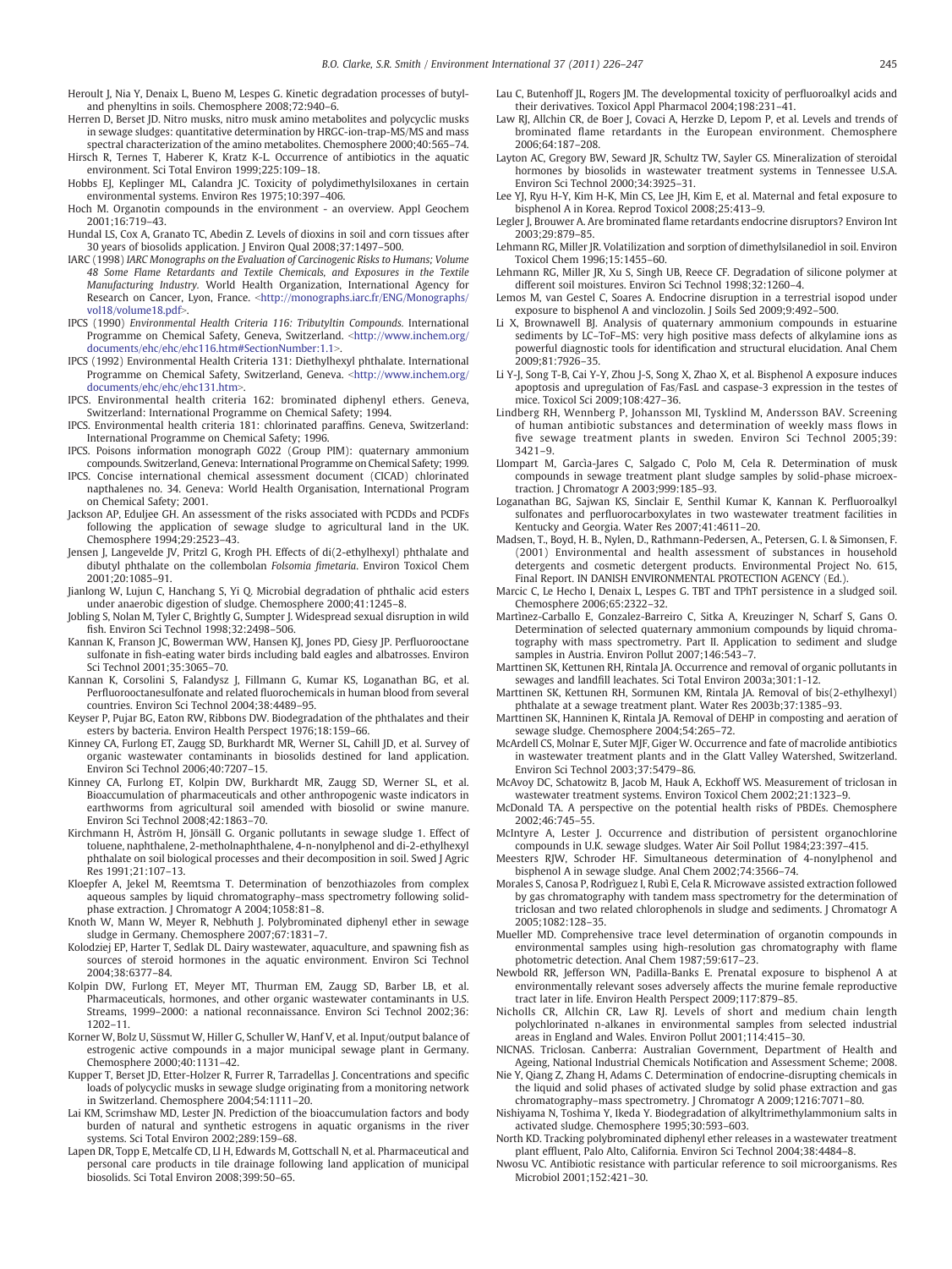Heroult J, Nia Y, Denaix L, Bueno M, Lespes G. Kinetic degradation processes of butyl- and phenyltins in soils. Chemosphere 2008;72:940–6.

Herren D, Berset JD. Nitro musks, nitro musk amino metabolites and polycyclic musks in sewage sludges: quantitative determination by HRGC-ion-trap-MS/MS and mass spectral characterization of the amino metabolites. Chemosphere 2000;40:565–74.

Hirsch R, Ternes T, Haberer K, Kratz K-L. Occurrence of antibiotics in the aquatic environment. Sci Total Environ 1999;225:109–18.

Hobbs EJ, Keplinger ML, Calandra JC. Toxicity of polydimethylsiloxanes in certain environmental systems. Environ Res 1975;10:397–406.

Hoch M. Organotin compounds in the environment - an overview. Appl Geochem 2001;16:719–43.

Hundal LS, Cox A, Granato TC, Abedin Z. Levels of dioxins in soil and corn tissues after 30 years of biosolids application. J Environ Qual 2008;37:1497–500.

IARC (1998) *IARC Monographs on the Evaluation of Carcinogenic Risks to Humans; Volume 48 Some Flame Retardants and Textile Chemicals, and Exposures in the Textile Manufacturing Industry.* World Health Organization, International Agency for Research on Cancer, Lyon, France. <http://monographs.iarc.fr/ENG/Monographs/vol18/volume18.pdf>.

IPCS (1990) *Environmental Health Criteria 116: Tributyltin Compounds.* International Programme on Chemical Safety, Geneva, Switzerland. <http://www.inchem.org/documents/ehc/ehc/ehc116.htm#SectionNumber:1.1>.

IPCS (1992) Environmental Health Criteria 131: Diethylhexyl phthalate. International Programme on Chemical Safety, Switzerland, Geneva. <http://www.inchem.org/documents/ehc/ehc/ehc131.htm>.

IPCS. Environmental health criteria 162: brominated diphenyl ethers. Geneva, Switzerland: International Programme on Chemical Safety; 1994.

IPCS. Environmental health criteria 181: chlorinated paraffins. Geneva, Switzerland: International Programme on Chemical Safety; 1996.

IPCS. Poisons information monograph G022 (Group PIM): quaternary ammonium compounds. Switzerland, Geneva: International Programme on Chemical Safety; 1999.

IPCS. Concise international chemical assessment document (CICAD) chlorinated napthalenes no. 34. Geneva: World Health Organisation, International Program on Chemical Safety; 2001.

Jackson AP, Eduljee GH. An assessment of the risks associated with PCDDs and PCDFs following the application of sewage sludge to agricultural land in the UK. Chemosphere 1994;29:2523–43.

Jensen J, Langevelde JV, Pritzl G, Krogh PH. Effects of di(2-ethylhexyl) phthalate and dibutyl phthalate on the collembolan *Folsomia fimetaria*. Environ Toxicol Chem 2001;20:1085–91.

Jianlong W, Lujun C, Hanchang S, Yi Q. Microbial degradation of phthalic acid esters under anaerobic digestion of sludge. Chemosphere 2000;41:1245–8.

Jobling S, Nolan M, Tyler C, Brightly G, Sumpter J. Widespread sexual disruption in wild fish. Environ Sci Technol 1998;32:2498–506.

Kannan K, Franson JC, Bowerman WW, Hansen KJ, Jones PD, Giesy JP. Perfluorooctane sulfonate in fish-eating water birds including bald eagles and albatrosses. Environ Sci Technol 2001;35:3065–70.

Kannan K, Corsolini S, Falandysz J, Fillmann G, Kumar KS, Loganathan BG, et al. Perfluorooctanesulfonate and related fluorochemicals in human blood from several countries. Environ Sci Technol 2004;38:4489–95.

Keyser P, Pujar BG, Eaton RW, Ribbons DW. Biodegradation of the phthalates and their esters by bacteria. Environ Health Perspect 1976;18:159–66.

Kinney CA, Furlong ET, Zaugg SD, Burkhardt MR, Werner SL, Cahill JD, et al. Survey of organic wastewater contaminants in biosolids destined for land application. Environ Sci Technol 2006;40:7207–15.

Kinney CA, Furlong ET, Kolpin DW, Burkhardt MR, Zaugg SD, Werner SL, et al. Bioaccumulation of pharmaceuticals and other anthropogenic waste indicators in earthworms from agricultural soil amended with biosolid or swine manure. Environ Sci Technol 2008;42:1863–70.

Kirchmann H, Åström H, Jönsäll G. Organic pollutants in sewage sludge 1. Effect of toluene, naphthalene, 2-metholnaphthalene, 4-n-nonylphenol and di-2-ethylhexyl phthalate on soil biological processes and their decomposition in soil. Swed J Agric Res 1991;21:107–13.

Kloepfer A, Jekel M, Reemtsma T. Determination of benzothiazoles from complex aqueous samples by liquid chromatography–mass spectrometry following solid-phase extraction. J Chromatogr A 2004;1058:81–8.

Knoth W, Mann W, Meyer R, Nebhuth J. Polybrominated diphenyl ether in sewage sludge in Germany. Chemosphere 2007;67:1831–7.

Kolodziej EP, Harter T, Sedlak DL. Dairy wastewater, aquaculture, and spawning fish as sources of steroid hormones in the aquatic environment. Environ Sci Technol 2004;38:6377–84.

Kolpin DW, Furlong ET, Meyer MT, Thurman EM, Zaugg SD, Barber LB, et al. Pharmaceuticals, hormones, and other organic wastewater contaminants in U.S. Streams, 1999–2000: a national reconnaissance. Environ Sci Technol 2002;36:1202–11.

Korner W, Bolz U, Süssmut W, Hiller G, Schuller W, Hanf V, et al. Input/output balance of estrogenic active compounds in a major municipal sewage plant in Germany. Chemosphere 2000;40:1131–42.

Kupper T, Berset JD, Etter-Holzer R, Furrer R, Tarradellas J. Concentrations and specific loads of polycyclic musks in sewage sludge originating from a monitoring network in Switzerland. Chemosphere 2004;54:1111–20.

Lai KM, Scrimshaw MD, Lester JN. Prediction of the bioaccumulation factors and body burden of natural and synthetic estrogens in aquatic organisms in the river systems. Sci Total Environ 2002;289:159–68.

Lapen DR, Topp E, Metcalfe CD, LI H, Edwards M, Gottschall N, et al. Pharmaceutical and personal care products in tile drainage following land application of municipal biosolids. Sci Total Environ 2008;399:50–65.

Lau C, Butenhoff JL, Rogers JM. The developmental toxicity of perfluoroalkyl acids and their derivatives. Toxicol Appl Pharmacol 2004;198:231–41.

Law RJ, Allchin CR, de Boer J, Covaci A, Herzke D, Lepom P, et al. Levels and trends of brominated flame retardants in the European environment. Chemosphere 2006;64:187–208.

Layton AC, Gregory BW, Seward JR, Schultz TW, Sayler GS. Mineralization of steroidal hormones by biosolids in wastewater treatment systems in Tennessee U.S.A. Environ Sci Technol 2000;34:3925–31.

Lee YJ, Ryu H-Y, Kim H-K, Min CS, Lee JH, Kim E, et al. Maternal and fetal exposure to bisphenol A in Korea. Reprod Toxicol 2008;25:413–9.

Legler J, Brouwer A. Are brominated flame retardants endocrine disruptors? Environ Int 2003;29:879–85.

Lehmann RG, Miller JR. Volatilization and sorption of dimethylsilanediol in soil. Environ Toxicol Chem 1996;15:1455–60.

Lehmann RG, Miller JR, Xu S, Singh UB, Reece CF. Degradation of silicone polymer at different soil moistures. Environ Sci Technol 1998;32:1260–4.

Lemos M, van Gestel C, Soares A. Endocrine disruption in a terrestrial isopod under exposure to bisphenol A and vinclozolin. J Soils Sed 2009;9:492–500.

Li X, Brownawell BJ. Analysis of quaternary ammonium compounds in estuarine sediments by LC–ToF–MS: very high positive mass defects of alkylamine ions as powerful diagnostic tools for identification and structural elucidation. Anal Chem 2009;81:7926–35.

Li Y-J, Song T-B, Cai Y-Y, Zhou J-S, Song X, Zhao X, et al. Bisphenol A exposure induces apoptosis and upregulation of Fas/FasL and caspase-3 expression in the testes of mice. Toxicol Sci 2009;108:427–36.

Lindberg RH, Wennberg P, Johansson MI, Tysklind M, Andersson BAV. Screening of human antibiotic substances and determination of weekly mass flows in five sewage treatment plants in sweden. Environ Sci Technol 2005;39:3421–9.

Llompart M, Garcìa-Jares C, Salgado C, Polo M, Cela R. Determination of musk compounds in sewage treatment plant sludge samples by solid-phase microextraction. J Chromatogr A 2003;999:185–93.

Loganathan BG, Sajwan KS, Sinclair E, Senthil Kumar K, Kannan K. Perfluoroalkyl sulfonates and perfluorocarboxylates in two wastewater treatment facilities in Kentucky and Georgia. Water Res 2007;41:4611–20.

Madsen, T., Boyd, H. B., Nylen, D., Rathmann-Pedersen, A., Petersen, G. I. & Simonsen, F. (2001) Environmental and health assessment of substances in household detergents and cosmetic detergent products. Environmental Project No. 615, Final Report. IN DANISH ENVIRONMENTAL PROTECTION AGENCY (Ed.).

Marcic C, Le Hecho I, Denaix L, Lespes G. TBT and TPhT persistence in a sludged soil. Chemosphere 2006;65:2322–32.

Martinez-Carballo E, Gonzalez-Barreiro C, Sitka A, Kreuzinger N, Scharf S, Gans O. Determination of selected quaternary ammonium compounds by liquid chromatography with mass spectrometry. Part II. Application to sediment and sludge samples in Austria. Environ Pollut 2007;146:543–7.

Marttinen SK, Kettunen RH, Rintala JA. Occurrence and removal of organic pollutants in sewages and landfill leachates. Sci Total Environ 2003a;301:1-12.

Marttinen SK, Kettunen RH, Sormunen KM, Rintala JA. Removal of bis(2-ethylhexyl) phthalate at a sewage treatment plant. Water Res 2003b;37:1385–93.

Marttinen SK, Hanninen K, Rintala JA. Removal of DEHP in composting and aeration of sewage sludge. Chemosphere 2004;54:265–72.

McArdell CS, Molnar E, Suter MJF, Giger W. Occurrence and fate of macrolide antibiotics in wastewater treatment plants and in the Glatt Valley Watershed, Switzerland. Environ Sci Technol 2003;37:5479–86.

McAvoy DC, Schatowitz B, Jacob M, Hauk A, Eckhoff WS. Measurement of triclosan in wastewater treatment systems. Environ Toxicol Chem 2002;21:1323–9.

McDonald TA. A perspective on the potential health risks of PBDEs. Chemosphere 2002;46:745–55.

McIntyre A, Lester J. Occurrence and distribution of persistent organochlorine compounds in U.K. sewage sludges. Water Air Soil Pollut 1984;23:397–415.

Meesters RJW, Schroder HF. Simultaneous determination of 4-nonylphenol and bisphenol A in sewage sludge. Anal Chem 2002;74:3566–74.

Morales S, Canosa P, Rodrìguez I, Rubì E, Cela R. Microwave assisted extraction followed by gas chromatography with tandem mass spectrometry for the determination of triclosan and two related chlorophenols in sludge and sediments. J Chromatogr A 2005;1082:128–35.

Mueller MD. Comprehensive trace level determination of organotin compounds in environmental samples using high-resolution gas chromatography with flame photometric detection. Anal Chem 1987;59:617–23.

Newbold RR, Jefferson WN, Padilla-Banks E. Prenatal exposure to bisphenol A at environmentally relevant doses adversely affects the murine female reproductive tract later in life. Environ Health Perspect 2009;117:879–85.

Nicholls CR, Allchin CR, Law RJ. Levels of short and medium chain length polychlorinated n-alkanes in environmental samples from selected industrial areas in England and Wales. Environ Pollut 2001;114:415–30.

NICNAS. Triclosan. Canberra: Australian Government, Department of Health and Ageing, National Industrial Chemicals Notification and Assessment Scheme; 2008.

Nie Y, Qiang Z, Zhang H, Adams C. Determination of endocrine-disrupting chemicals in the liquid and solid phases of activated sludge by solid phase extraction and gas chromatography–mass spectrometry. J Chromatogr A 2009;1216:7071–80.

Nishiyama N, Toshima Y, Ikeda Y. Biodegradation of alkyltrimethylammonium salts in activated sludge. Chemosphere 1995;30:593–603.

North KD. Tracking polybrominated diphenyl ether releases in a wastewater treatment plant effluent, Palo Alto, California. Environ Sci Technol 2004;38:4484–8.

Nwosu VC. Antibiotic resistance with particular reference to soil microorganisms. Res Microbiol 2001;152:421–30.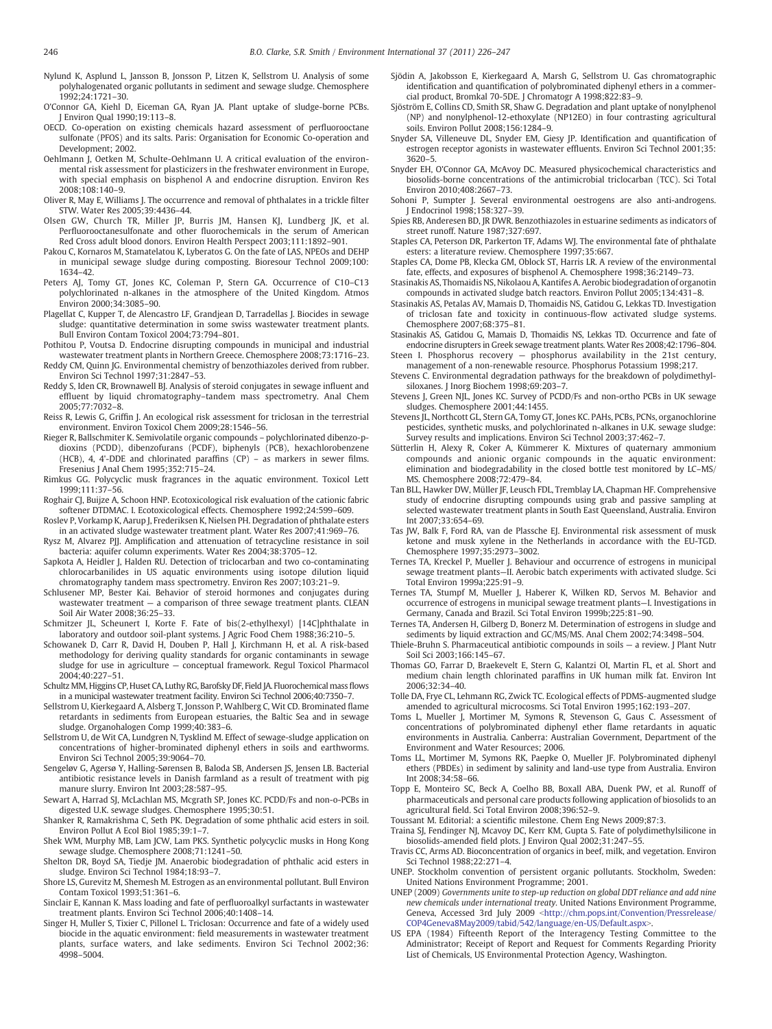Nylund K, Asplund L, Jansson B, Jonsson P, Litzen K, Sellstrom U. Analysis of some polyhalogenated organic pollutants in sediment and sewage sludge. Chemosphere 1992;24:1721–30.

O'Connor GA, Kiehl D, Eiceman GA, Ryan JA. Plant uptake of sludge-borne PCBs. J Environ Qual 1990;19:113–8.

OECD. Co-operation on existing chemicals hazard assessment of perfluorooctane sulfonate (PFOS) and its salts. Paris: Organisation for Economic Co-operation and Development; 2002.

Oehlmann J, Oetken M, Schulte-Oehlmann U. A critical evaluation of the environmental risk assessment for plasticizers in the freshwater environment in Europe, with special emphasis on bisphenol A and endocrine disruption. Environ Res 2008;108:140–9.

Oliver R, May E, Williams J. The occurrence and removal of phthalates in a trickle filter STW. Water Res 2005;39:4436–44.

Olsen GW, Church TR, Miller JP, Burris JM, Hansen KJ, Lundberg JK, et al. Perfluorooctanesulfonate and other fluorochemicals in the serum of American Red Cross adult blood donors. Environ Health Perspect 2003;111:1892–901.

Pakou C, Kornaros M, Stamatelatou K, Lyberatos G. On the fate of LAS, NPEOs and DEHP in municipal sewage sludge during composting. Bioresour Technol 2009;100: 1634–42.

Peters AJ, Tomy GT, Jones KC, Coleman P, Stern GA. Occurrence of C10–C13 polychlorinated n-alkanes in the atmosphere of the United Kingdom. Atmos Environ 2000;34:3085–90.

Plagellat C, Kupper T, de Alencastro LF, Grandjean D, Tarradellas J. Biocides in sewage sludge: quantitative determination in some swiss wastewater treatment plants. Bull Environ Contam Toxicol 2004;73:794–801.

Pothitou P, Voutsa D. Endocrine disrupting compounds in municipal and industrial wastewater treatment plants in Northern Greece. Chemosphere 2008;73:1716–23.

Reddy CM, Quinn JG. Environmental chemistry of benzothiazoles derived from rubber. Environ Sci Technol 1997;31:2847–53.

Reddy S, Iden CR, Brownawell BJ. Analysis of steroid conjugates in sewage influent and effluent by liquid chromatography–tandem mass spectrometry. Anal Chem 2005;77:7032–8.

Reiss R, Lewis G, Griffin J. An ecological risk assessment for triclosan in the terrestrial environment. Environ Toxicol Chem 2009;28:1546–56.

Rieger R, Ballschmiter K. Semivolatile organic compounds – polychlorinated dibenzo-p-dioxins (PCDD), dibenzofurans (PCDF), biphenyls (PCB), hexachlorobenzene (HCB), 4, 4'-DDE and chlorinated paraffins (CP) – as markers in sewer films. Fresenius J Anal Chem 1995;352:715–24.

Rimkus GG. Polycyclic musk fragrances in the aquatic environment. Toxicol Lett 1999;111:37–56.

Roghair CJ, Buijze A, Schoon HNP. Ecotoxicological risk evaluation of the cationic fabric softener DTDMAC. I. Ecotoxicological effects. Chemosphere 1992;24:599–609.

Roslev P, Vorkamp K, Aarup J, Frederiksen K, Nielsen PH. Degradation of phthalate esters in an activated sludge wastewater treatment plant. Water Res 2007;41:969–76.

Rysz M, Alvarez PJJ. Amplification and attenuation of tetracycline resistance in soil bacteria: aquifer column experiments. Water Res 2004;38:3705–12.

Sapkota A, Heidler J, Halden RU. Detection of triclocarban and two co-contaminating chlorocarbanilides in US aquatic environments using isotope dilution liquid chromatography tandem mass spectrometry. Environ Res 2007;103:21–9.

Schlusener MP, Bester Kai. Behavior of steroid hormones and conjugates during wastewater treatment — a comparison of three sewage treatment plants. CLEAN Soil Air Water 2008;36:25–33.

Schmitzer JL, Scheunert I, Korte F. Fate of bis(2-ethylhexyl) [14C]phthalate in laboratory and outdoor soil-plant systems. J Agric Food Chem 1988;36:210–5.

Schowanek D, Carr R, David H, Douben P, Hall J, Kirchmann H, et al. A risk-based methodology for deriving quality standards for organic contaminants in sewage sludge for use in agriculture — conceptual framework. Regul Toxicol Pharmacol 2004;40:227–51.

Schultz MM, Higgins CP, Huset CA, Luthy RG, Barofsky DF, Field JA. Fluorochemical mass flows in a municipal wastewater treatment facility. Environ Sci Technol 2006;40:7350–7.

Sellstrom U, Kierkegaard A, Alsberg T, Jonsson P, Wahlberg C, Wit CD. Brominated flame retardants in sediments from European estuaries, the Baltic Sea and in sewage sludge. Organohalogen Comp 1999;40:383–6.

Sellstrom U, de Wit CA, Lundgren N, Tysklind M. Effect of sewage-sludge application on concentrations of higher-brominated diphenyl ethers in soils and earthworms. Environ Sci Technol 2005;39:9064–70.

Sengeløv G, Agersø Y, Halling-Sørensen B, Baloda SB, Andersen JS, Jensen LB. Bacterial antibiotic resistance levels in Danish farmland as a result of treatment with pig manure slurry. Environ Int 2003;28:587–95.

Sewart A, Harrad SJ, McLachlan MS, Mcgrath SP, Jones KC. PCDD/Fs and non-o-PCBs in digested U.K. sewage sludges. Chemosphere 1995;30:51.

Shanker R, Ramakrishma C, Seth PK. Degradation of some phthalic acid esters in soil. Environ Pollut A Ecol Biol 1985;39:1–7.

Shek WM, Murphy MB, Lam JCW, Lam PKS. Synthetic polycyclic musks in Hong Kong sewage sludge. Chemosphere 2008;71:1241–50.

Shelton DR, Boyd SA, Tiedje JM. Anaerobic biodegradation of phthalic acid esters in sludge. Environ Sci Technol 1984;18:93–7.

Shore LS, Gurevitz M, Shemesh M. Estrogen as an environmental pollutant. Bull Environ Contam Toxicol 1993;51:361–6.

Sinclair E, Kannan K. Mass loading and fate of perfluoroalkyl surfactants in wastewater treatment plants. Environ Sci Technol 2006;40:1408–14.

Singer H, Muller S, Tixier C, Pillonel L. Triclosan: Occurrence and fate of a widely used biocide in the aquatic environment: field measurements in wastewater treatment plants, surface waters, and lake sediments. Environ Sci Technol 2002;36: 4998–5004.

Sjödin A, Jakobsson E, Kierkegaard A, Marsh G, Sellstrom U. Gas chromatographic identification and quantification of polybrominated diphenyl ethers in a commercial product, Bromkal 70-5DE. J Chromatogr A 1998;822:83–9.

Sjöström E, Collins CD, Smith SR, Shaw G. Degradation and plant uptake of nonylphenol (NP) and nonylphenol-12-ethoxylate (NP12EO) in four contrasting agricultural soils. Environ Pollut 2008;156:1284–9.

Snyder SA, Villeneuve DL, Snyder EM, Giesy JP. Identification and quantification of estrogen receptor agonists in wastewater effluents. Environ Sci Technol 2001;35: 3620–5.

Snyder EH, O'Connor GA, McAvoy DC. Measured physicochemical characteristics and biosolids-borne concentrations of the antimicrobial triclocarban (TCC). Sci Total Environ 2010;408:2667–73.

Sohoni P, Sumpter J. Several environmental oestrogens are also anti-androgens. J Endocrinol 1998;158:327–39.

Spies RB, Anderesen BD, JR DWR. Benzothiazoles in estuarine sediments as indicators of street runoff. Nature 1987;327:697.

Staples CA, Peterson DR, Parkerton TF, Adams WJ. The environmental fate of phthalate esters: a literature review. Chemosphere 1997;35:667.

Staples CA, Dome PB, Klecka GM, Oblock ST, Harris LR. A review of the environmental fate, effects, and exposures of bisphenol A. Chemosphere 1998;36:2149–73.

Stasinakis AS, Thomaidis NS, Nikolaou A, Kantifes A. Aerobic biodegradation of organotin compounds in activated sludge batch reactors. Environ Pollut 2005;134:431–8.

Stasinakis AS, Petalas AV, Mamais D, Thomaidis NS, Gatidou G, Lekkas TD. Investigation of triclosan fate and toxicity in continuous-flow activated sludge systems. Chemosphere 2007;68:375–81.

Stasinakis AS, Gatidou G, Mamais D, Thomaidis NS, Lekkas TD. Occurrence and fate of endocrine disrupters in Greek sewage treatment plants. Water Res 2008;42:1796–804.

Steen I. Phosphorus recovery — phosphorus availability in the 21st century, management of a non-renewable resource. Phosphorus Potassium 1998;217.

Stevens C. Environmental degradation pathways for the breakdown of polydimethylsiloxanes. J Inorg Biochem 1998;69:203–7.

Stevens J, Green NJL, Jones KC. Survey of PCDD/Fs and non-ortho PCBs in UK sewage sludges. Chemosphere 2001;44:1455.

Stevens JL, Northcott GL, Stern GA, Tomy GT, Jones KC. PAHs, PCBs, PCNs, organochlorine pesticides, synthetic musks, and polychlorinated n-alkanes in U.K. sewage sludge: Survey results and implications. Environ Sci Technol 2003;37:462–7.

Sütterlin H, Alexy R, Coker A, Kümmerer K. Mixtures of quaternary ammonium compounds and anionic organic compounds in the aquatic environment: elimination and biodegradability in the closed bottle test monitored by LC–MS/MS. Chemosphere 2008;72:479–84.

Tan BLL, Hawker DW, Müller JF, Leusch FDL, Tremblay LA, Chapman HF. Comprehensive study of endocrine disrupting compounds using grab and passive sampling at selected wastewater treatment plants in South East Queensland, Australia. Environ Int 2007;33:654–69.

Tas JW, Balk F, Ford RA, van de Plassche EJ. Environmental risk assessment of musk ketone and musk xylene in the Netherlands in accordance with the EU-TGD. Chemosphere 1997;35:2973–3002.

Ternes TA, Kreckel P, Mueller J. Behaviour and occurrence of estrogens in municipal sewage treatment plants—II. Aerobic batch experiments with activated sludge. Sci Total Environ 1999a;225:91–9.

Ternes TA, Stumpf M, Mueller J, Haberer K, Wilken RD, Servos M. Behavior and occurrence of estrogens in municipal sewage treatment plants—I. Investigations in Germany, Canada and Brazil. Sci Total Environ 1999b;225:81–90.

Ternes TA, Andersen H, Gilberg D, Bonerz M. Determination of estrogens in sludge and sediments by liquid extraction and GC/MS/MS. Anal Chem 2002;74:3498–504.

Thiele-Bruhn S. Pharmaceutical antibiotic compounds in soils — a review. J Plant Nutr Soil Sci 2003;166:145–67.

Thomas GO, Farrar D, Braekevelt E, Stern G, Kalantzi OI, Martin FL, et al. Short and medium chain length chlorinated paraffins in UK human milk fat. Environ Int 2006;32:34–40.

Tolle DA, Frye CL, Lehmann RG, Zwick TC. Ecological effects of PDMS-augmented sludge amended to agricultural microcosms. Sci Total Environ 1995;162:193–207.

Toms L, Mueller J, Mortimer M, Symons R, Stevenson G, Gaus C. Assessment of concentrations of polybrominated diphenyl ether flame retardants in aquatic environments in Australia. Canberra: Australian Government, Department of the Environment and Water Resources; 2006.

Toms LL, Mortimer M, Symons RK, Paepke O, Mueller JF. Polybrominated diphenyl ethers (PBDEs) in sediment by salinity and land-use type from Australia. Environ Int 2008;34:58–66.

Topp E, Monteiro SC, Beck A, Coelho BB, Boxall ABA, Duenk PW, et al. Runoff of pharmaceuticals and personal care products following application of biosolids to an agricultural field. Sci Total Environ 2008;396:52–9.

Toussant M. Editorial: a scientific milestone. Chem Eng News 2009;87:3.

Traina SJ, Fendinger NJ, Mcavoy DC, Kerr KM, Gupta S. Fate of polydimethylsilicone in biosolids-amended field plots. J Environ Qual 2002;31:247–55.

Travis CC, Arms AD. Bioconcentration of organics in beef, milk, and vegetation. Environ Sci Technol 1988;22:271–4.

UNEP. Stockholm convention of persistent organic pollutants. Stockholm, Sweden: United Nations Environment Programme; 2001.

UNEP (2009) *Governments unite to step-up reduction on global DDT reliance and add nine new chemicals under international treaty*. United Nations Environment Programme, Geneva, Accessed 3rd July 2009 <http://chm.pops.int/Convention/Pressrelease/COP4Geneva8May2009/tabid/542/language/en-US/Default.aspx>.

US EPA (1984) Fifteenth Report of the Interagency Testing Committee to the Administrator; Receipt of Report and Request for Comments Regarding Priority List of Chemicals, US Environmental Protection Agency, Washington.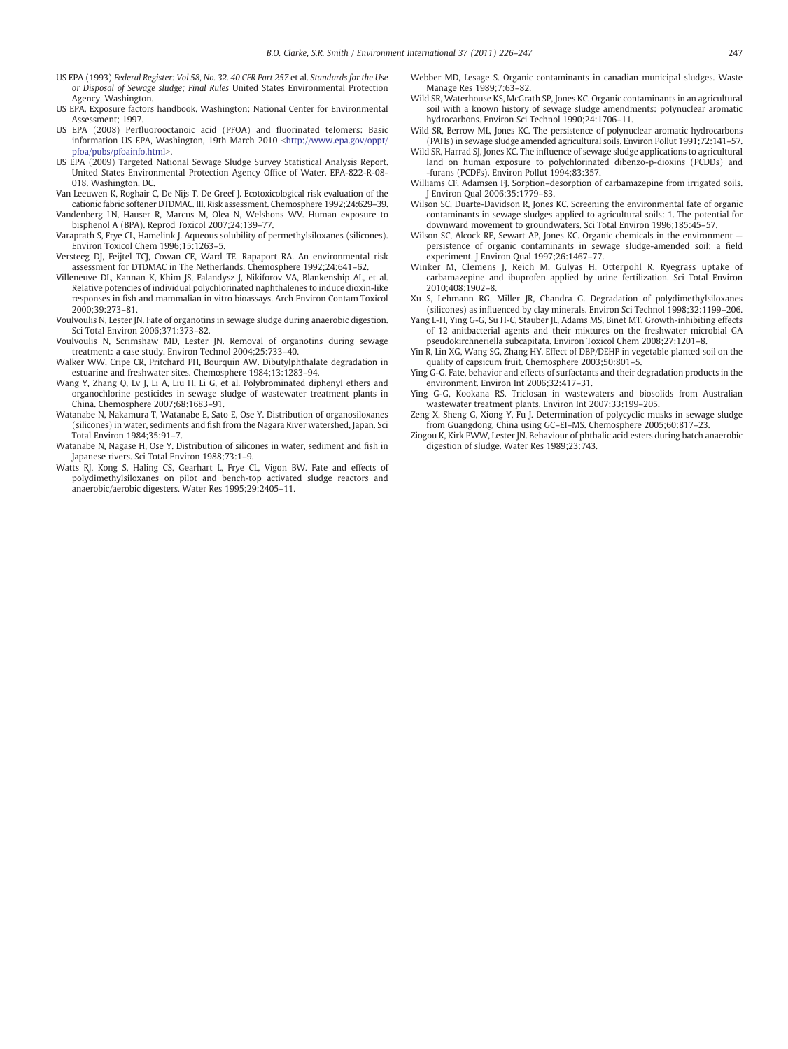US EPA (1993) *Federal Register: Vol 58, No. 32. 40 CFR Part 257* et al. *Standards for the Use or Disposal of Sewage sludge; Final Rules* United States Environmental Protection Agency, Washington.

US EPA. Exposure factors handbook. Washington: National Center for Environmental Assessment; 1997.

US EPA (2008) Perfluorooctanoic acid (PFOA) and fluorinated telomers: Basic information US EPA, Washington, 19th March 2010 <http://www.epa.gov/oppt/pfoa/pubs/pfoainfo.html>.

US EPA (2009) Targeted National Sewage Sludge Survey Statistical Analysis Report. United States Environmental Protection Agency Office of Water. EPA-822-R-08-018. Washington, DC.

Van Leeuwen K, Roghair C, De Nijs T, De Greef J. Ecotoxicological risk evaluation of the cationic fabric softener DTDMAC. III. Risk assessment. Chemosphere 1992;24:629–39.

Vandenberg LN, Hauser R, Marcus M, Olea N, Welshons WV. Human exposure to bisphenol A (BPA). Reprod Toxicol 2007;24:139–77.

Varaprath S, Frye CL, Hamelink J. Aqueous solubility of permethylsiloxanes (silicones). Environ Toxicol Chem 1996;15:1263–5.

Versteeg DJ, Feijtel TCJ, Cowan CE, Ward TE, Rapaport RA. An environmental risk assessment for DTDMAC in The Netherlands. Chemosphere 1992;24:641–62.

Villeneuve DL, Kannan K, Khim JS, Falandysz J, Nikiforov VA, Blankenship AL, et al. Relative potencies of individual polychlorinated naphthalenes to induce dioxin-like responses in fish and mammalian in vitro bioassays. Arch Environ Contam Toxicol 2000;39:273–81.

Voulvoulis N, Lester JN. Fate of organotins in sewage sludge during anaerobic digestion. Sci Total Environ 2006;371:373–82.

Voulvoulis N, Scrimshaw MD, Lester JN. Removal of organotins during sewage treatment: a case study. Environ Technol 2004;25:733–40.

Walker WW, Cripe CR, Pritchard PH, Bourquin AW. Dibutylphthalate degradation in estuarine and freshwater sites. Chemosphere 1984;13:1283–94.

Wang Y, Zhang Q, Lv J, Li A, Liu H, Li G, et al. Polybrominated diphenyl ethers and organochlorine pesticides in sewage sludge of wastewater treatment plants in China. Chemosphere 2007;68:1683–91.

Watanabe N, Nakamura T, Watanabe E, Sato E, Ose Y. Distribution of organosiloxanes (silicones) in water, sediments and fish from the Nagara River watershed, Japan. Sci Total Environ 1984;35:91–7.

Watanabe N, Nagase H, Ose Y. Distribution of silicones in water, sediment and fish in Japanese rivers. Sci Total Environ 1988;73:1–9.

Watts RJ, Kong S, Haling CS, Gearhart L, Frye CL, Vigon BW. Fate and effects of polydimethylsiloxanes on pilot and bench-top activated sludge reactors and anaerobic/aerobic digesters. Water Res 1995;29:2405–11.

Webber MD, Lesage S. Organic contaminants in canadian municipal sludges. Waste Manage Res 1989;7:63–82.

Wild SR, Waterhouse KS, McGrath SP, Jones KC. Organic contaminants in an agricultural soil with a known history of sewage sludge amendments: polynuclear aromatic hydrocarbons. Environ Sci Technol 1990;24:1706–11.

Wild SR, Berrow ML, Jones KC. The persistence of polynuclear aromatic hydrocarbons (PAHs) in sewage sludge amended agricultural soils. Environ Pollut 1991;72:141–57.

Wild SR, Harrad SJ, Jones KC. The influence of sewage sludge applications to agricultural land on human exposure to polychlorinated dibenzo-p-dioxins (PCDDs) and -furans (PCDFs). Environ Pollut 1994;83:357.

Williams CF, Adamsen FJ. Sorption–desorption of carbamazepine from irrigated soils. J Environ Qual 2006;35:1779–83.

Wilson SC, Duarte-Davidson R, Jones KC. Screening the environmental fate of organic contaminants in sewage sludges applied to agricultural soils: 1. The potential for downward movement to groundwaters. Sci Total Environ 1996;185:45–57.

Wilson SC, Alcock RE, Sewart AP, Jones KC. Organic chemicals in the environment — persistence of organic contaminants in sewage sludge-amended soil: a field experiment. J Environ Qual 1997;26:1467–77.

Winker M, Clemens J, Reich M, Gulyas H, Otterpohl R. Ryegrass uptake of carbamazepine and ibuprofen applied by urine fertilization. Sci Total Environ 2010;408:1902–8.

Xu S, Lehmann RG, Miller JR, Chandra G. Degradation of polydimethylsiloxanes (silicones) as influenced by clay minerals. Environ Sci Technol 1998;32:1199–206.

Yang L-H, Ying G-G, Su H-C, Stauber JL, Adams MS, Binet MT. Growth-inhibiting effects of 12 anitbacterial agents and their mixtures on the freshwater microbial GA pseudokirchneriella subcapitata. Environ Toxicol Chem 2008;27:1201–8.

Yin R, Lin XG, Wang SG, Zhang HY. Effect of DBP/DEHP in vegetable planted soil on the quality of capsicum fruit. Chemosphere 2003;50:801–5.

Ying G-G. Fate, behavior and effects of surfactants and their degradation products in the environment. Environ Int 2006;32:417–31.

Ying G-G, Kookana RS. Triclosan in wastewaters and biosolids from Australian wastewater treatment plants. Environ Int 2007;33:199–205.

Zeng X, Sheng G, Xiong Y, Fu J. Determination of polycyclic musks in sewage sludge from Guangdong, China using GC–EI–MS. Chemosphere 2005;60:817–23.

Ziogou K, Kirk PWW, Lester JN. Behaviour of phthalic acid esters during batch anaerobic digestion of sludge. Water Res 1989;23:743.